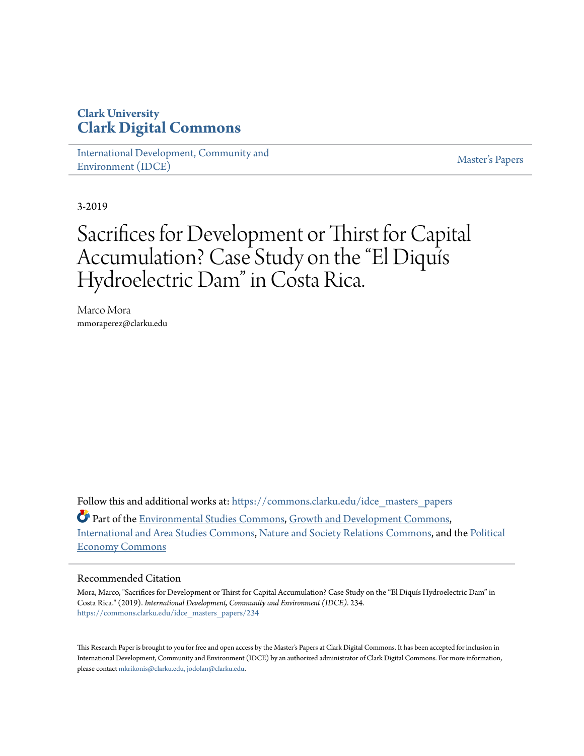Clark University
**Clark Digital Commons**

International Development, Community and Environment (IDCE)

Master's Papers

3-2019

# Sacrifices for Development or Thirst for Capital Accumulation? Case Study on the "El Diquís Hydroelectric Dam" in Costa Rica.

Marco Mora
mmoraperez@clarku.edu

Follow this and additional works at: https://commons.clarku.edu/idce_masters_papers

Part of the Environmental Studies Commons, Growth and Development Commons, International and Area Studies Commons, Nature and Society Relations Commons, and the Political Economy Commons

## Recommended Citation

Mora, Marco, "Sacrifices for Development or Thirst for Capital Accumulation? Case Study on the "El Diquís Hydroelectric Dam" in Costa Rica." (2019). *International Development, Community and Environment (IDCE)*. 234.
https://commons.clarku.edu/idce_masters_papers/234

This Research Paper is brought to you for free and open access by the Master's Papers at Clark Digital Commons. It has been accepted for inclusion in International Development, Community and Environment (IDCE) by an authorized administrator of Clark Digital Commons. For more information, please contact mkrikonis@clarku.edu, jodolan@clarku.edu.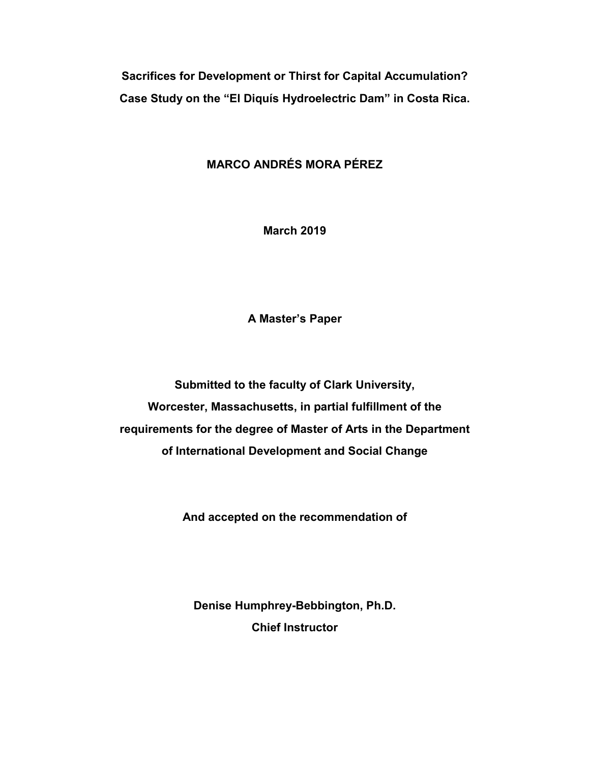**Sacrifices for Development or Thirst for Capital Accumulation?**
**Case Study on the "El Diquís Hydroelectric Dam" in Costa Rica.**

**MARCO ANDRÉS MORA PÉREZ**

**March 2019**

**A Master's Paper**

**Submitted to the faculty of Clark University,**
**Worcester, Massachusetts, in partial fulfillment of the**
**requirements for the degree of Master of Arts in the Department**
**of International Development and Social Change**

**And accepted on the recommendation of**

**Denise Humphrey-Bebbington, Ph.D.**
**Chief Instructor**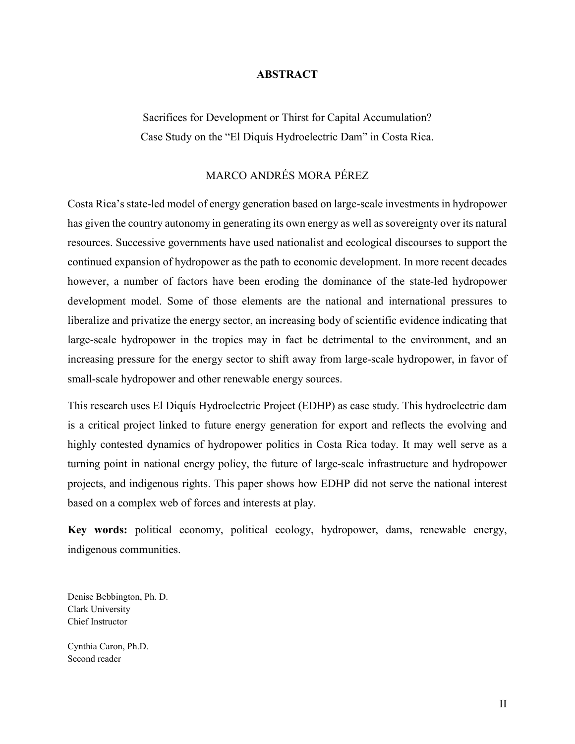# ABSTRACT

Sacrifices for Development or Thirst for Capital Accumulation?
Case Study on the "El Diquís Hydroelectric Dam" in Costa Rica.

MARCO ANDRÉS MORA PÉREZ

Costa Rica's state-led model of energy generation based on large-scale investments in hydropower has given the country autonomy in generating its own energy as well as sovereignty over its natural resources. Successive governments have used nationalist and ecological discourses to support the continued expansion of hydropower as the path to economic development. In more recent decades however, a number of factors have been eroding the dominance of the state-led hydropower development model. Some of those elements are the national and international pressures to liberalize and privatize the energy sector, an increasing body of scientific evidence indicating that large-scale hydropower in the tropics may in fact be detrimental to the environment, and an increasing pressure for the energy sector to shift away from large-scale hydropower, in favor of small-scale hydropower and other renewable energy sources.

This research uses El Diquís Hydroelectric Project (EDHP) as case study. This hydroelectric dam is a critical project linked to future energy generation for export and reflects the evolving and highly contested dynamics of hydropower politics in Costa Rica today. It may well serve as a turning point in national energy policy, the future of large-scale infrastructure and hydropower projects, and indigenous rights. This paper shows how EDHP did not serve the national interest based on a complex web of forces and interests at play.

**Key words:** political economy, political ecology, hydropower, dams, renewable energy, indigenous communities.

Denise Bebbington, Ph. D.
Clark University
Chief Instructor

Cynthia Caron, Ph.D.
Second reader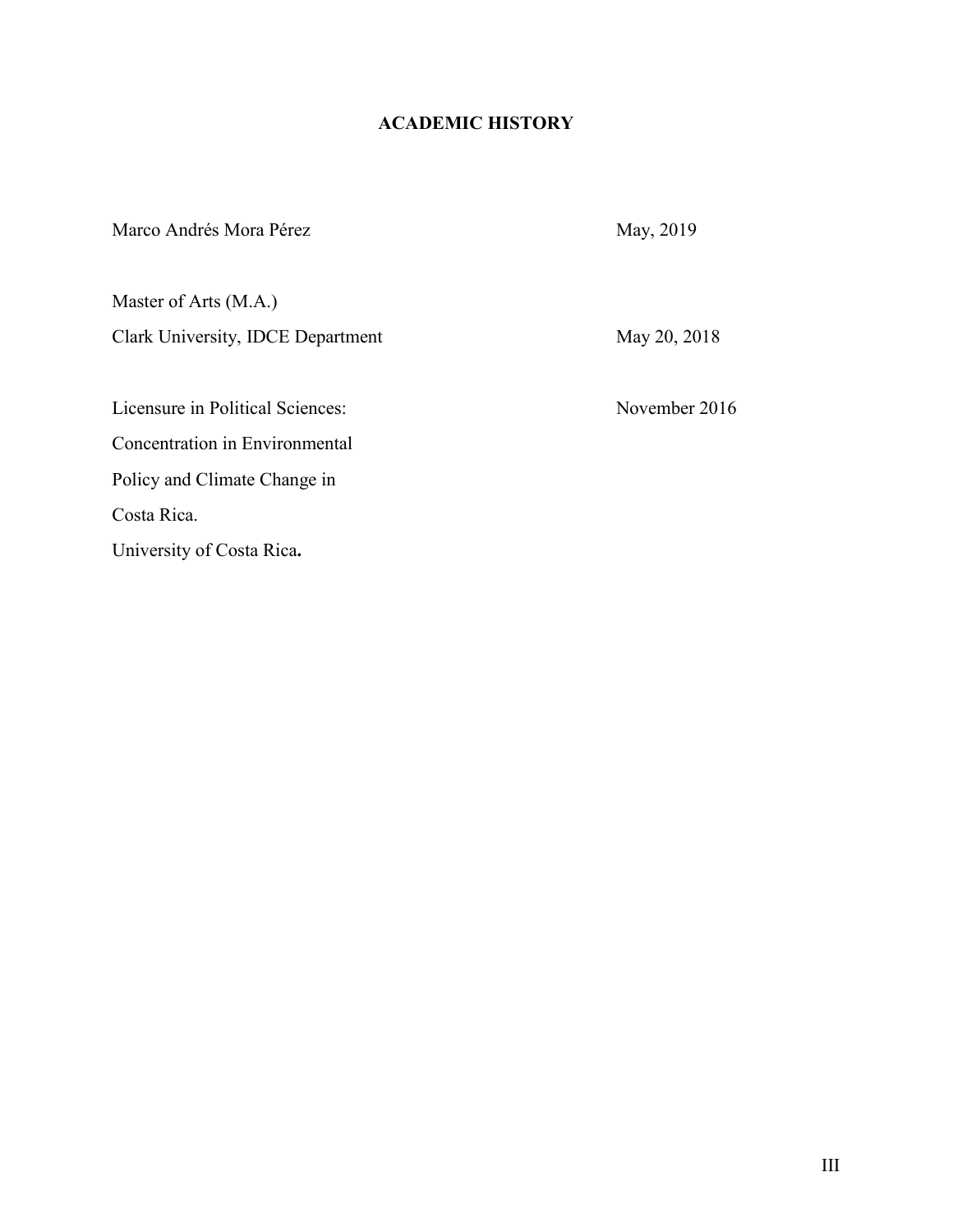# ACADEMIC HISTORY

Marco Andrés Mora Pérez — May, 2019

Master of Arts (M.A.)
Clark University, IDCE Department — May 20, 2018

Licensure in Political Sciences: — November 2016
Concentration in Environmental
Policy and Climate Change in
Costa Rica.
University of Costa Rica**.**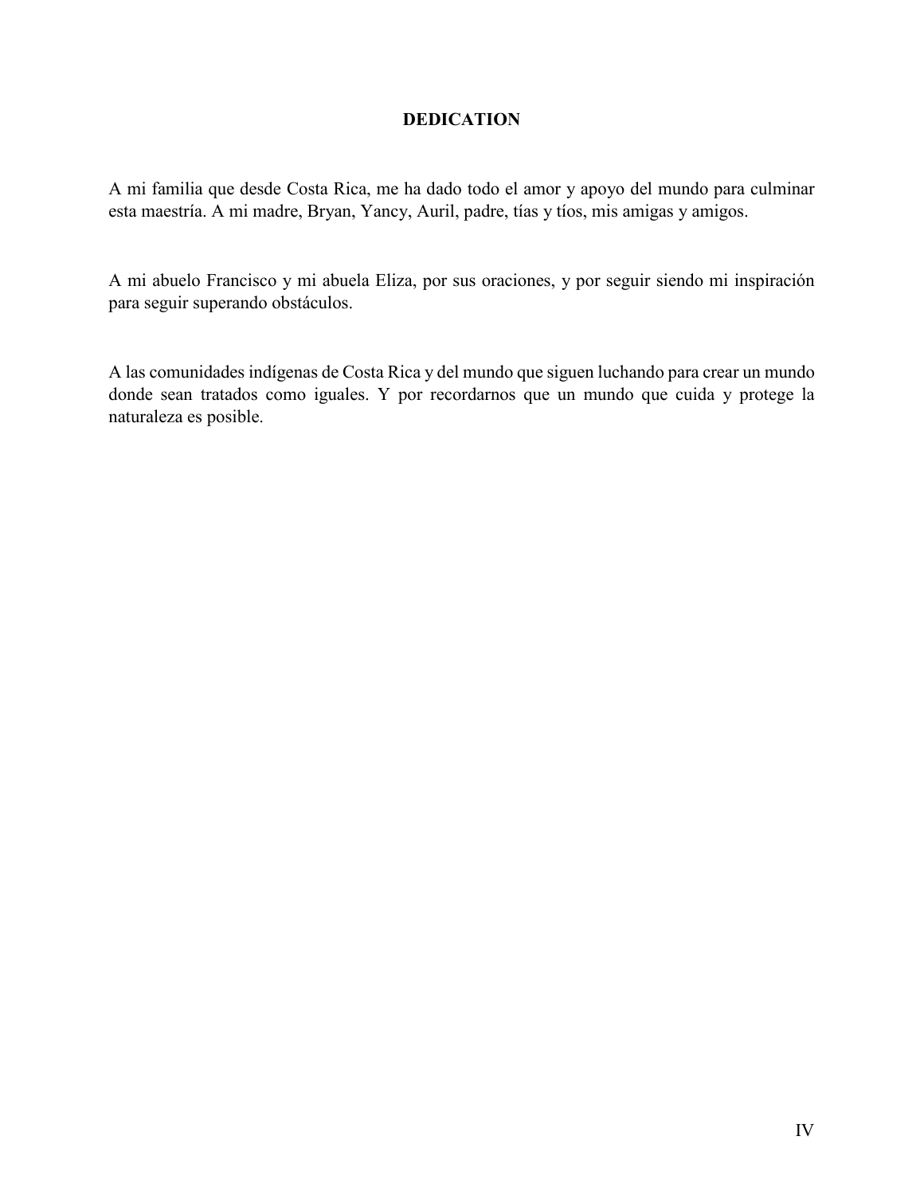# DEDICATION

A mi familia que desde Costa Rica, me ha dado todo el amor y apoyo del mundo para culminar esta maestría. A mi madre, Bryan, Yancy, Auril, padre, tías y tíos, mis amigas y amigos.

A mi abuelo Francisco y mi abuela Eliza, por sus oraciones, y por seguir siendo mi inspiración para seguir superando obstáculos.

A las comunidades indígenas de Costa Rica y del mundo que siguen luchando para crear un mundo donde sean tratados como iguales. Y por recordarnos que un mundo que cuida y protege la naturaleza es posible.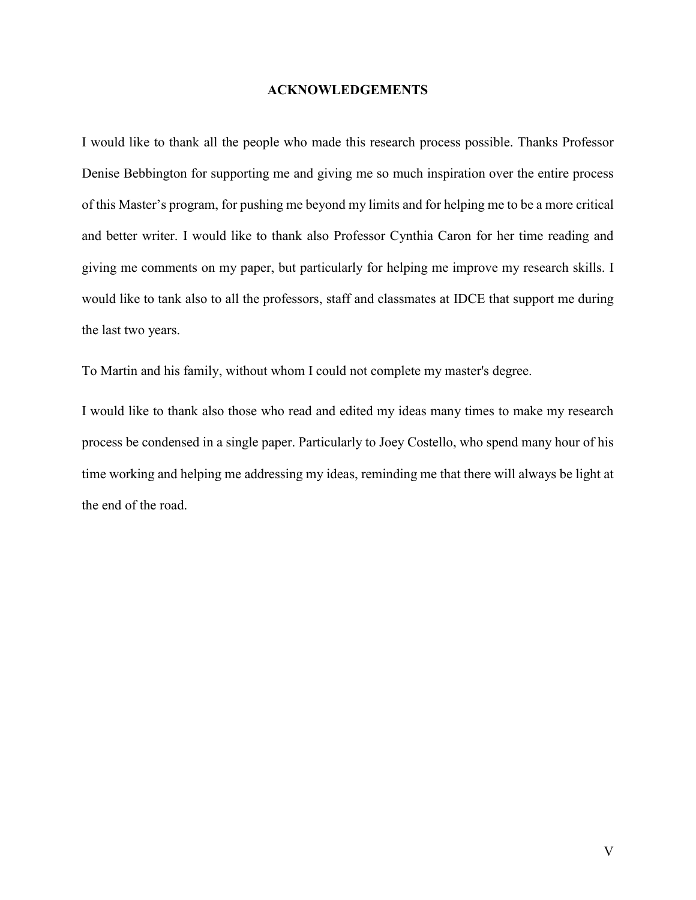## ACKNOWLEDGEMENTS

I would like to thank all the people who made this research process possible. Thanks Professor Denise Bebbington for supporting me and giving me so much inspiration over the entire process of this Master's program, for pushing me beyond my limits and for helping me to be a more critical and better writer. I would like to thank also Professor Cynthia Caron for her time reading and giving me comments on my paper, but particularly for helping me improve my research skills. I would like to tank also to all the professors, staff and classmates at IDCE that support me during the last two years.

To Martin and his family, without whom I could not complete my master's degree.

I would like to thank also those who read and edited my ideas many times to make my research process be condensed in a single paper. Particularly to Joey Costello, who spend many hour of his time working and helping me addressing my ideas, reminding me that there will always be light at the end of the road.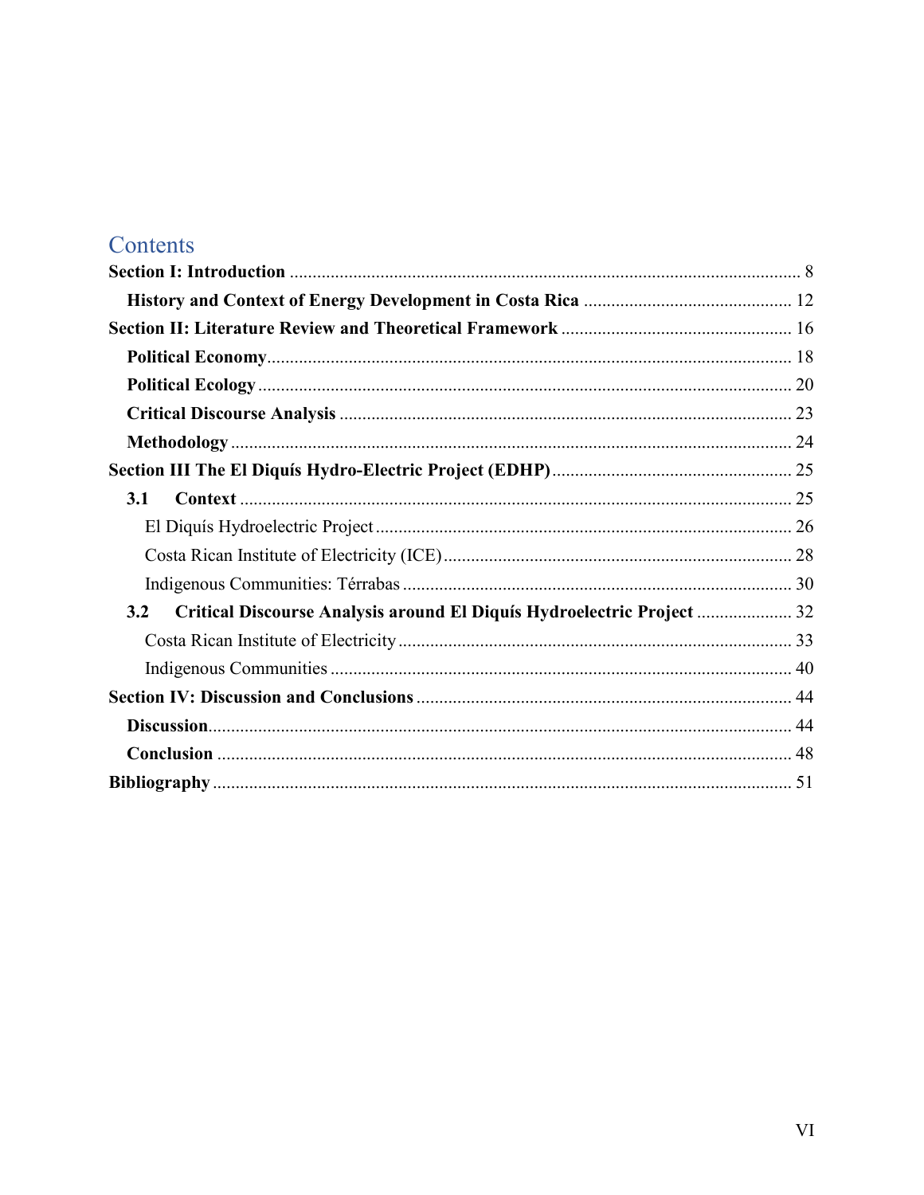# Contents

**Section I: Introduction** ........................................................................................................ 8

**History and Context of Energy Development in Costa Rica** ............................................. 12

**Section II: Literature Review and Theoretical Framework** .................................................. 16

**Political Economy**.................................................................................................................. 18

**Political Ecology** .................................................................................................................... 20

**Critical Discourse Analysis** .................................................................................................. 23

**Methodology** .......................................................................................................................... 24

**Section III The El Diquís Hydro-Electric Project (EDHP)** .................................................... 25

**3.1 Context** ............................................................................................................................ 25

El Diquís Hydroelectric Project ........................................................................................... 26

Costa Rican Institute of Electricity (ICE)............................................................................ 28

Indigenous Communities: Térrabas ..................................................................................... 30

**3.2 Critical Discourse Analysis around El Diquís Hydroelectric Project** ..................... 32

Costa Rican Institute of Electricity ...................................................................................... 33

Indigenous Communities ..................................................................................................... 40

**Section IV: Discussion and Conclusions** .................................................................................. 44

**Discussion**................................................................................................................................ 44

**Conclusion** .............................................................................................................................. 48

**Bibliography** ............................................................................................................................... 51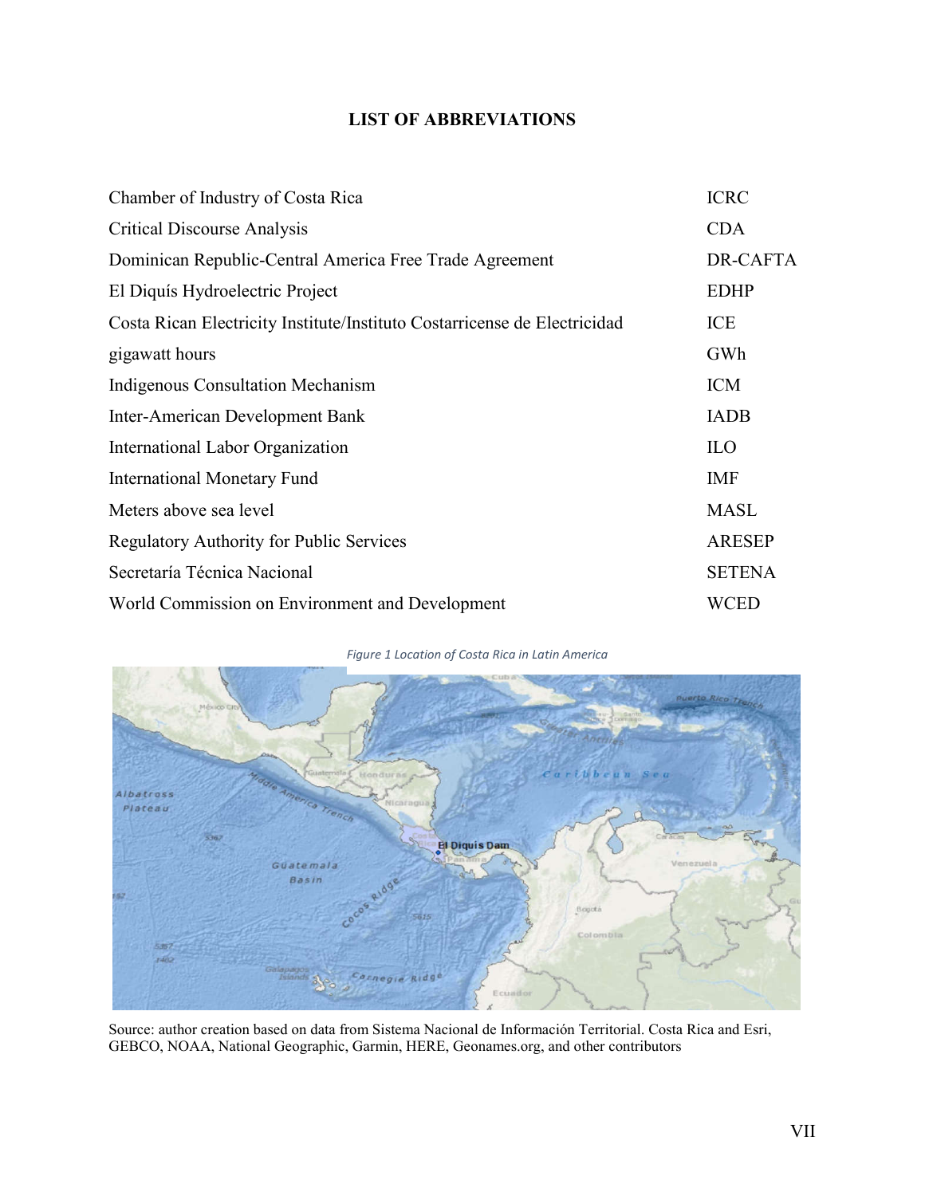# LIST OF ABBREVIATIONS

| | |
|---|---|
| Chamber of Industry of Costa Rica | ICRC |
| Critical Discourse Analysis | CDA |
| Dominican Republic-Central America Free Trade Agreement | DR-CAFTA |
| El Diquís Hydroelectric Project | EDHP |
| Costa Rican Electricity Institute/Instituto Costarricense de Electricidad | ICE |
| gigawatt hours | GWh |
| Indigenous Consultation Mechanism | ICM |
| Inter-American Development Bank | IADB |
| International Labor Organization | ILO |
| International Monetary Fund | IMF |
| Meters above sea level | MASL |
| Regulatory Authority for Public Services | ARESEP |
| Secretaría Técnica Nacional | SETENA |
| World Commission on Environment and Development | WCED |

*Figure 1 Location of Costa Rica in Latin America*

Source: author creation based on data from Sistema Nacional de Información Territorial. Costa Rica and Esri, GEBCO, NOAA, National Geographic, Garmin, HERE, Geonames.org, and other contributors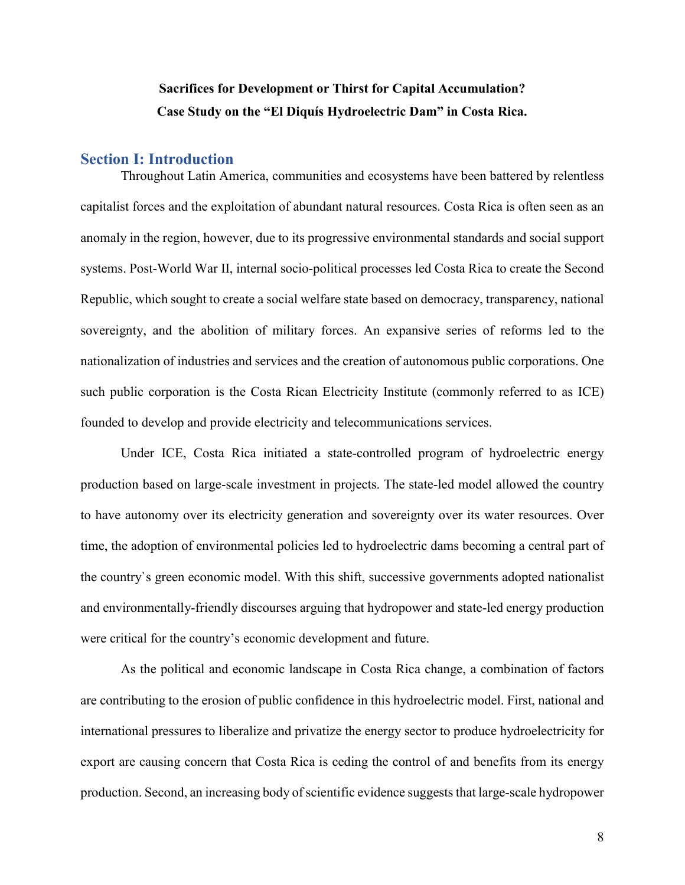**Sacrifices for Development or Thirst for Capital Accumulation?**
**Case Study on the "El Diquís Hydroelectric Dam" in Costa Rica.**

## Section I: Introduction

Throughout Latin America, communities and ecosystems have been battered by relentless capitalist forces and the exploitation of abundant natural resources. Costa Rica is often seen as an anomaly in the region, however, due to its progressive environmental standards and social support systems. Post-World War II, internal socio-political processes led Costa Rica to create the Second Republic, which sought to create a social welfare state based on democracy, transparency, national sovereignty, and the abolition of military forces. An expansive series of reforms led to the nationalization of industries and services and the creation of autonomous public corporations. One such public corporation is the Costa Rican Electricity Institute (commonly referred to as ICE) founded to develop and provide electricity and telecommunications services.

Under ICE, Costa Rica initiated a state-controlled program of hydroelectric energy production based on large-scale investment in projects. The state-led model allowed the country to have autonomy over its electricity generation and sovereignty over its water resources. Over time, the adoption of environmental policies led to hydroelectric dams becoming a central part of the country`s green economic model. With this shift, successive governments adopted nationalist and environmentally-friendly discourses arguing that hydropower and state-led energy production were critical for the country's economic development and future.

As the political and economic landscape in Costa Rica change, a combination of factors are contributing to the erosion of public confidence in this hydroelectric model. First, national and international pressures to liberalize and privatize the energy sector to produce hydroelectricity for export are causing concern that Costa Rica is ceding the control of and benefits from its energy production. Second, an increasing body of scientific evidence suggests that large-scale hydropower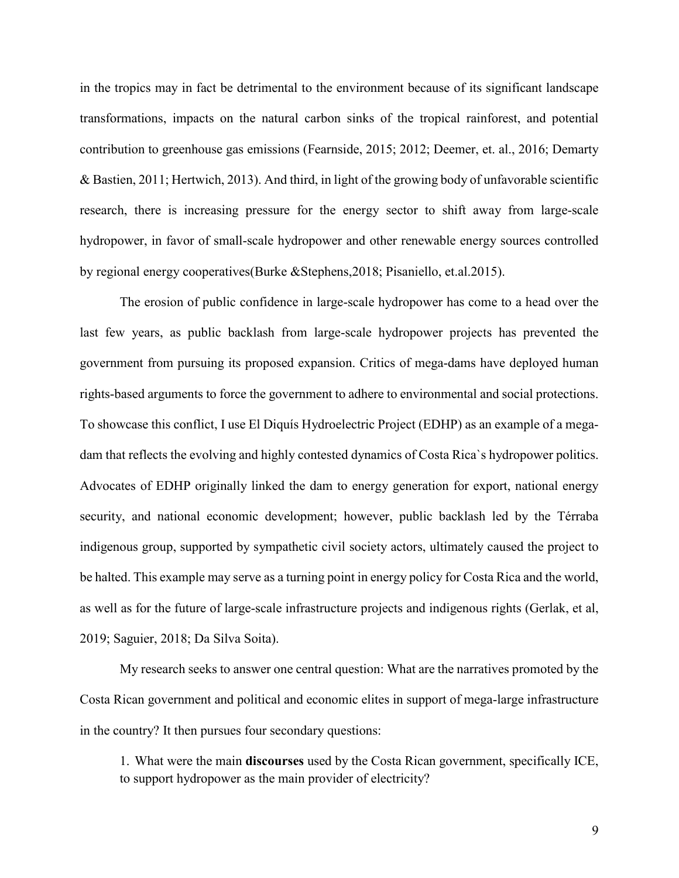in the tropics may in fact be detrimental to the environment because of its significant landscape transformations, impacts on the natural carbon sinks of the tropical rainforest, and potential contribution to greenhouse gas emissions (Fearnside, 2015; 2012; Deemer, et. al., 2016; Demarty & Bastien, 2011; Hertwich, 2013). And third, in light of the growing body of unfavorable scientific research, there is increasing pressure for the energy sector to shift away from large-scale hydropower, in favor of small-scale hydropower and other renewable energy sources controlled by regional energy cooperatives(Burke &Stephens,2018; Pisaniello, et.al.2015).

The erosion of public confidence in large-scale hydropower has come to a head over the last few years, as public backlash from large-scale hydropower projects has prevented the government from pursuing its proposed expansion. Critics of mega-dams have deployed human rights-based arguments to force the government to adhere to environmental and social protections. To showcase this conflict, I use El Diquís Hydroelectric Project (EDHP) as an example of a mega-dam that reflects the evolving and highly contested dynamics of Costa Rica`s hydropower politics. Advocates of EDHP originally linked the dam to energy generation for export, national energy security, and national economic development; however, public backlash led by the Térraba indigenous group, supported by sympathetic civil society actors, ultimately caused the project to be halted. This example may serve as a turning point in energy policy for Costa Rica and the world, as well as for the future of large-scale infrastructure projects and indigenous rights (Gerlak, et al, 2019; Saguier, 2018; Da Silva Soita).

My research seeks to answer one central question: What are the narratives promoted by the Costa Rican government and political and economic elites in support of mega-large infrastructure in the country? It then pursues four secondary questions:

1. What were the main **discourses** used by the Costa Rican government, specifically ICE, to support hydropower as the main provider of electricity?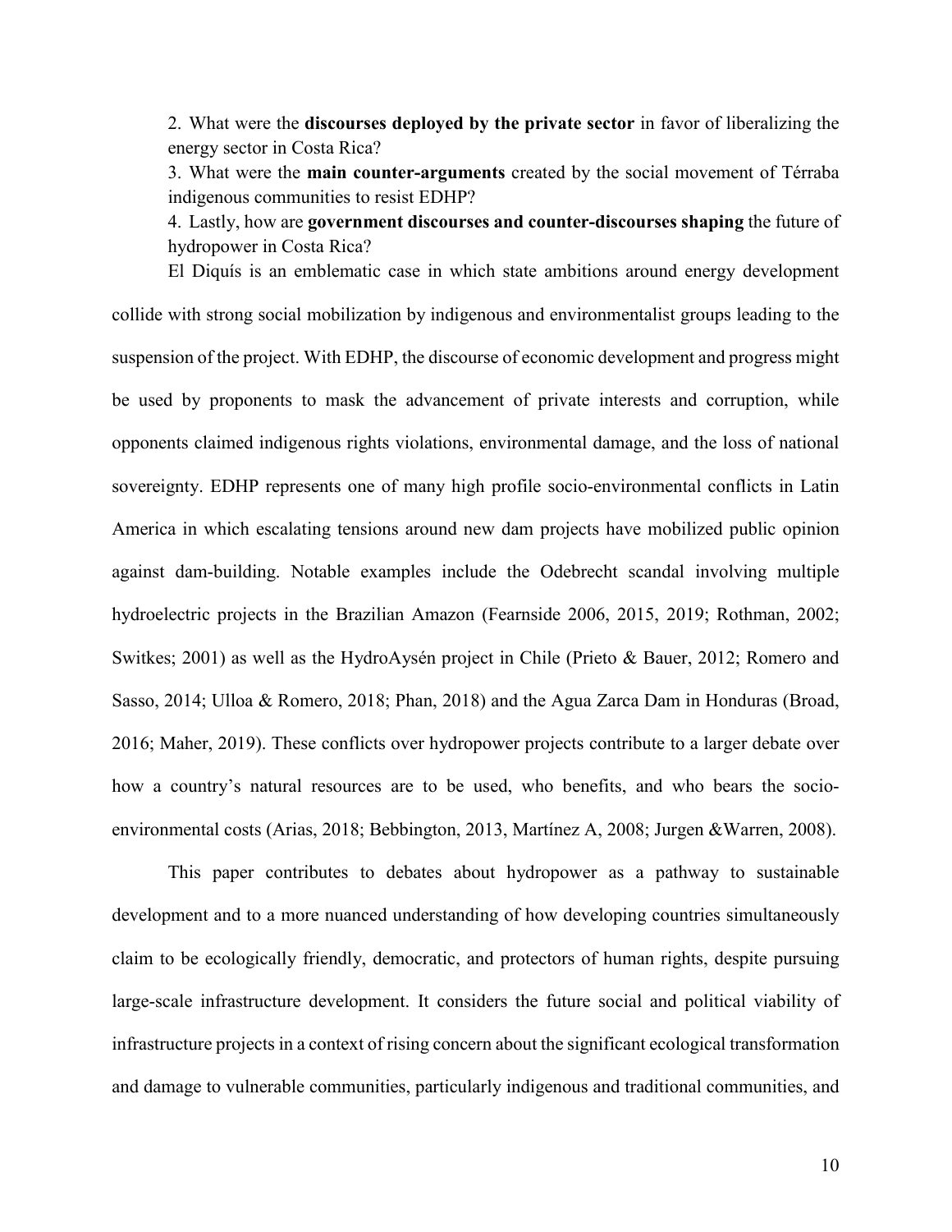2. What were the **discourses deployed by the private sector** in favor of liberalizing the energy sector in Costa Rica?

3. What were the **main counter-arguments** created by the social movement of Térraba indigenous communities to resist EDHP?

4. Lastly, how are **government discourses and counter-discourses shaping** the future of hydropower in Costa Rica?

El Diquís is an emblematic case in which state ambitions around energy development collide with strong social mobilization by indigenous and environmentalist groups leading to the suspension of the project. With EDHP, the discourse of economic development and progress might be used by proponents to mask the advancement of private interests and corruption, while opponents claimed indigenous rights violations, environmental damage, and the loss of national sovereignty. EDHP represents one of many high profile socio-environmental conflicts in Latin America in which escalating tensions around new dam projects have mobilized public opinion against dam-building. Notable examples include the Odebrecht scandal involving multiple hydroelectric projects in the Brazilian Amazon (Fearnside 2006, 2015, 2019; Rothman, 2002; Switkes; 2001) as well as the HydroAysén project in Chile (Prieto & Bauer, 2012; Romero and Sasso, 2014; Ulloa & Romero, 2018; Phan, 2018) and the Agua Zarca Dam in Honduras (Broad, 2016; Maher, 2019). These conflicts over hydropower projects contribute to a larger debate over how a country's natural resources are to be used, who benefits, and who bears the socio-environmental costs (Arias, 2018; Bebbington, 2013, Martínez A, 2008; Jurgen &Warren, 2008).

This paper contributes to debates about hydropower as a pathway to sustainable development and to a more nuanced understanding of how developing countries simultaneously claim to be ecologically friendly, democratic, and protectors of human rights, despite pursuing large-scale infrastructure development. It considers the future social and political viability of infrastructure projects in a context of rising concern about the significant ecological transformation and damage to vulnerable communities, particularly indigenous and traditional communities, and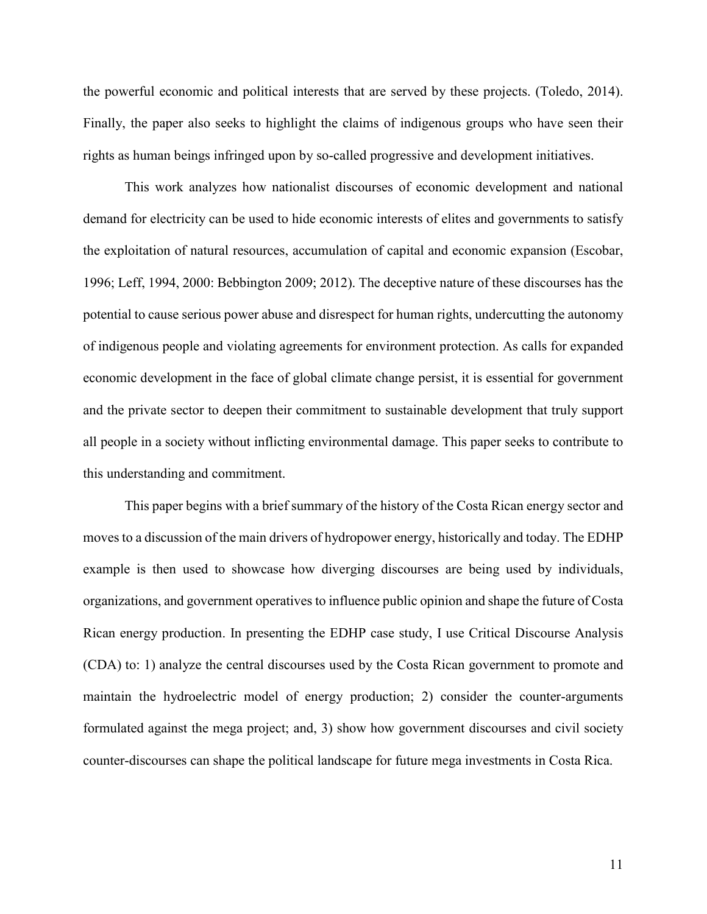the powerful economic and political interests that are served by these projects. (Toledo, 2014). Finally, the paper also seeks to highlight the claims of indigenous groups who have seen their rights as human beings infringed upon by so-called progressive and development initiatives.

This work analyzes how nationalist discourses of economic development and national demand for electricity can be used to hide economic interests of elites and governments to satisfy the exploitation of natural resources, accumulation of capital and economic expansion (Escobar, 1996; Leff, 1994, 2000: Bebbington 2009; 2012). The deceptive nature of these discourses has the potential to cause serious power abuse and disrespect for human rights, undercutting the autonomy of indigenous people and violating agreements for environment protection. As calls for expanded economic development in the face of global climate change persist, it is essential for government and the private sector to deepen their commitment to sustainable development that truly support all people in a society without inflicting environmental damage. This paper seeks to contribute to this understanding and commitment.

This paper begins with a brief summary of the history of the Costa Rican energy sector and moves to a discussion of the main drivers of hydropower energy, historically and today. The EDHP example is then used to showcase how diverging discourses are being used by individuals, organizations, and government operatives to influence public opinion and shape the future of Costa Rican energy production. In presenting the EDHP case study, I use Critical Discourse Analysis (CDA) to: 1) analyze the central discourses used by the Costa Rican government to promote and maintain the hydroelectric model of energy production; 2) consider the counter-arguments formulated against the mega project; and, 3) show how government discourses and civil society counter-discourses can shape the political landscape for future mega investments in Costa Rica.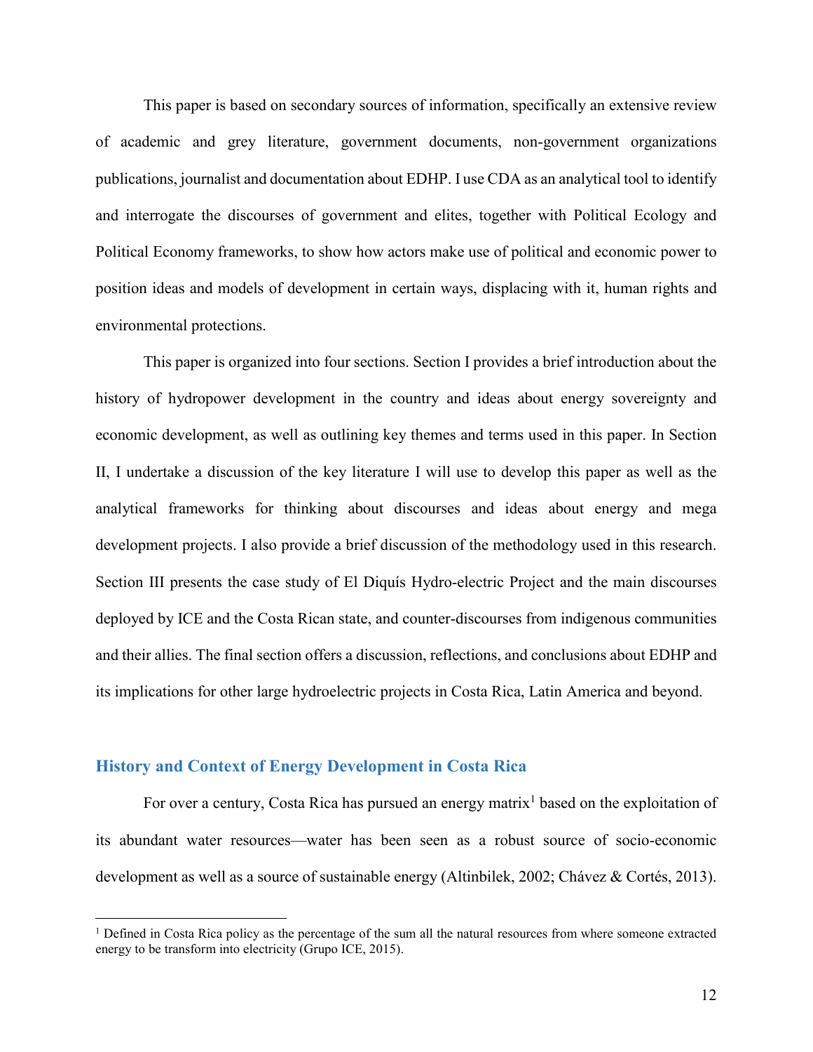This paper is based on secondary sources of information, specifically an extensive review of academic and grey literature, government documents, non-government organizations publications, journalist and documentation about EDHP. I use CDA as an analytical tool to identify and interrogate the discourses of government and elites, together with Political Ecology and Political Economy frameworks, to show how actors make use of political and economic power to position ideas and models of development in certain ways, displacing with it, human rights and environmental protections.

This paper is organized into four sections. Section I provides a brief introduction about the history of hydropower development in the country and ideas about energy sovereignty and economic development, as well as outlining key themes and terms used in this paper. In Section II, I undertake a discussion of the key literature I will use to develop this paper as well as the analytical frameworks for thinking about discourses and ideas about energy and mega development projects. I also provide a brief discussion of the methodology used in this research. Section III presents the case study of El Diquís Hydro-electric Project and the main discourses deployed by ICE and the Costa Rican state, and counter-discourses from indigenous communities and their allies. The final section offers a discussion, reflections, and conclusions about EDHP and its implications for other large hydroelectric projects in Costa Rica, Latin America and beyond.

## History and Context of Energy Development in Costa Rica

For over a century, Costa Rica has pursued an energy matrix[1] based on the exploitation of its abundant water resources—water has been seen as a robust source of socio-economic development as well as a source of sustainable energy (Altinbilek, 2002; Chávez & Cortés, 2013).

[1] Defined in Costa Rica policy as the percentage of the sum all the natural resources from where someone extracted energy to be transform into electricity (Grupo ICE, 2015).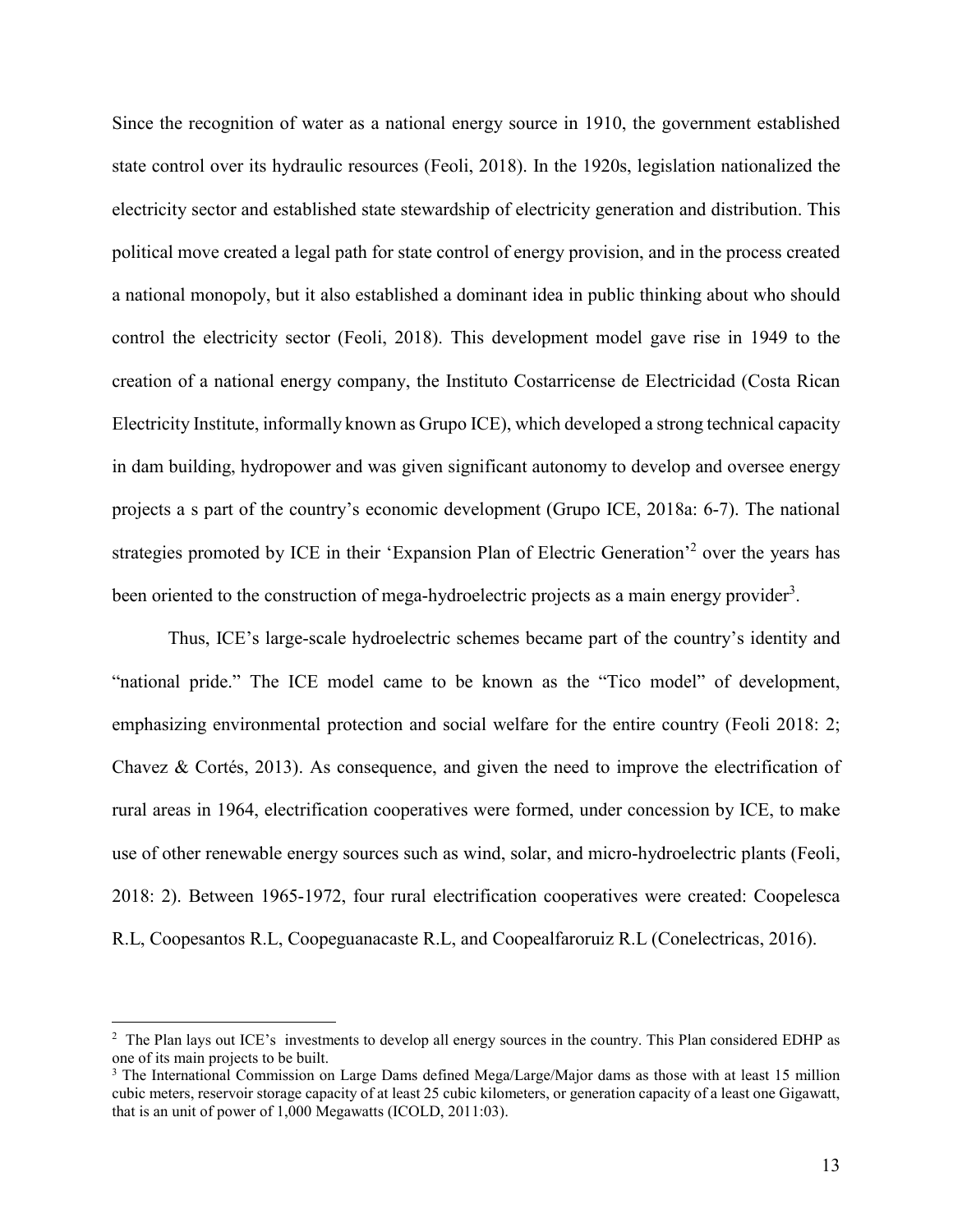Since the recognition of water as a national energy source in 1910, the government established state control over its hydraulic resources (Feoli, 2018). In the 1920s, legislation nationalized the electricity sector and established state stewardship of electricity generation and distribution. This political move created a legal path for state control of energy provision, and in the process created a national monopoly, but it also established a dominant idea in public thinking about who should control the electricity sector (Feoli, 2018). This development model gave rise in 1949 to the creation of a national energy company, the Instituto Costarricense de Electricidad (Costa Rican Electricity Institute, informally known as Grupo ICE), which developed a strong technical capacity in dam building, hydropower and was given significant autonomy to develop and oversee energy projects a s part of the country's economic development (Grupo ICE, 2018a: 6-7). The national strategies promoted by ICE in their 'Expansion Plan of Electric Generation'[2] over the years has been oriented to the construction of mega-hydroelectric projects as a main energy provider[3].

Thus, ICE's large-scale hydroelectric schemes became part of the country's identity and "national pride." The ICE model came to be known as the "Tico model" of development, emphasizing environmental protection and social welfare for the entire country (Feoli 2018: 2; Chavez & Cortés, 2013). As consequence, and given the need to improve the electrification of rural areas in 1964, electrification cooperatives were formed, under concession by ICE, to make use of other renewable energy sources such as wind, solar, and micro-hydroelectric plants (Feoli, 2018: 2). Between 1965-1972, four rural electrification cooperatives were created: Coopelesca R.L, Coopesantos R.L, Coopeguanacaste R.L, and Coopealfaroruiz R.L (Conelectricas, 2016).

---

[2] The Plan lays out ICE's investments to develop all energy sources in the country. This Plan considered EDHP as one of its main projects to be built.

[3] The International Commission on Large Dams defined Mega/Large/Major dams as those with at least 15 million cubic meters, reservoir storage capacity of at least 25 cubic kilometers, or generation capacity of a least one Gigawatt, that is an unit of power of 1,000 Megawatts (ICOLD, 2011:03).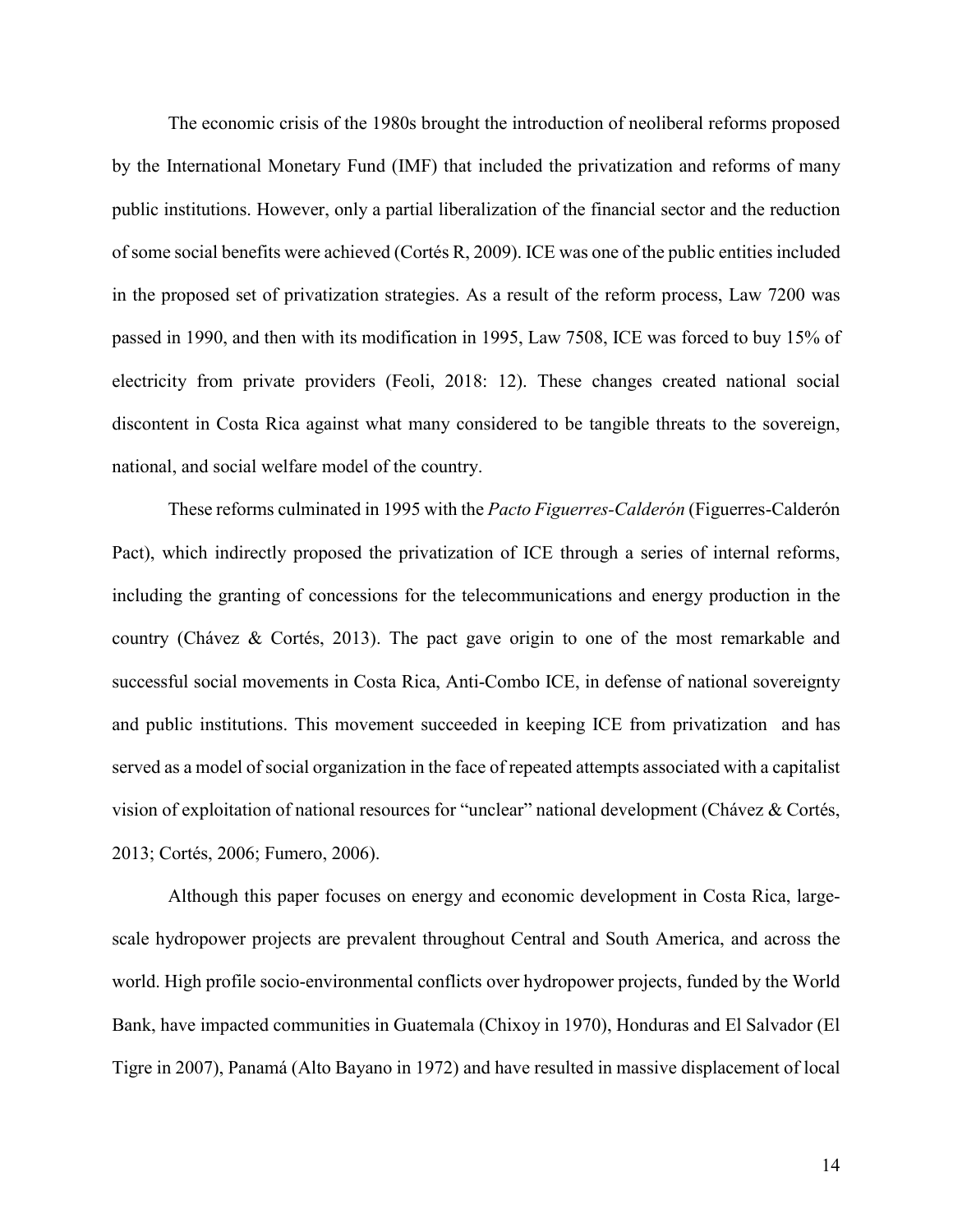The economic crisis of the 1980s brought the introduction of neoliberal reforms proposed by the International Monetary Fund (IMF) that included the privatization and reforms of many public institutions. However, only a partial liberalization of the financial sector and the reduction of some social benefits were achieved (Cortés R, 2009). ICE was one of the public entities included in the proposed set of privatization strategies. As a result of the reform process, Law 7200 was passed in 1990, and then with its modification in 1995, Law 7508, ICE was forced to buy 15% of electricity from private providers (Feoli, 2018: 12). These changes created national social discontent in Costa Rica against what many considered to be tangible threats to the sovereign, national, and social welfare model of the country.

These reforms culminated in 1995 with the *Pacto Figuerres-Calderón* (Figuerres-Calderón Pact), which indirectly proposed the privatization of ICE through a series of internal reforms, including the granting of concessions for the telecommunications and energy production in the country (Chávez & Cortés, 2013). The pact gave origin to one of the most remarkable and successful social movements in Costa Rica, Anti-Combo ICE, in defense of national sovereignty and public institutions. This movement succeeded in keeping ICE from privatization and has served as a model of social organization in the face of repeated attempts associated with a capitalist vision of exploitation of national resources for "unclear" national development (Chávez & Cortés, 2013; Cortés, 2006; Fumero, 2006).

Although this paper focuses on energy and economic development in Costa Rica, large-scale hydropower projects are prevalent throughout Central and South America, and across the world. High profile socio-environmental conflicts over hydropower projects, funded by the World Bank, have impacted communities in Guatemala (Chixoy in 1970), Honduras and El Salvador (El Tigre in 2007), Panamá (Alto Bayano in 1972) and have resulted in massive displacement of local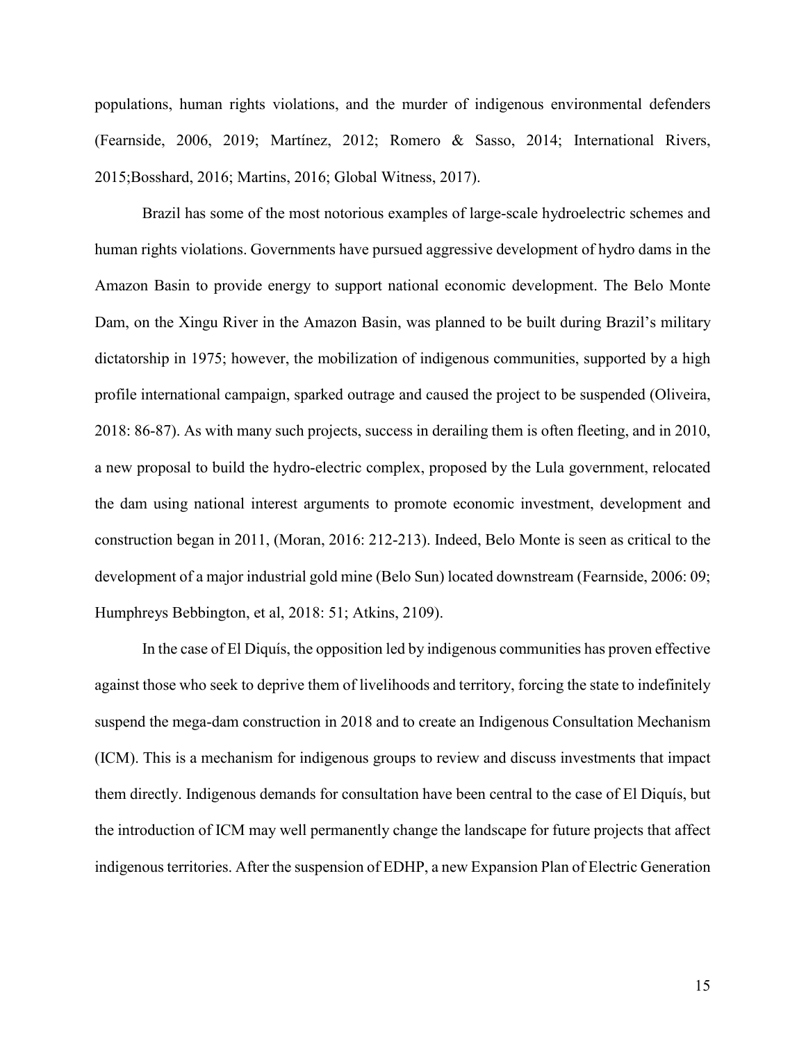populations, human rights violations, and the murder of indigenous environmental defenders (Fearnside, 2006, 2019; Martínez, 2012; Romero & Sasso, 2014; International Rivers, 2015;Bosshard, 2016; Martins, 2016; Global Witness, 2017).

Brazil has some of the most notorious examples of large-scale hydroelectric schemes and human rights violations. Governments have pursued aggressive development of hydro dams in the Amazon Basin to provide energy to support national economic development. The Belo Monte Dam, on the Xingu River in the Amazon Basin, was planned to be built during Brazil's military dictatorship in 1975; however, the mobilization of indigenous communities, supported by a high profile international campaign, sparked outrage and caused the project to be suspended (Oliveira, 2018: 86-87). As with many such projects, success in derailing them is often fleeting, and in 2010, a new proposal to build the hydro-electric complex, proposed by the Lula government, relocated the dam using national interest arguments to promote economic investment, development and construction began in 2011, (Moran, 2016: 212-213). Indeed, Belo Monte is seen as critical to the development of a major industrial gold mine (Belo Sun) located downstream (Fearnside, 2006: 09; Humphreys Bebbington, et al, 2018: 51; Atkins, 2109).

In the case of El Diquís, the opposition led by indigenous communities has proven effective against those who seek to deprive them of livelihoods and territory, forcing the state to indefinitely suspend the mega-dam construction in 2018 and to create an Indigenous Consultation Mechanism (ICM). This is a mechanism for indigenous groups to review and discuss investments that impact them directly. Indigenous demands for consultation have been central to the case of El Diquís, but the introduction of ICM may well permanently change the landscape for future projects that affect indigenous territories. After the suspension of EDHP, a new Expansion Plan of Electric Generation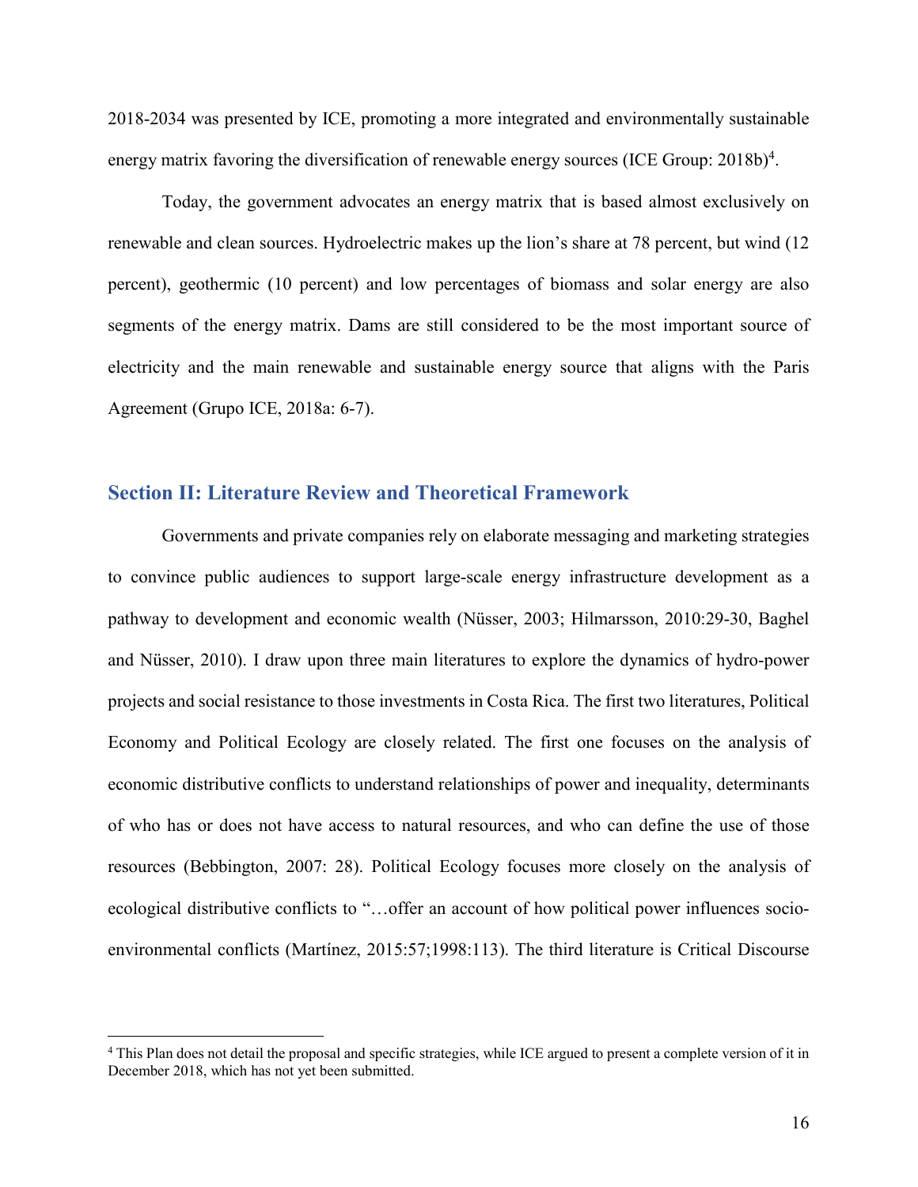2018-2034 was presented by ICE, promoting a more integrated and environmentally sustainable energy matrix favoring the diversification of renewable energy sources (ICE Group: 2018b)[4].

Today, the government advocates an energy matrix that is based almost exclusively on renewable and clean sources. Hydroelectric makes up the lion's share at 78 percent, but wind (12 percent), geothermic (10 percent) and low percentages of biomass and solar energy are also segments of the energy matrix. Dams are still considered to be the most important source of electricity and the main renewable and sustainable energy source that aligns with the Paris Agreement (Grupo ICE, 2018a: 6-7).

## Section II: Literature Review and Theoretical Framework

Governments and private companies rely on elaborate messaging and marketing strategies to convince public audiences to support large-scale energy infrastructure development as a pathway to development and economic wealth (Nüsser, 2003; Hilmarsson, 2010:29-30, Baghel and Nüsser, 2010). I draw upon three main literatures to explore the dynamics of hydro-power projects and social resistance to those investments in Costa Rica. The first two literatures, Political Economy and Political Ecology are closely related. The first one focuses on the analysis of economic distributive conflicts to understand relationships of power and inequality, determinants of who has or does not have access to natural resources, and who can define the use of those resources (Bebbington, 2007: 28). Political Ecology focuses more closely on the analysis of ecological distributive conflicts to "…offer an account of how political power influences socio-environmental conflicts (Martínez, 2015:57;1998:113). The third literature is Critical Discourse

[4] This Plan does not detail the proposal and specific strategies, while ICE argued to present a complete version of it in December 2018, which has not yet been submitted.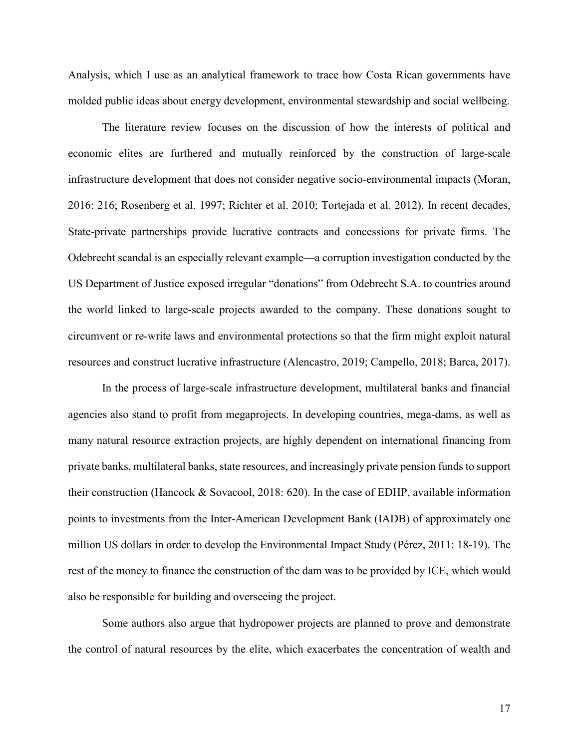Analysis, which I use as an analytical framework to trace how Costa Rican governments have molded public ideas about energy development, environmental stewardship and social wellbeing.

The literature review focuses on the discussion of how the interests of political and economic elites are furthered and mutually reinforced by the construction of large-scale infrastructure development that does not consider negative socio-environmental impacts (Moran, 2016: 216; Rosenberg et al. 1997; Richter et al. 2010; Tortejada et al. 2012). In recent decades, State-private partnerships provide lucrative contracts and concessions for private firms. The Odebrecht scandal is an especially relevant example—a corruption investigation conducted by the US Department of Justice exposed irregular "donations" from Odebrecht S.A. to countries around the world linked to large-scale projects awarded to the company. These donations sought to circumvent or re-write laws and environmental protections so that the firm might exploit natural resources and construct lucrative infrastructure (Alencastro, 2019; Campello, 2018; Barca, 2017).

In the process of large-scale infrastructure development, multilateral banks and financial agencies also stand to profit from megaprojects. In developing countries, mega-dams, as well as many natural resource extraction projects, are highly dependent on international financing from private banks, multilateral banks, state resources, and increasingly private pension funds to support their construction (Hancock & Sovacool, 2018: 620). In the case of EDHP, available information points to investments from the Inter-American Development Bank (IADB) of approximately one million US dollars in order to develop the Environmental Impact Study (Pérez, 2011: 18-19). The rest of the money to finance the construction of the dam was to be provided by ICE, which would also be responsible for building and overseeing the project.

Some authors also argue that hydropower projects are planned to prove and demonstrate the control of natural resources by the elite, which exacerbates the concentration of wealth and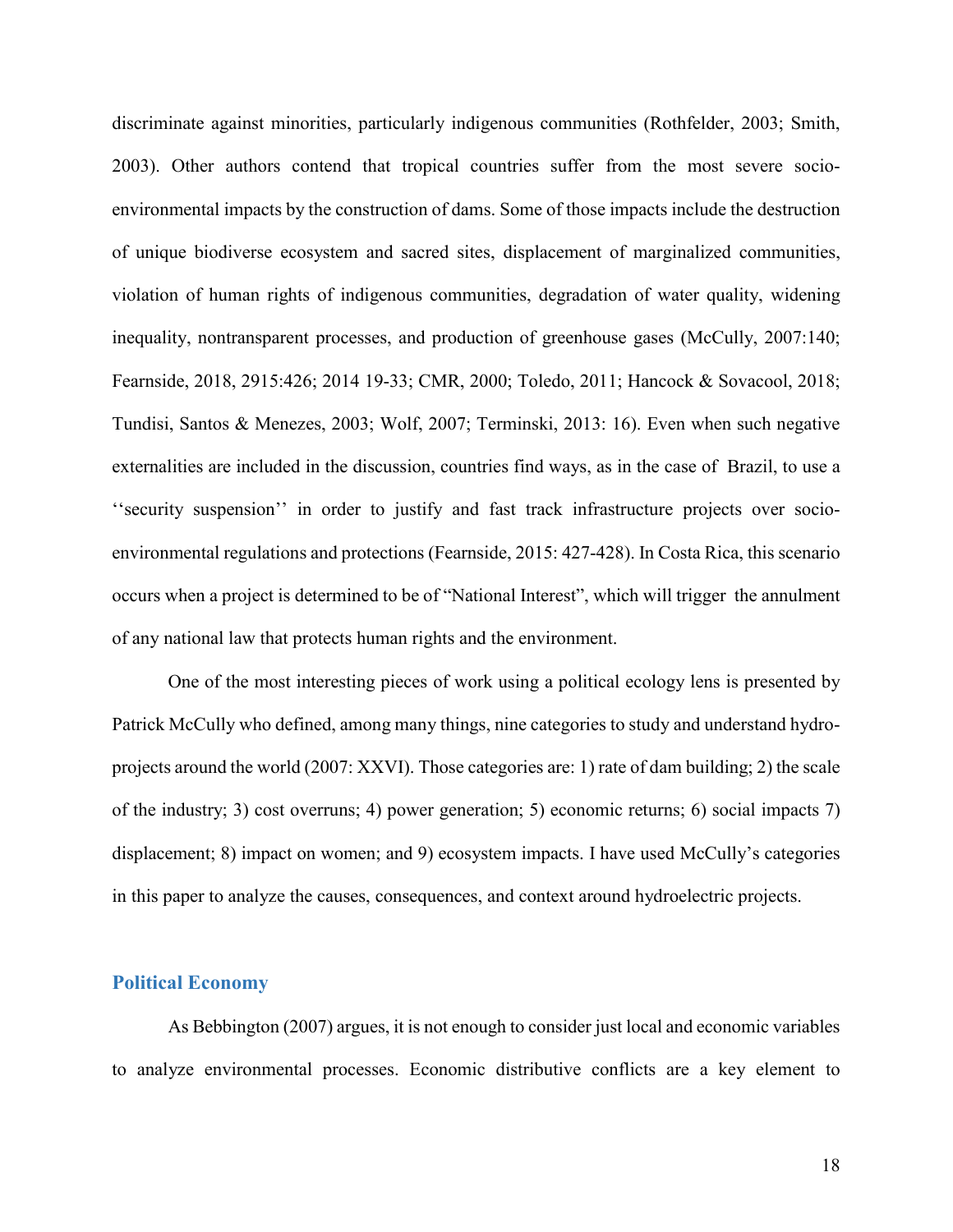discriminate against minorities, particularly indigenous communities (Rothfelder, 2003; Smith, 2003). Other authors contend that tropical countries suffer from the most severe socio-environmental impacts by the construction of dams. Some of those impacts include the destruction of unique biodiverse ecosystem and sacred sites, displacement of marginalized communities, violation of human rights of indigenous communities, degradation of water quality, widening inequality, nontransparent processes, and production of greenhouse gases (McCully, 2007:140; Fearnside, 2018, 2915:426; 2014 19-33; CMR, 2000; Toledo, 2011; Hancock & Sovacool, 2018; Tundisi, Santos & Menezes, 2003; Wolf, 2007; Terminski, 2013: 16). Even when such negative externalities are included in the discussion, countries find ways, as in the case of Brazil, to use a ''security suspension'' in order to justify and fast track infrastructure projects over socio-environmental regulations and protections (Fearnside, 2015: 427-428). In Costa Rica, this scenario occurs when a project is determined to be of "National Interest", which will trigger the annulment of any national law that protects human rights and the environment.

One of the most interesting pieces of work using a political ecology lens is presented by Patrick McCully who defined, among many things, nine categories to study and understand hydro-projects around the world (2007: XXVI). Those categories are: 1) rate of dam building; 2) the scale of the industry; 3) cost overruns; 4) power generation; 5) economic returns; 6) social impacts 7) displacement; 8) impact on women; and 9) ecosystem impacts. I have used McCully's categories in this paper to analyze the causes, consequences, and context around hydroelectric projects.

## Political Economy

As Bebbington (2007) argues, it is not enough to consider just local and economic variables to analyze environmental processes. Economic distributive conflicts are a key element to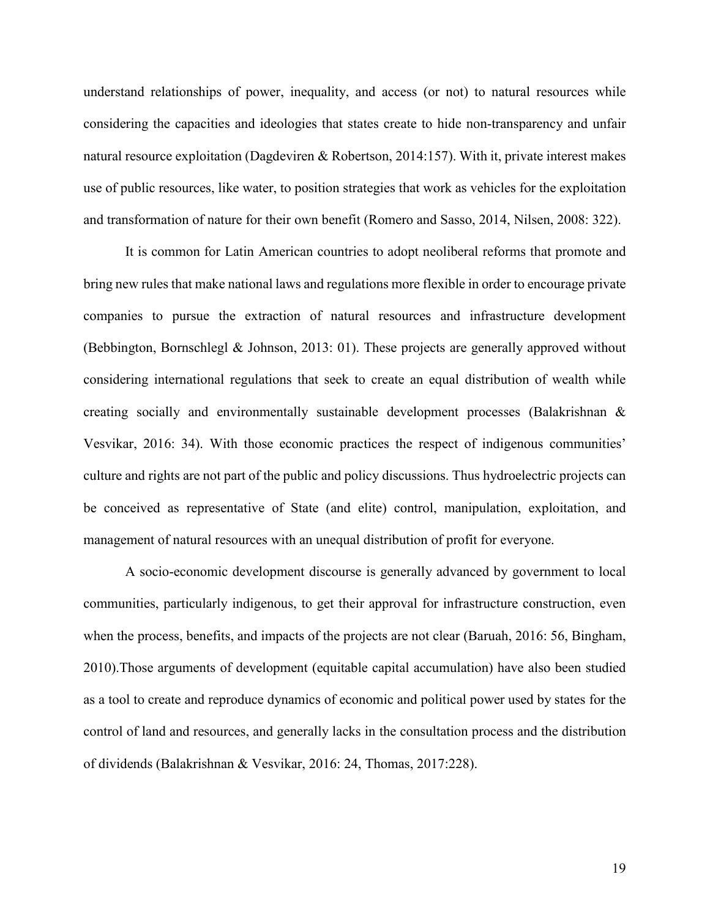understand relationships of power, inequality, and access (or not) to natural resources while considering the capacities and ideologies that states create to hide non-transparency and unfair natural resource exploitation (Dagdeviren & Robertson, 2014:157). With it, private interest makes use of public resources, like water, to position strategies that work as vehicles for the exploitation and transformation of nature for their own benefit (Romero and Sasso, 2014, Nilsen, 2008: 322).

It is common for Latin American countries to adopt neoliberal reforms that promote and bring new rules that make national laws and regulations more flexible in order to encourage private companies to pursue the extraction of natural resources and infrastructure development (Bebbington, Bornschlegl & Johnson, 2013: 01). These projects are generally approved without considering international regulations that seek to create an equal distribution of wealth while creating socially and environmentally sustainable development processes (Balakrishnan & Vesvikar, 2016: 34). With those economic practices the respect of indigenous communities' culture and rights are not part of the public and policy discussions. Thus hydroelectric projects can be conceived as representative of State (and elite) control, manipulation, exploitation, and management of natural resources with an unequal distribution of profit for everyone.

A socio-economic development discourse is generally advanced by government to local communities, particularly indigenous, to get their approval for infrastructure construction, even when the process, benefits, and impacts of the projects are not clear (Baruah, 2016: 56, Bingham, 2010).Those arguments of development (equitable capital accumulation) have also been studied as a tool to create and reproduce dynamics of economic and political power used by states for the control of land and resources, and generally lacks in the consultation process and the distribution of dividends (Balakrishnan & Vesvikar, 2016: 24, Thomas, 2017:228).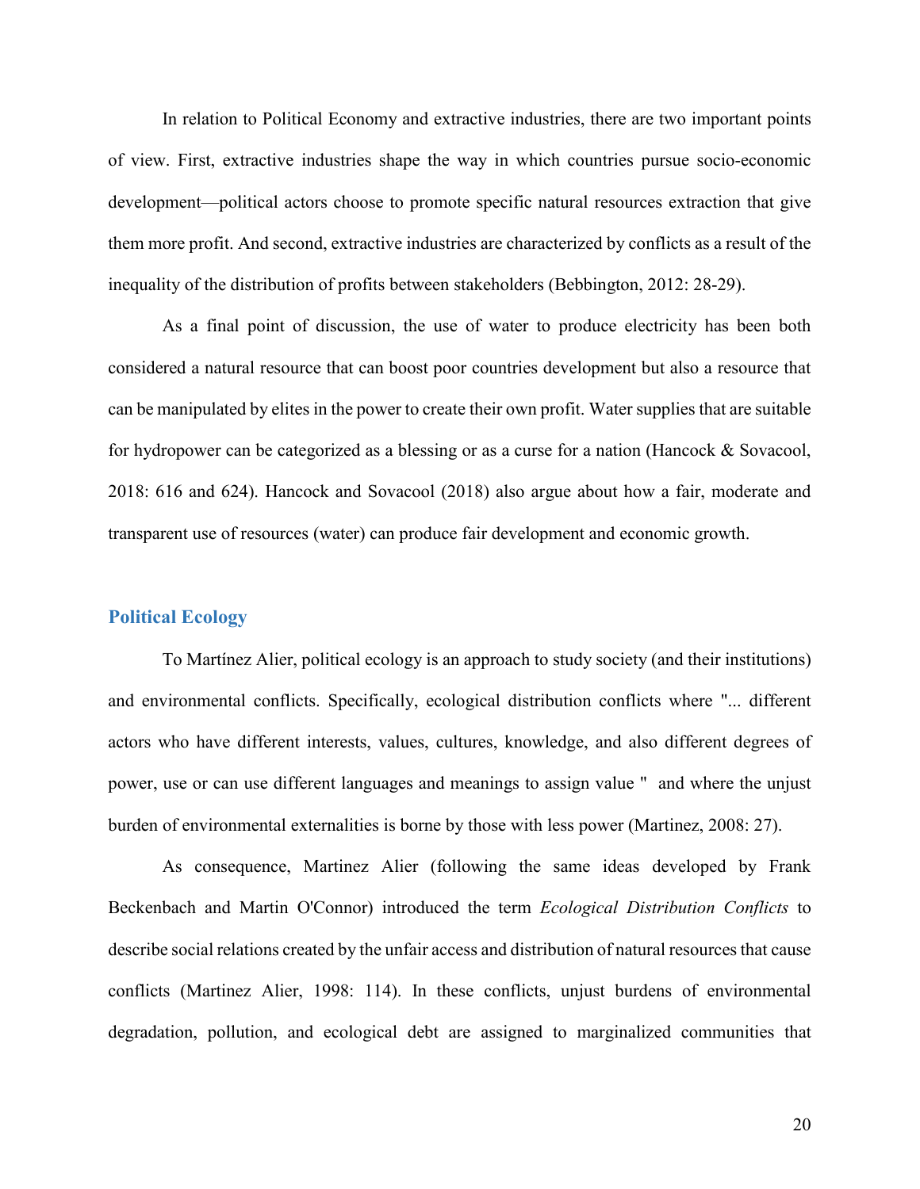In relation to Political Economy and extractive industries, there are two important points of view. First, extractive industries shape the way in which countries pursue socio-economic development—political actors choose to promote specific natural resources extraction that give them more profit. And second, extractive industries are characterized by conflicts as a result of the inequality of the distribution of profits between stakeholders (Bebbington, 2012: 28-29).

As a final point of discussion, the use of water to produce electricity has been both considered a natural resource that can boost poor countries development but also a resource that can be manipulated by elites in the power to create their own profit. Water supplies that are suitable for hydropower can be categorized as a blessing or as a curse for a nation (Hancock & Sovacool, 2018: 616 and 624). Hancock and Sovacool (2018) also argue about how a fair, moderate and transparent use of resources (water) can produce fair development and economic growth.

## Political Ecology

To Martínez Alier, political ecology is an approach to study society (and their institutions) and environmental conflicts. Specifically, ecological distribution conflicts where "... different actors who have different interests, values, cultures, knowledge, and also different degrees of power, use or can use different languages and meanings to assign value " and where the unjust burden of environmental externalities is borne by those with less power (Martinez, 2008: 27).

As consequence, Martinez Alier (following the same ideas developed by Frank Beckenbach and Martin O'Connor) introduced the term *Ecological Distribution Conflicts* to describe social relations created by the unfair access and distribution of natural resources that cause conflicts (Martinez Alier, 1998: 114). In these conflicts, unjust burdens of environmental degradation, pollution, and ecological debt are assigned to marginalized communities that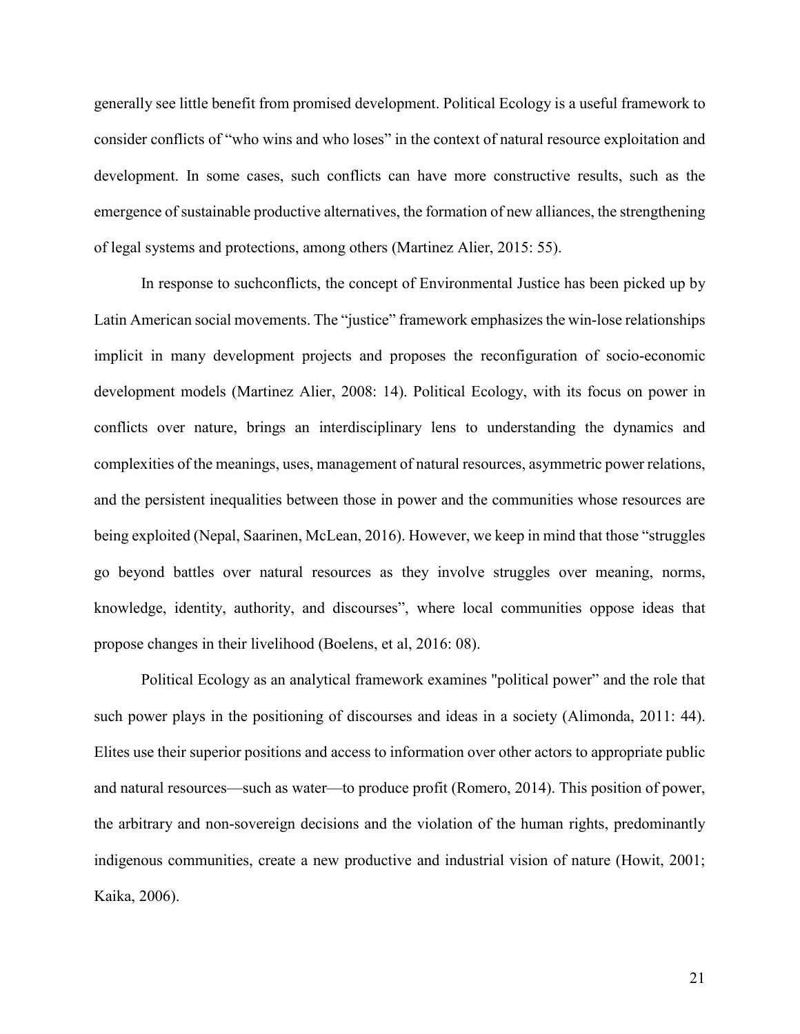generally see little benefit from promised development. Political Ecology is a useful framework to consider conflicts of "who wins and who loses" in the context of natural resource exploitation and development. In some cases, such conflicts can have more constructive results, such as the emergence of sustainable productive alternatives, the formation of new alliances, the strengthening of legal systems and protections, among others (Martinez Alier, 2015: 55).

In response to suchconflicts, the concept of Environmental Justice has been picked up by Latin American social movements. The "justice" framework emphasizes the win-lose relationships implicit in many development projects and proposes the reconfiguration of socio-economic development models (Martinez Alier, 2008: 14). Political Ecology, with its focus on power in conflicts over nature, brings an interdisciplinary lens to understanding the dynamics and complexities of the meanings, uses, management of natural resources, asymmetric power relations, and the persistent inequalities between those in power and the communities whose resources are being exploited (Nepal, Saarinen, McLean, 2016). However, we keep in mind that those "struggles go beyond battles over natural resources as they involve struggles over meaning, norms, knowledge, identity, authority, and discourses", where local communities oppose ideas that propose changes in their livelihood (Boelens, et al, 2016: 08).

Political Ecology as an analytical framework examines "political power" and the role that such power plays in the positioning of discourses and ideas in a society (Alimonda, 2011: 44). Elites use their superior positions and access to information over other actors to appropriate public and natural resources—such as water—to produce profit (Romero, 2014). This position of power, the arbitrary and non-sovereign decisions and the violation of the human rights, predominantly indigenous communities, create a new productive and industrial vision of nature (Howit, 2001; Kaika, 2006).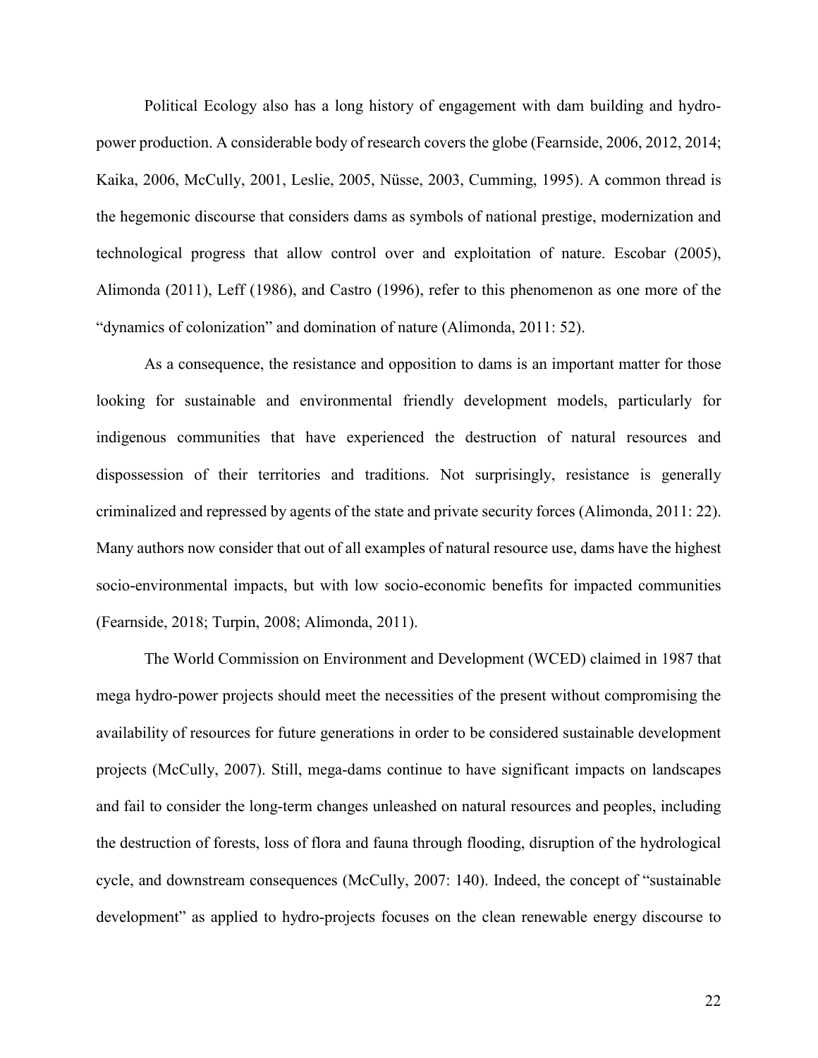Political Ecology also has a long history of engagement with dam building and hydro-power production. A considerable body of research covers the globe (Fearnside, 2006, 2012, 2014; Kaika, 2006, McCully, 2001, Leslie, 2005, Nüsse, 2003, Cumming, 1995). A common thread is the hegemonic discourse that considers dams as symbols of national prestige, modernization and technological progress that allow control over and exploitation of nature. Escobar (2005), Alimonda (2011), Leff (1986), and Castro (1996), refer to this phenomenon as one more of the "dynamics of colonization" and domination of nature (Alimonda, 2011: 52).

As a consequence, the resistance and opposition to dams is an important matter for those looking for sustainable and environmental friendly development models, particularly for indigenous communities that have experienced the destruction of natural resources and dispossession of their territories and traditions. Not surprisingly, resistance is generally criminalized and repressed by agents of the state and private security forces (Alimonda, 2011: 22). Many authors now consider that out of all examples of natural resource use, dams have the highest socio-environmental impacts, but with low socio-economic benefits for impacted communities (Fearnside, 2018; Turpin, 2008; Alimonda, 2011).

The World Commission on Environment and Development (WCED) claimed in 1987 that mega hydro-power projects should meet the necessities of the present without compromising the availability of resources for future generations in order to be considered sustainable development projects (McCully, 2007). Still, mega-dams continue to have significant impacts on landscapes and fail to consider the long-term changes unleashed on natural resources and peoples, including the destruction of forests, loss of flora and fauna through flooding, disruption of the hydrological cycle, and downstream consequences (McCully, 2007: 140). Indeed, the concept of "sustainable development" as applied to hydro-projects focuses on the clean renewable energy discourse to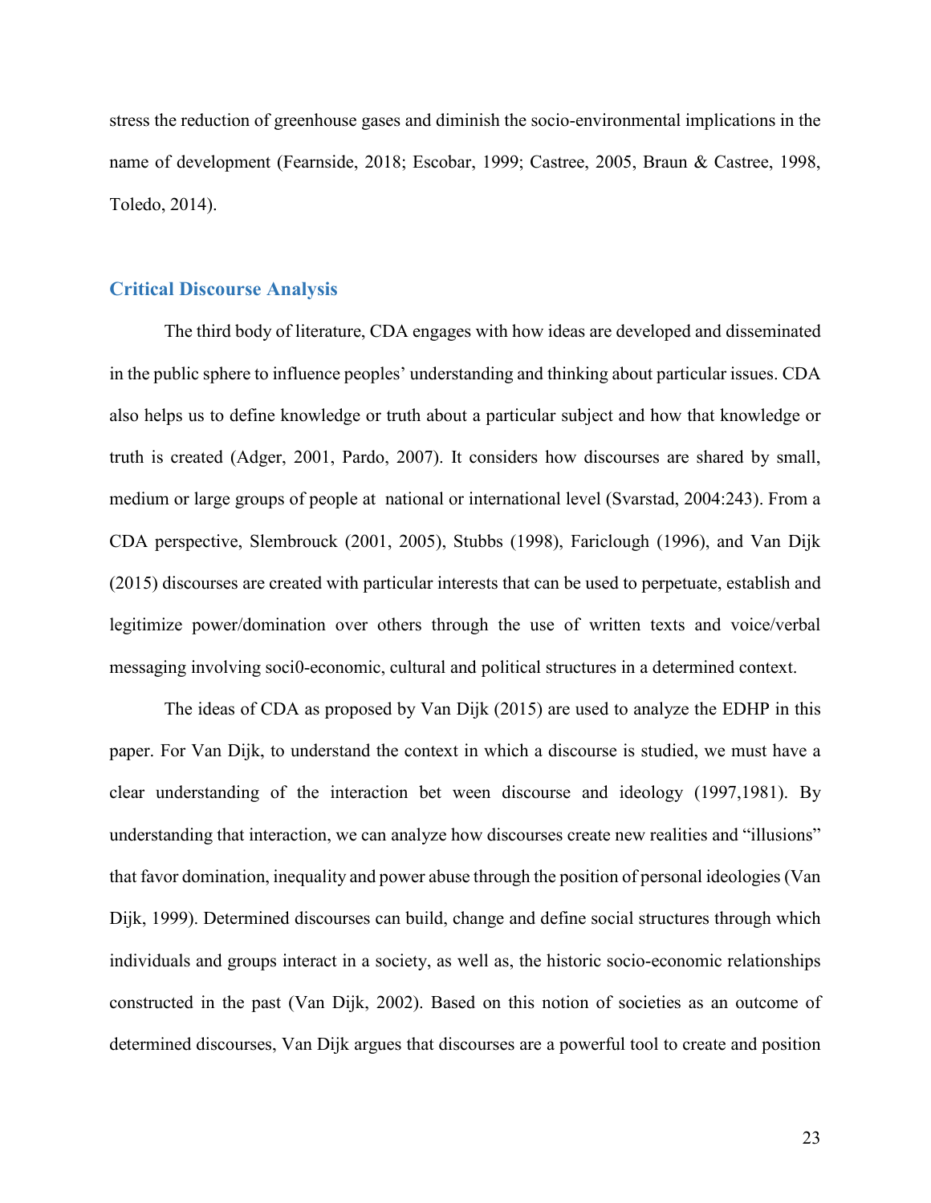stress the reduction of greenhouse gases and diminish the socio-environmental implications in the name of development (Fearnside, 2018; Escobar, 1999; Castree, 2005, Braun & Castree, 1998, Toledo, 2014).

## Critical Discourse Analysis

The third body of literature, CDA engages with how ideas are developed and disseminated in the public sphere to influence peoples' understanding and thinking about particular issues. CDA also helps us to define knowledge or truth about a particular subject and how that knowledge or truth is created (Adger, 2001, Pardo, 2007). It considers how discourses are shared by small, medium or large groups of people at national or international level (Svarstad, 2004:243). From a CDA perspective, Slembrouck (2001, 2005), Stubbs (1998), Fariclough (1996), and Van Dijk (2015) discourses are created with particular interests that can be used to perpetuate, establish and legitimize power/domination over others through the use of written texts and voice/verbal messaging involving soci0-economic, cultural and political structures in a determined context.

The ideas of CDA as proposed by Van Dijk (2015) are used to analyze the EDHP in this paper. For Van Dijk, to understand the context in which a discourse is studied, we must have a clear understanding of the interaction bet ween discourse and ideology (1997,1981). By understanding that interaction, we can analyze how discourses create new realities and "illusions" that favor domination, inequality and power abuse through the position of personal ideologies (Van Dijk, 1999). Determined discourses can build, change and define social structures through which individuals and groups interact in a society, as well as, the historic socio-economic relationships constructed in the past (Van Dijk, 2002). Based on this notion of societies as an outcome of determined discourses, Van Dijk argues that discourses are a powerful tool to create and position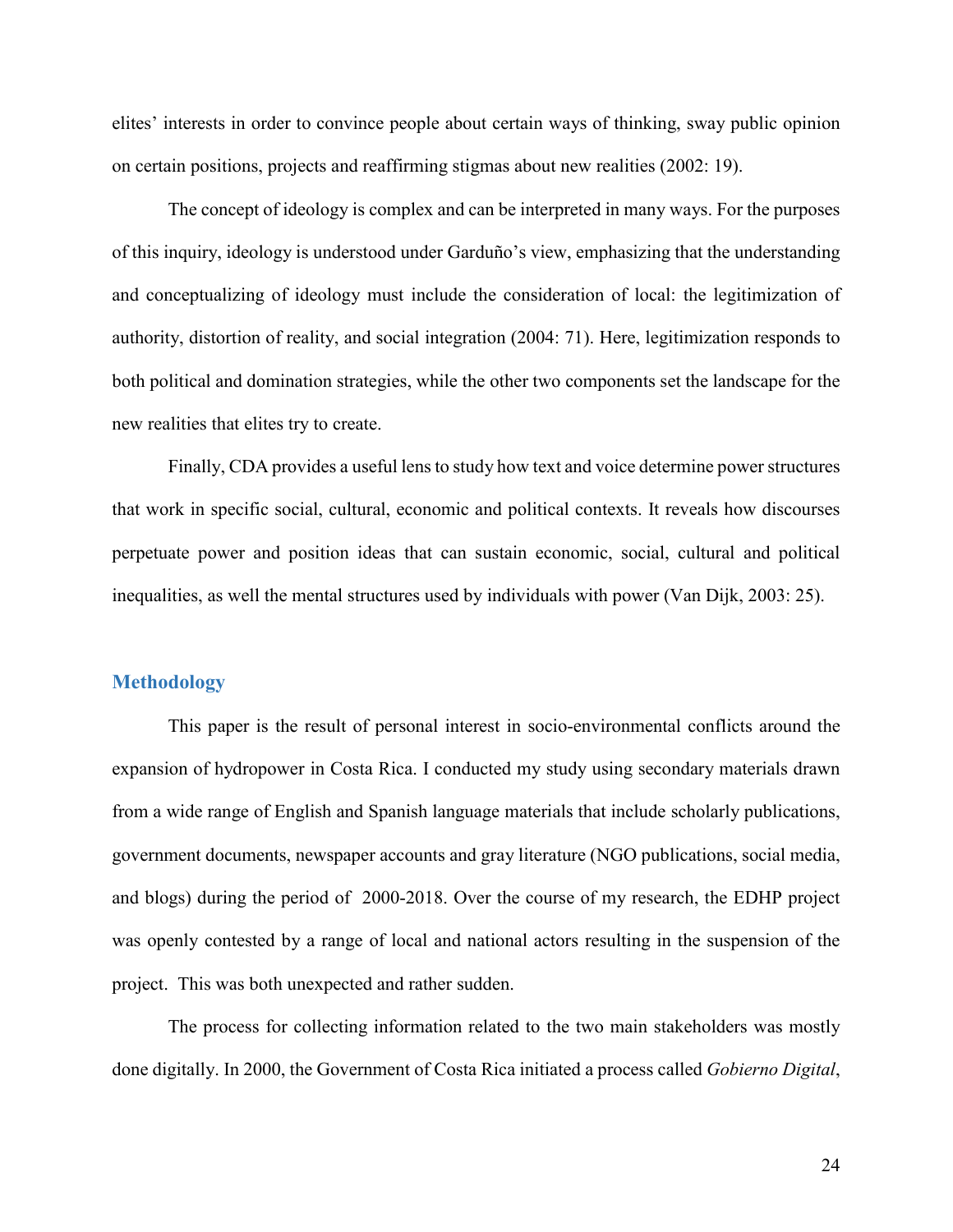elites' interests in order to convince people about certain ways of thinking, sway public opinion on certain positions, projects and reaffirming stigmas about new realities (2002: 19).

The concept of ideology is complex and can be interpreted in many ways. For the purposes of this inquiry, ideology is understood under Garduño's view, emphasizing that the understanding and conceptualizing of ideology must include the consideration of local: the legitimization of authority, distortion of reality, and social integration (2004: 71). Here, legitimization responds to both political and domination strategies, while the other two components set the landscape for the new realities that elites try to create.

Finally, CDA provides a useful lens to study how text and voice determine power structures that work in specific social, cultural, economic and political contexts. It reveals how discourses perpetuate power and position ideas that can sustain economic, social, cultural and political inequalities, as well the mental structures used by individuals with power (Van Dijk, 2003: 25).

## Methodology

This paper is the result of personal interest in socio-environmental conflicts around the expansion of hydropower in Costa Rica. I conducted my study using secondary materials drawn from a wide range of English and Spanish language materials that include scholarly publications, government documents, newspaper accounts and gray literature (NGO publications, social media, and blogs) during the period of 2000-2018. Over the course of my research, the EDHP project was openly contested by a range of local and national actors resulting in the suspension of the project. This was both unexpected and rather sudden.

The process for collecting information related to the two main stakeholders was mostly done digitally. In 2000, the Government of Costa Rica initiated a process called *Gobierno Digital*,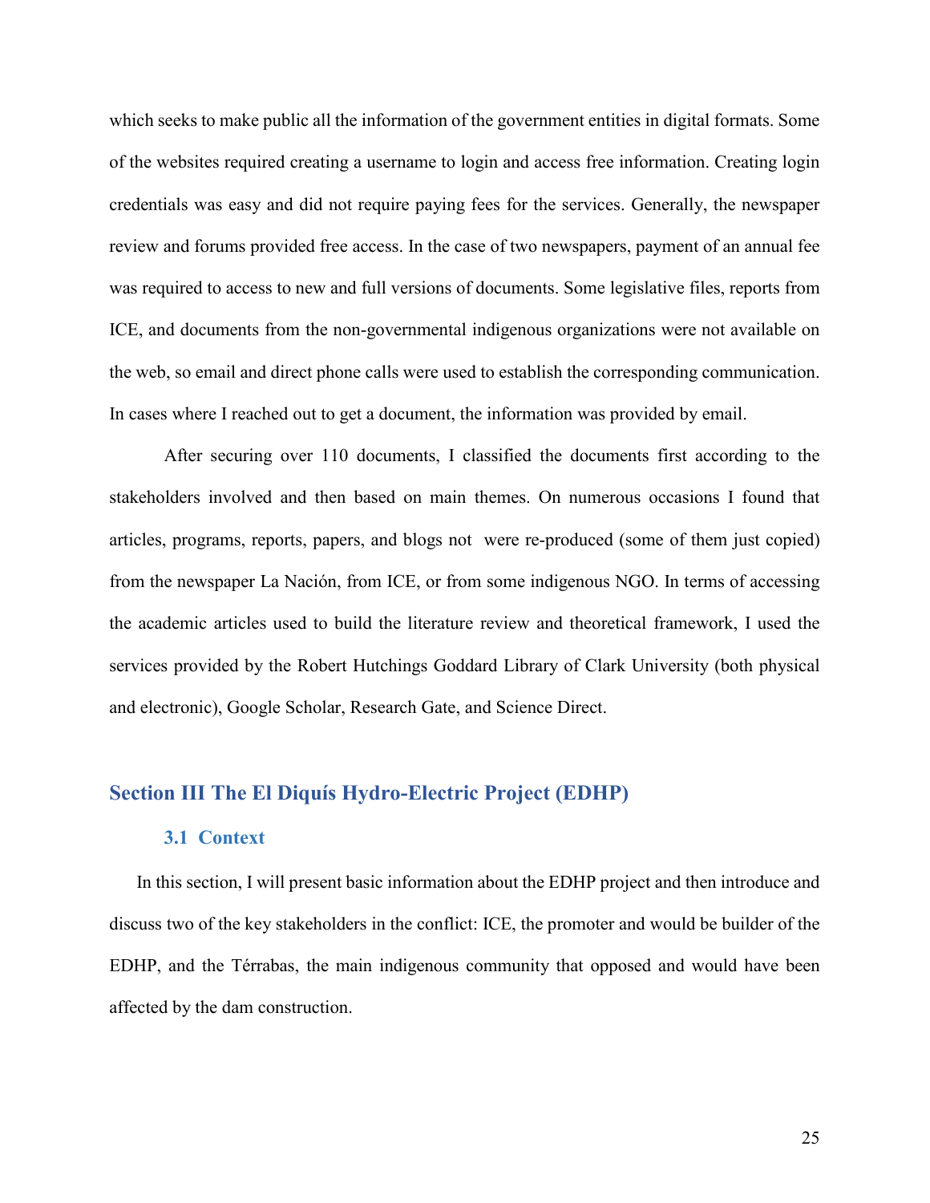which seeks to make public all the information of the government entities in digital formats. Some of the websites required creating a username to login and access free information. Creating login credentials was easy and did not require paying fees for the services. Generally, the newspaper review and forums provided free access. In the case of two newspapers, payment of an annual fee was required to access to new and full versions of documents. Some legislative files, reports from ICE, and documents from the non-governmental indigenous organizations were not available on the web, so email and direct phone calls were used to establish the corresponding communication. In cases where I reached out to get a document, the information was provided by email.

After securing over 110 documents, I classified the documents first according to the stakeholders involved and then based on main themes. On numerous occasions I found that articles, programs, reports, papers, and blogs not  were re-produced (some of them just copied) from the newspaper La Nación, from ICE, or from some indigenous NGO. In terms of accessing the academic articles used to build the literature review and theoretical framework, I used the services provided by the Robert Hutchings Goddard Library of Clark University (both physical and electronic), Google Scholar, Research Gate, and Science Direct.

## Section III The El Diquís Hydro-Electric Project (EDHP)

### 3.1 Context

In this section, I will present basic information about the EDHP project and then introduce and discuss two of the key stakeholders in the conflict: ICE, the promoter and would be builder of the EDHP, and the Térrabas, the main indigenous community that opposed and would have been affected by the dam construction.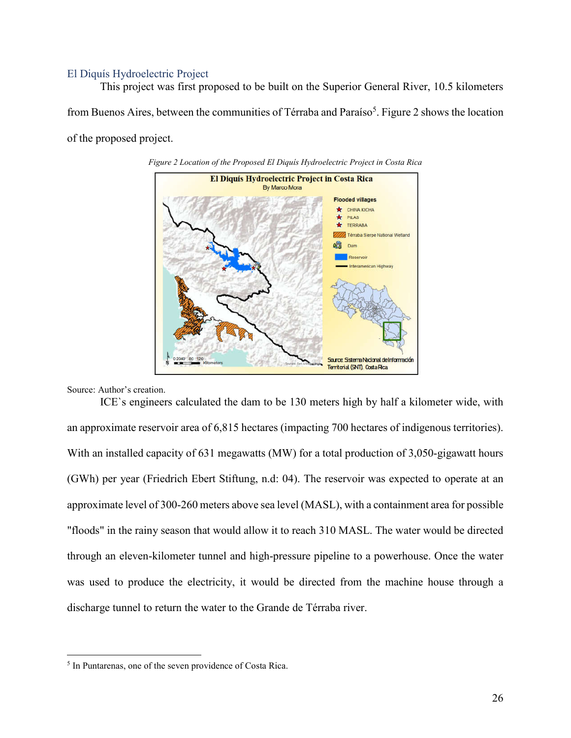## El Diquís Hydroelectric Project

This project was first proposed to be built on the Superior General River, 10.5 kilometers from Buenos Aires, between the communities of Térraba and Paraíso[5]. Figure 2 shows the location of the proposed project.

*Figure 2 Location of the Proposed El Diquís Hydroelectric Project in Costa Rica*

Source: Author's creation.

ICE`s engineers calculated the dam to be 130 meters high by half a kilometer wide, with an approximate reservoir area of 6,815 hectares (impacting 700 hectares of indigenous territories). With an installed capacity of 631 megawatts (MW) for a total production of 3,050-gigawatt hours (GWh) per year (Friedrich Ebert Stiftung, n.d: 04). The reservoir was expected to operate at an approximate level of 300-260 meters above sea level (MASL), with a containment area for possible "floods" in the rainy season that would allow it to reach 310 MASL. The water would be directed through an eleven-kilometer tunnel and high-pressure pipeline to a powerhouse. Once the water was used to produce the electricity, it would be directed from the machine house through a discharge tunnel to return the water to the Grande de Térraba river.

---

[5] In Puntarenas, one of the seven providence of Costa Rica.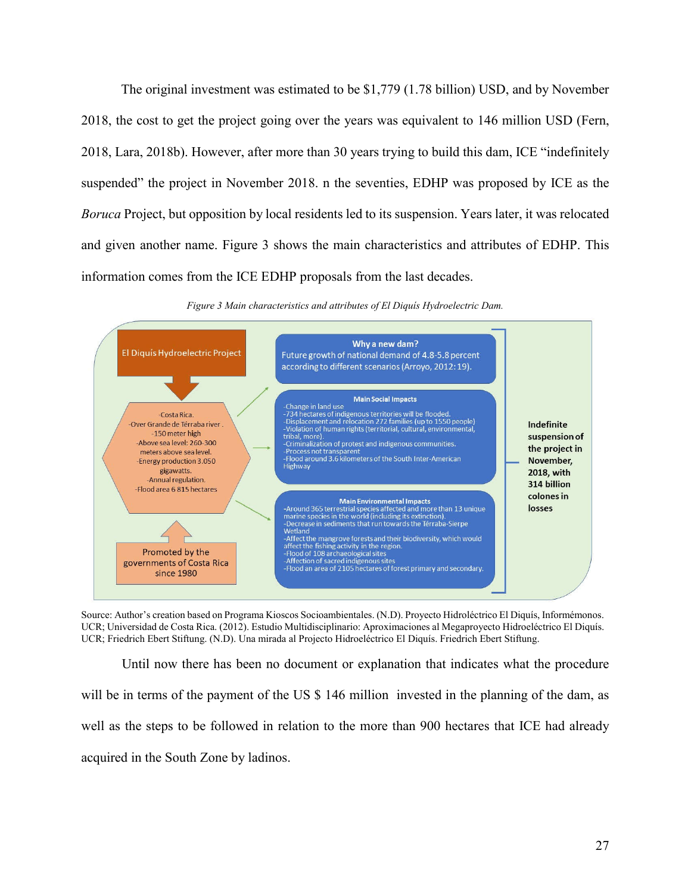The original investment was estimated to be $1,779 (1.78 billion) USD, and by November 2018, the cost to get the project going over the years was equivalent to 146 million USD (Fern, 2018, Lara, 2018b). However, after more than 30 years trying to build this dam, ICE "indefinitely suspended" the project in November 2018. n the seventies, EDHP was proposed by ICE as the *Boruca* Project, but opposition by local residents led to its suspension. Years later, it was relocated and given another name. Figure 3 shows the main characteristics and attributes of EDHP. This information comes from the ICE EDHP proposals from the last decades.

*Figure 3 Main characteristics and attributes of El Diquís Hydroelectric Dam.*

El Diquís Hydroelectric Project

-Costa Rica.
-Over Grande de Térraba river .
-150 meter high
-Above sea level: 260-300 meters above sea level.
-Energy production 3.050 gigawatts.
-Annual regulation.
-Flood area 6 815 hectares

Promoted by the governments of Costa Rica since 1980

**Why a new dam?**
Future growth of national demand of 4.8-5.8 percent according to different scenarios (Arroyo, 2012:19).

**Main Social Impacts**
-Change in land use
-734 hectares of indigenous territories will be flooded.
-Displacement and relocation 272 families (up to 1550 people)
-Violation of human rights (territorial, cultural, environmental, tribal, more).
-Criminalization of protest and indigenous communities.
-Process not transparent
-Flood around 3.6 kilometers of the South Inter-American Highway

**Main Environmental Impacts**
-Around 365 terrestrial species affected and more than 13 unique marine species in the world (including its extinction).
-Decrease in sediments that run towards the Térraba-Sierpe Wetland
-Affect the mangrove forests and their biodiversity, which would affect the fishing activity in the region.
-Flood of 108 archaeological sites
-Affection of sacred indigenous sites
-Flood an area of 2105 hectares of forest primary and secondary.

**Indefinite suspension of the project in November, 2018, with 314 billion colones in losses**

Source: Author's creation based on Programa Kioscos Socioambientales. (N.D). Proyecto Hidroléctrico El Diquís, Informémonos. UCR; Universidad de Costa Rica. (2012). Estudio Multidisciplinario: Aproximaciones al Megaproyecto Hidroeléctrico El Diquís. UCR; Friedrich Ebert Stiftung. (N.D). Una mirada al Projecto Hidroeléctrico El Diquís. Friedrich Ebert Stiftung.

Until now there has been no document or explanation that indicates what the procedure will be in terms of the payment of the US $ 146 million invested in the planning of the dam, as well as the steps to be followed in relation to the more than 900 hectares that ICE had already acquired in the South Zone by ladinos.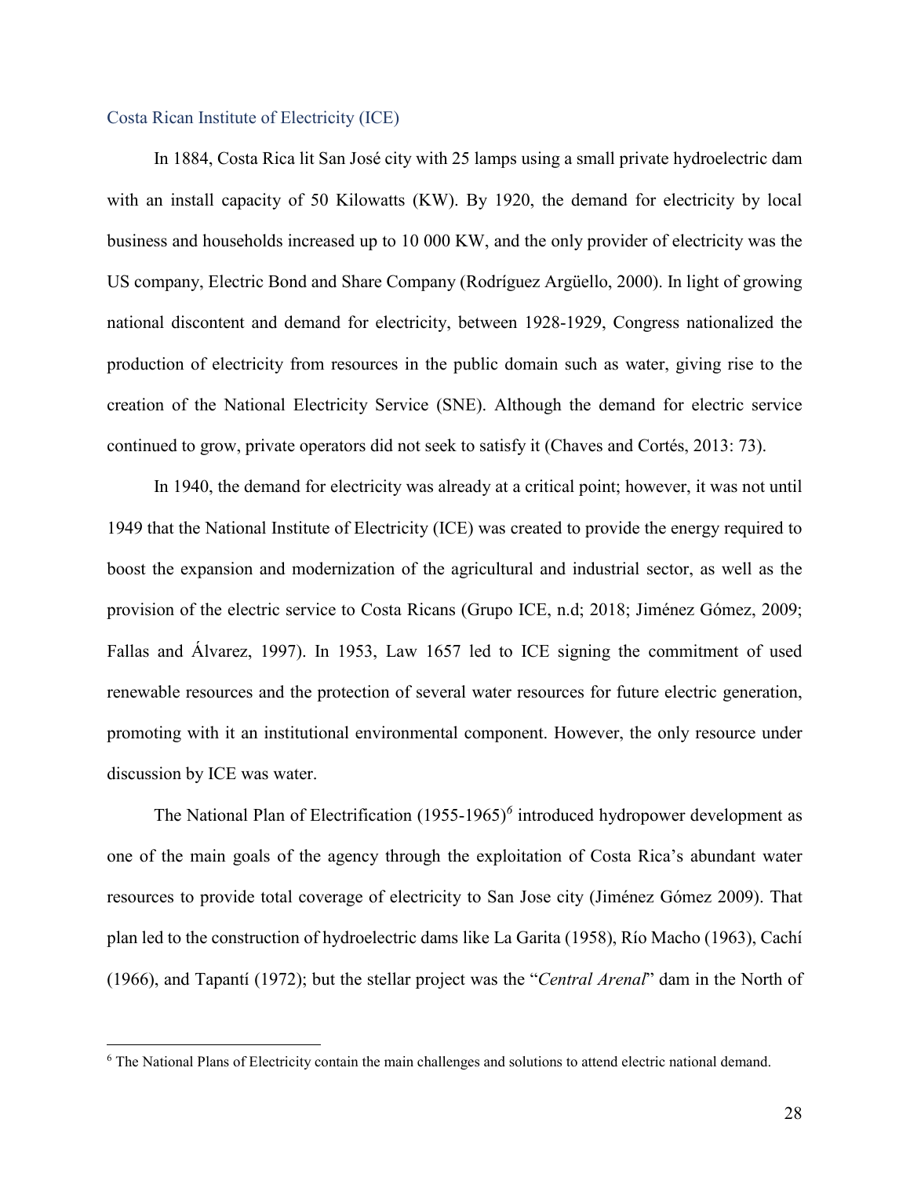## Costa Rican Institute of Electricity (ICE)

In 1884, Costa Rica lit San José city with 25 lamps using a small private hydroelectric dam with an install capacity of 50 Kilowatts (KW). By 1920, the demand for electricity by local business and households increased up to 10 000 KW, and the only provider of electricity was the US company, Electric Bond and Share Company (Rodríguez Argüello, 2000). In light of growing national discontent and demand for electricity, between 1928-1929, Congress nationalized the production of electricity from resources in the public domain such as water, giving rise to the creation of the National Electricity Service (SNE). Although the demand for electric service continued to grow, private operators did not seek to satisfy it (Chaves and Cortés, 2013: 73).

In 1940, the demand for electricity was already at a critical point; however, it was not until 1949 that the National Institute of Electricity (ICE) was created to provide the energy required to boost the expansion and modernization of the agricultural and industrial sector, as well as the provision of the electric service to Costa Ricans (Grupo ICE, n.d; 2018; Jiménez Gómez, 2009; Fallas and Álvarez, 1997). In 1953, Law 1657 led to ICE signing the commitment of used renewable resources and the protection of several water resources for future electric generation, promoting with it an institutional environmental component. However, the only resource under discussion by ICE was water.

The National Plan of Electrification (1955-1965)[6] introduced hydropower development as one of the main goals of the agency through the exploitation of Costa Rica's abundant water resources to provide total coverage of electricity to San Jose city (Jiménez Gómez 2009). That plan led to the construction of hydroelectric dams like La Garita (1958), Río Macho (1963), Cachí (1966), and Tapantí (1972); but the stellar project was the "*Central Arenal*" dam in the North of

[6] The National Plans of Electricity contain the main challenges and solutions to attend electric national demand.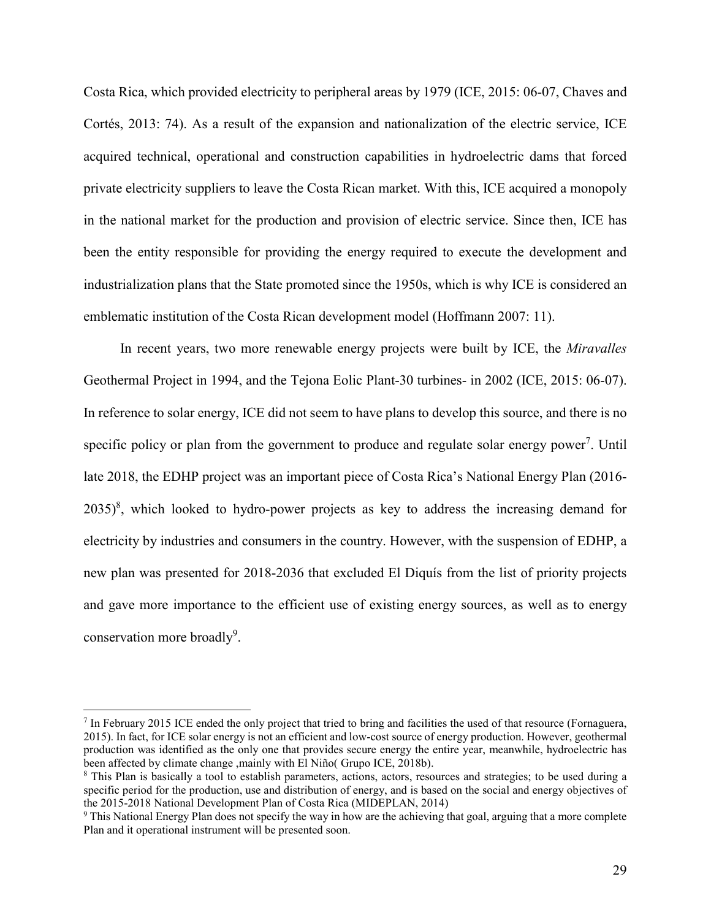Costa Rica, which provided electricity to peripheral areas by 1979 (ICE, 2015: 06-07, Chaves and Cortés, 2013: 74). As a result of the expansion and nationalization of the electric service, ICE acquired technical, operational and construction capabilities in hydroelectric dams that forced private electricity suppliers to leave the Costa Rican market. With this, ICE acquired a monopoly in the national market for the production and provision of electric service. Since then, ICE has been the entity responsible for providing the energy required to execute the development and industrialization plans that the State promoted since the 1950s, which is why ICE is considered an emblematic institution of the Costa Rican development model (Hoffmann 2007: 11).

In recent years, two more renewable energy projects were built by ICE, the *Miravalles* Geothermal Project in 1994, and the Tejona Eolic Plant-30 turbines- in 2002 (ICE, 2015: 06-07). In reference to solar energy, ICE did not seem to have plans to develop this source, and there is no specific policy or plan from the government to produce and regulate solar energy power[7]. Until late 2018, the EDHP project was an important piece of Costa Rica's National Energy Plan (2016-2035)[8], which looked to hydro-power projects as key to address the increasing demand for electricity by industries and consumers in the country. However, with the suspension of EDHP, a new plan was presented for 2018-2036 that excluded El Diquís from the list of priority projects and gave more importance to the efficient use of existing energy sources, as well as to energy conservation more broadly[9].

---

[7] In February 2015 ICE ended the only project that tried to bring and facilities the used of that resource (Fornaguera, 2015). In fact, for ICE solar energy is not an efficient and low-cost source of energy production. However, geothermal production was identified as the only one that provides secure energy the entire year, meanwhile, hydroelectric has been affected by climate change ,mainly with El Niño( Grupo ICE, 2018b).

[8] This Plan is basically a tool to establish parameters, actions, actors, resources and strategies; to be used during a specific period for the production, use and distribution of energy, and is based on the social and energy objectives of the 2015-2018 National Development Plan of Costa Rica (MIDEPLAN, 2014)

[9] This National Energy Plan does not specify the way in how are the achieving that goal, arguing that a more complete Plan and it operational instrument will be presented soon.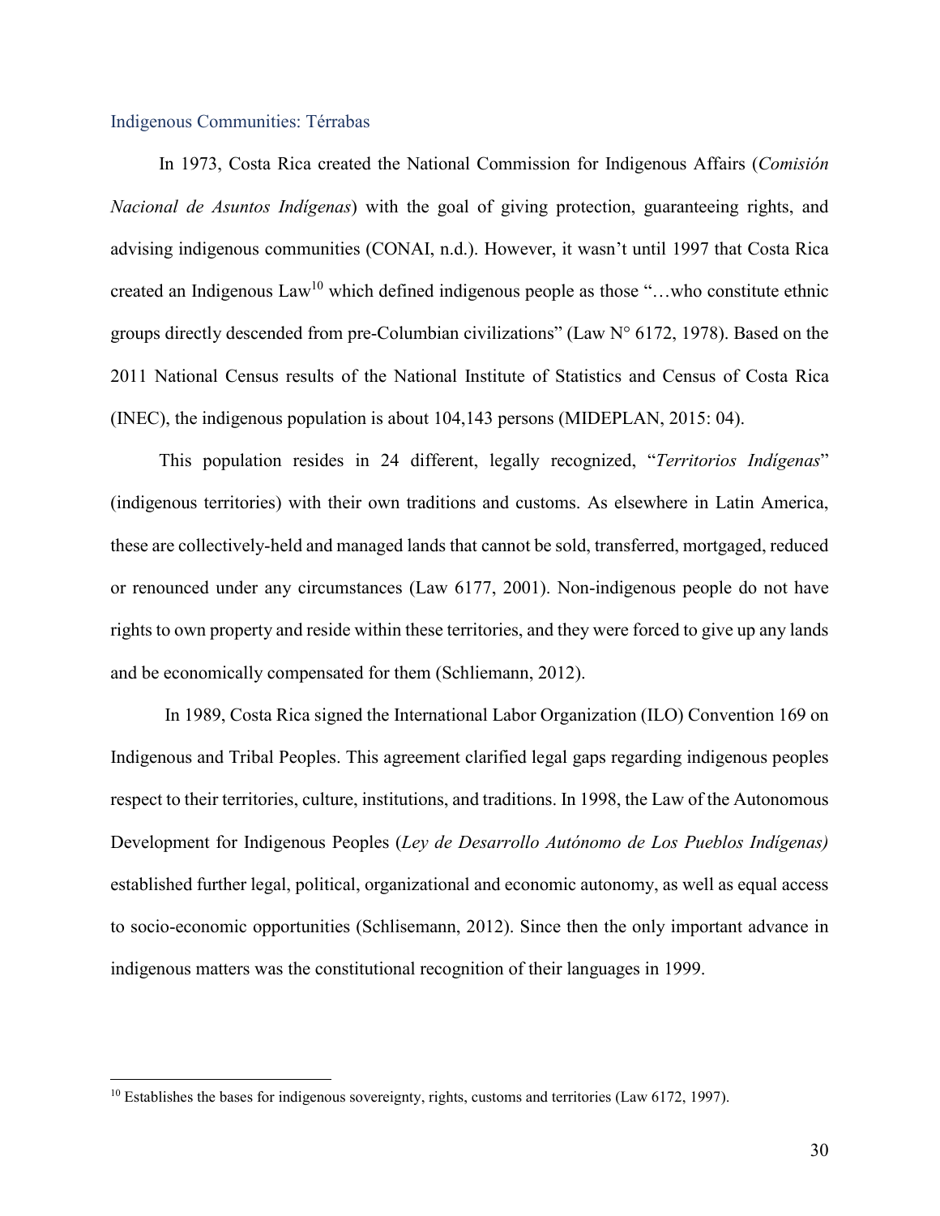## Indigenous Communities: Térrabas

In 1973, Costa Rica created the National Commission for Indigenous Affairs (*Comisión Nacional de Asuntos Indígenas*) with the goal of giving protection, guaranteeing rights, and advising indigenous communities (CONAI, n.d.). However, it wasn't until 1997 that Costa Rica created an Indigenous Law[10] which defined indigenous people as those "…who constitute ethnic groups directly descended from pre-Columbian civilizations" (Law N° 6172, 1978). Based on the 2011 National Census results of the National Institute of Statistics and Census of Costa Rica (INEC), the indigenous population is about 104,143 persons (MIDEPLAN, 2015: 04).

This population resides in 24 different, legally recognized, "*Territorios Indígenas*" (indigenous territories) with their own traditions and customs. As elsewhere in Latin America, these are collectively-held and managed lands that cannot be sold, transferred, mortgaged, reduced or renounced under any circumstances (Law 6177, 2001). Non-indigenous people do not have rights to own property and reside within these territories, and they were forced to give up any lands and be economically compensated for them (Schliemann, 2012).

In 1989, Costa Rica signed the International Labor Organization (ILO) Convention 169 on Indigenous and Tribal Peoples. This agreement clarified legal gaps regarding indigenous peoples respect to their territories, culture, institutions, and traditions. In 1998, the Law of the Autonomous Development for Indigenous Peoples (*Ley de Desarrollo Autónomo de Los Pueblos Indígenas)* established further legal, political, organizational and economic autonomy, as well as equal access to socio-economic opportunities (Schlisemann, 2012). Since then the only important advance in indigenous matters was the constitutional recognition of their languages in 1999.

---

[10] Establishes the bases for indigenous sovereignty, rights, customs and territories (Law 6172, 1997).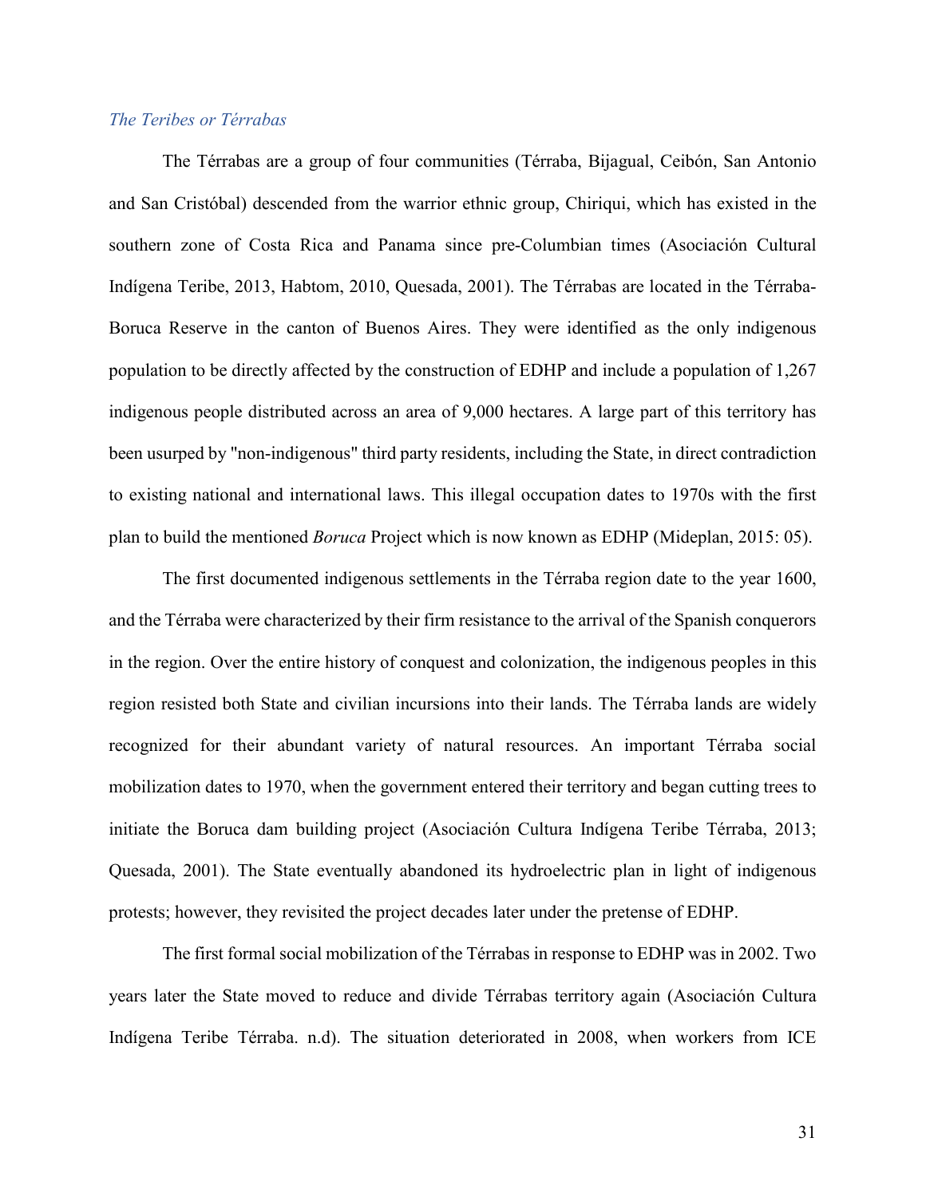### *The Teribes or Térrabas*

The Térrabas are a group of four communities (Térraba, Bijagual, Ceibón, San Antonio and San Cristóbal) descended from the warrior ethnic group, Chiriqui, which has existed in the southern zone of Costa Rica and Panama since pre-Columbian times (Asociación Cultural Indígena Teribe, 2013, Habtom, 2010, Quesada, 2001). The Térrabas are located in the Térraba-Boruca Reserve in the canton of Buenos Aires. They were identified as the only indigenous population to be directly affected by the construction of EDHP and include a population of 1,267 indigenous people distributed across an area of 9,000 hectares. A large part of this territory has been usurped by "non-indigenous" third party residents, including the State, in direct contradiction to existing national and international laws. This illegal occupation dates to 1970s with the first plan to build the mentioned *Boruca* Project which is now known as EDHP (Mideplan, 2015: 05).

The first documented indigenous settlements in the Térraba region date to the year 1600, and the Térraba were characterized by their firm resistance to the arrival of the Spanish conquerors in the region. Over the entire history of conquest and colonization, the indigenous peoples in this region resisted both State and civilian incursions into their lands. The Térraba lands are widely recognized for their abundant variety of natural resources. An important Térraba social mobilization dates to 1970, when the government entered their territory and began cutting trees to initiate the Boruca dam building project (Asociación Cultura Indígena Teribe Térraba, 2013; Quesada, 2001). The State eventually abandoned its hydroelectric plan in light of indigenous protests; however, they revisited the project decades later under the pretense of EDHP.

The first formal social mobilization of the Térrabas in response to EDHP was in 2002. Two years later the State moved to reduce and divide Térrabas territory again (Asociación Cultura Indígena Teribe Térraba. n.d). The situation deteriorated in 2008, when workers from ICE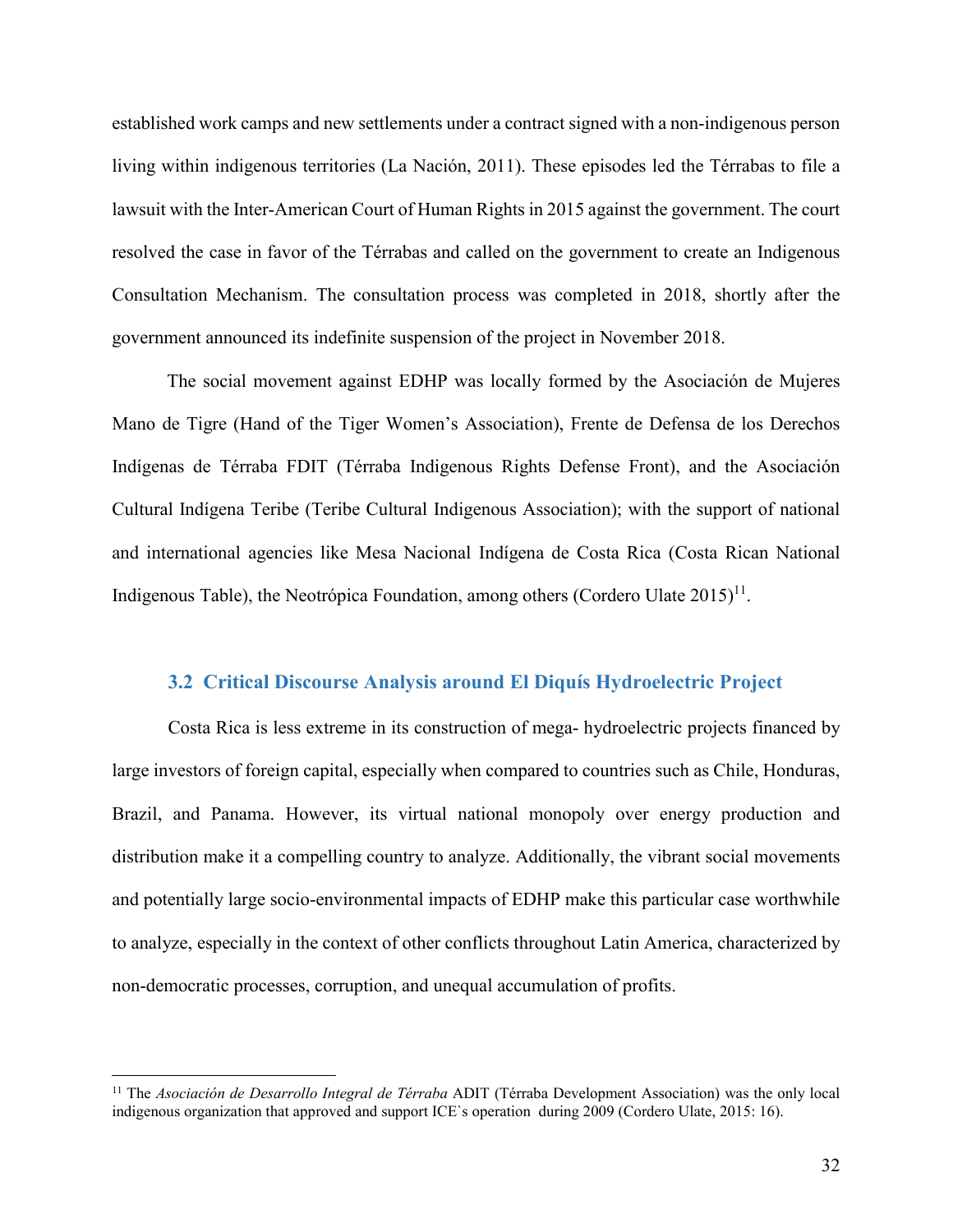established work camps and new settlements under a contract signed with a non-indigenous person living within indigenous territories (La Nación, 2011). These episodes led the Térrabas to file a lawsuit with the Inter-American Court of Human Rights in 2015 against the government. The court resolved the case in favor of the Térrabas and called on the government to create an Indigenous Consultation Mechanism. The consultation process was completed in 2018, shortly after the government announced its indefinite suspension of the project in November 2018.

The social movement against EDHP was locally formed by the Asociación de Mujeres Mano de Tigre (Hand of the Tiger Women's Association), Frente de Defensa de los Derechos Indígenas de Térraba FDIT (Térraba Indigenous Rights Defense Front), and the Asociación Cultural Indígena Teribe (Teribe Cultural Indigenous Association); with the support of national and international agencies like Mesa Nacional Indígena de Costa Rica (Costa Rican National Indigenous Table), the Neotrópica Foundation, among others (Cordero Ulate 2015)[11].

### 3.2 Critical Discourse Analysis around El Diquís Hydroelectric Project

Costa Rica is less extreme in its construction of mega- hydroelectric projects financed by large investors of foreign capital, especially when compared to countries such as Chile, Honduras, Brazil, and Panama. However, its virtual national monopoly over energy production and distribution make it a compelling country to analyze. Additionally, the vibrant social movements and potentially large socio-environmental impacts of EDHP make this particular case worthwhile to analyze, especially in the context of other conflicts throughout Latin America, characterized by non-democratic processes, corruption, and unequal accumulation of profits.

---

[11] The *Asociación de Desarrollo Integral de Térraba* ADIT (Térraba Development Association) was the only local indigenous organization that approved and support ICE`s operation during 2009 (Cordero Ulate, 2015: 16).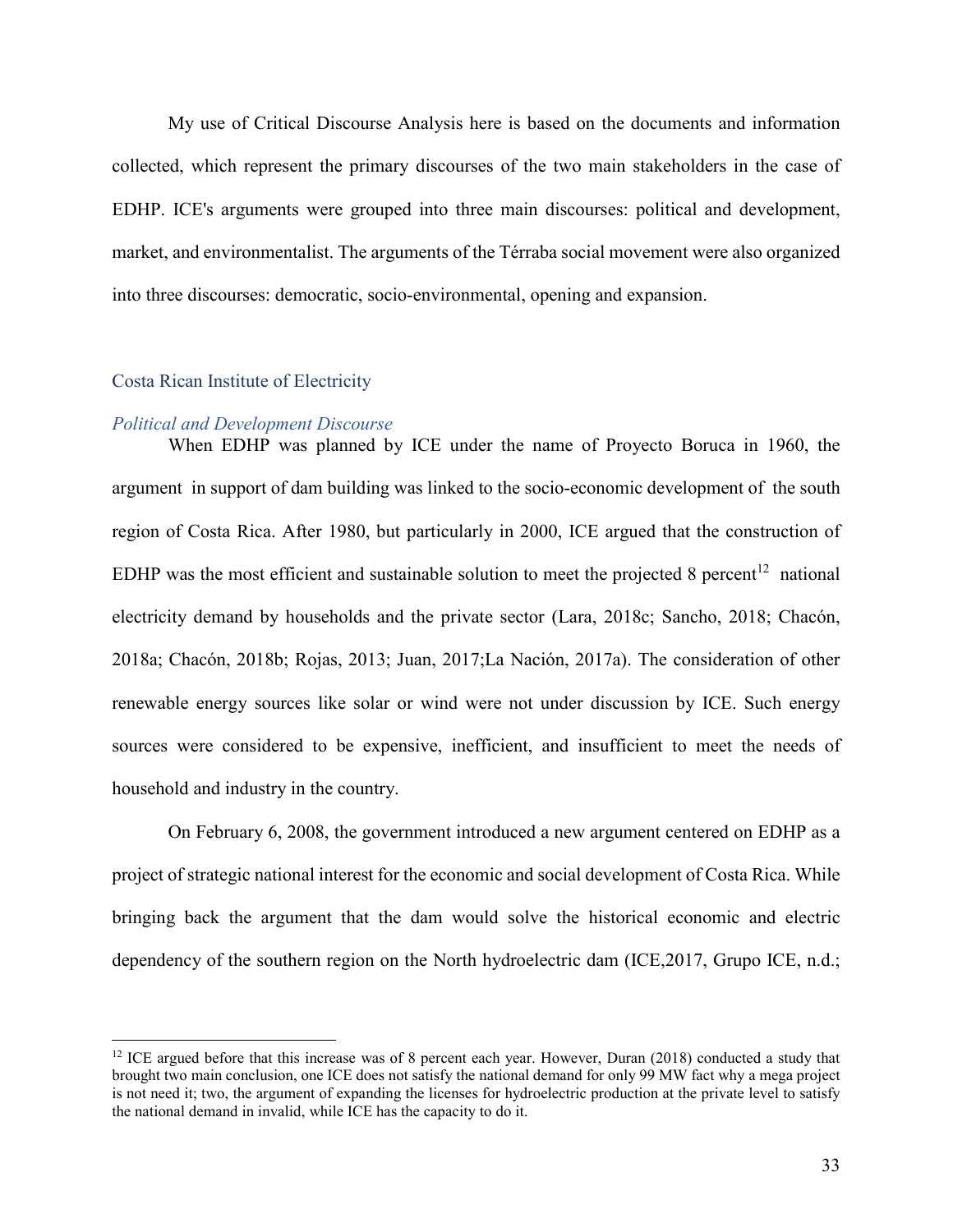My use of Critical Discourse Analysis here is based on the documents and information collected, which represent the primary discourses of the two main stakeholders in the case of EDHP. ICE's arguments were grouped into three main discourses: political and development, market, and environmentalist. The arguments of the Térraba social movement were also organized into three discourses: democratic, socio-environmental, opening and expansion.

## Costa Rican Institute of Electricity

### *Political and Development Discourse*

When EDHP was planned by ICE under the name of Proyecto Boruca in 1960, the argument in support of dam building was linked to the socio-economic development of the south region of Costa Rica. After 1980, but particularly in 2000, ICE argued that the construction of EDHP was the most efficient and sustainable solution to meet the projected 8 percent[12] national electricity demand by households and the private sector (Lara, 2018c; Sancho, 2018; Chacón, 2018a; Chacón, 2018b; Rojas, 2013; Juan, 2017;La Nación, 2017a). The consideration of other renewable energy sources like solar or wind were not under discussion by ICE. Such energy sources were considered to be expensive, inefficient, and insufficient to meet the needs of household and industry in the country.

On February 6, 2008, the government introduced a new argument centered on EDHP as a project of strategic national interest for the economic and social development of Costa Rica. While bringing back the argument that the dam would solve the historical economic and electric dependency of the southern region on the North hydroelectric dam (ICE,2017, Grupo ICE, n.d.;

[12] ICE argued before that this increase was of 8 percent each year. However, Duran (2018) conducted a study that brought two main conclusion, one ICE does not satisfy the national demand for only 99 MW fact why a mega project is not need it; two, the argument of expanding the licenses for hydroelectric production at the private level to satisfy the national demand in invalid, while ICE has the capacity to do it.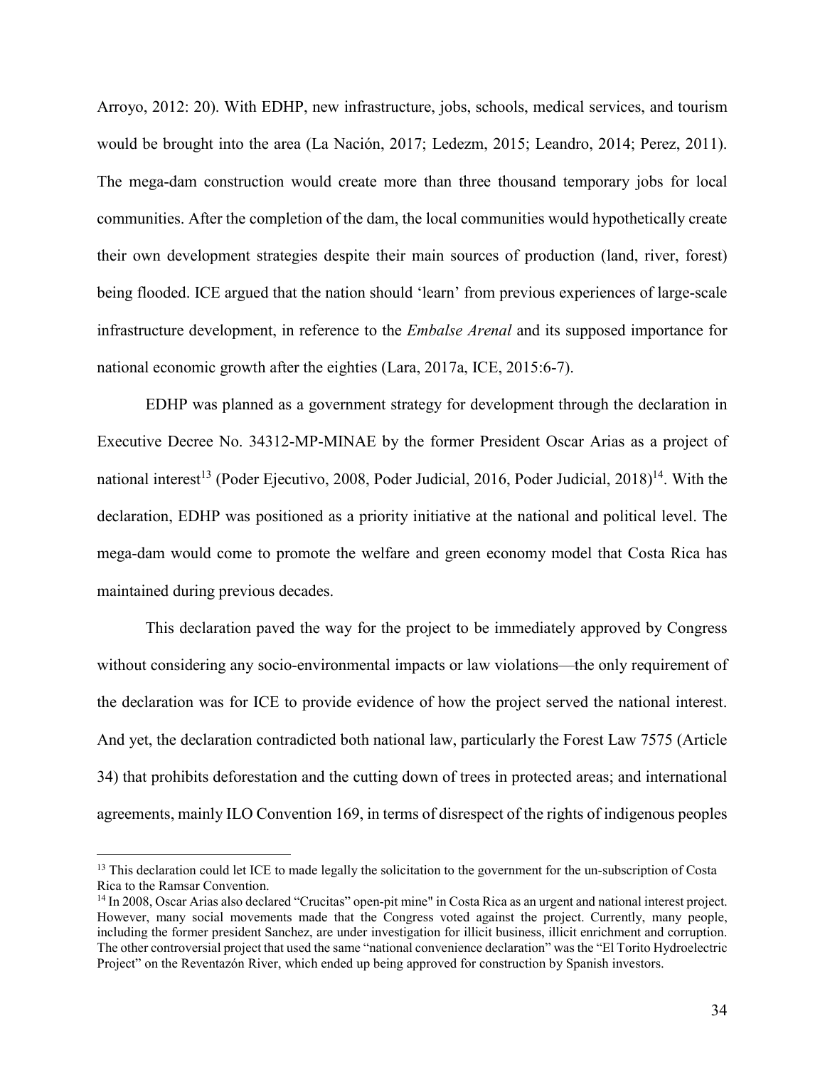Arroyo, 2012: 20). With EDHP, new infrastructure, jobs, schools, medical services, and tourism would be brought into the area (La Nación, 2017; Ledezm, 2015; Leandro, 2014; Perez, 2011). The mega-dam construction would create more than three thousand temporary jobs for local communities. After the completion of the dam, the local communities would hypothetically create their own development strategies despite their main sources of production (land, river, forest) being flooded. ICE argued that the nation should 'learn' from previous experiences of large-scale infrastructure development, in reference to the *Embalse Arenal* and its supposed importance for national economic growth after the eighties (Lara, 2017a, ICE, 2015:6-7).

EDHP was planned as a government strategy for development through the declaration in Executive Decree No. 34312-MP-MINAE by the former President Oscar Arias as a project of national interest[13] (Poder Ejecutivo, 2008, Poder Judicial, 2016, Poder Judicial, 2018)[14]. With the declaration, EDHP was positioned as a priority initiative at the national and political level. The mega-dam would come to promote the welfare and green economy model that Costa Rica has maintained during previous decades.

This declaration paved the way for the project to be immediately approved by Congress without considering any socio-environmental impacts or law violations—the only requirement of the declaration was for ICE to provide evidence of how the project served the national interest. And yet, the declaration contradicted both national law, particularly the Forest Law 7575 (Article 34) that prohibits deforestation and the cutting down of trees in protected areas; and international agreements, mainly ILO Convention 169, in terms of disrespect of the rights of indigenous peoples

---

[13] This declaration could let ICE to made legally the solicitation to the government for the un-subscription of Costa Rica to the Ramsar Convention.

[14] In 2008, Oscar Arias also declared "Crucitas" open-pit mine" in Costa Rica as an urgent and national interest project. However, many social movements made that the Congress voted against the project. Currently, many people, including the former president Sanchez, are under investigation for illicit business, illicit enrichment and corruption. The other controversial project that used the same "national convenience declaration" was the "El Torito Hydroelectric Project" on the Reventazón River, which ended up being approved for construction by Spanish investors.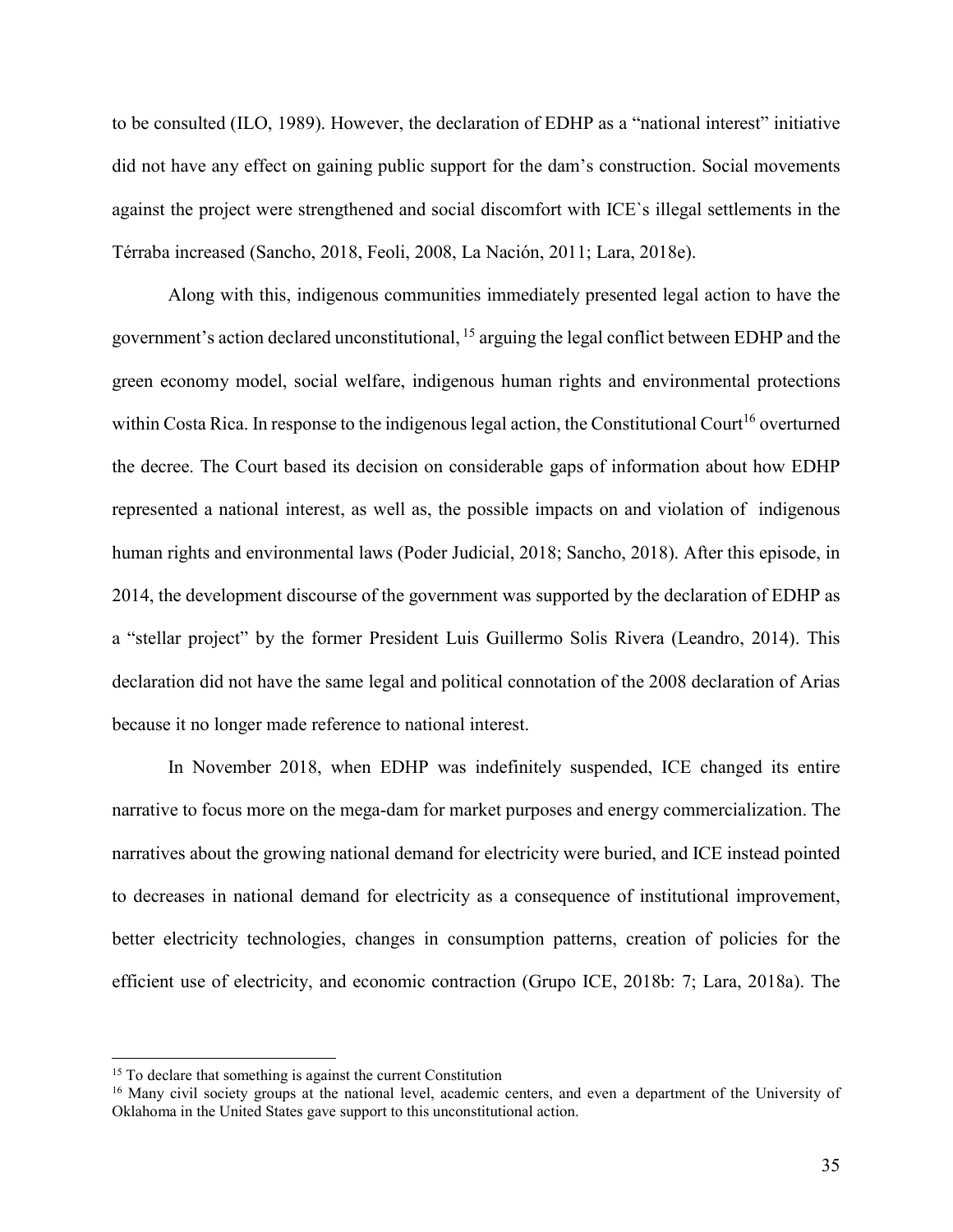to be consulted (ILO, 1989). However, the declaration of EDHP as a "national interest" initiative did not have any effect on gaining public support for the dam's construction. Social movements against the project were strengthened and social discomfort with ICE`s illegal settlements in the Térraba increased (Sancho, 2018, Feoli, 2008, La Nación, 2011; Lara, 2018e).

Along with this, indigenous communities immediately presented legal action to have the government's action declared unconstitutional, [15] arguing the legal conflict between EDHP and the green economy model, social welfare, indigenous human rights and environmental protections within Costa Rica. In response to the indigenous legal action, the Constitutional Court[16] overturned the decree. The Court based its decision on considerable gaps of information about how EDHP represented a national interest, as well as, the possible impacts on and violation of indigenous human rights and environmental laws (Poder Judicial, 2018; Sancho, 2018). After this episode, in 2014, the development discourse of the government was supported by the declaration of EDHP as a "stellar project" by the former President Luis Guillermo Solis Rivera (Leandro, 2014). This declaration did not have the same legal and political connotation of the 2008 declaration of Arias because it no longer made reference to national interest.

In November 2018, when EDHP was indefinitely suspended, ICE changed its entire narrative to focus more on the mega-dam for market purposes and energy commercialization. The narratives about the growing national demand for electricity were buried, and ICE instead pointed to decreases in national demand for electricity as a consequence of institutional improvement, better electricity technologies, changes in consumption patterns, creation of policies for the efficient use of electricity, and economic contraction (Grupo ICE, 2018b: 7; Lara, 2018a). The

[15] To declare that something is against the current Constitution

[16] Many civil society groups at the national level, academic centers, and even a department of the University of Oklahoma in the United States gave support to this unconstitutional action.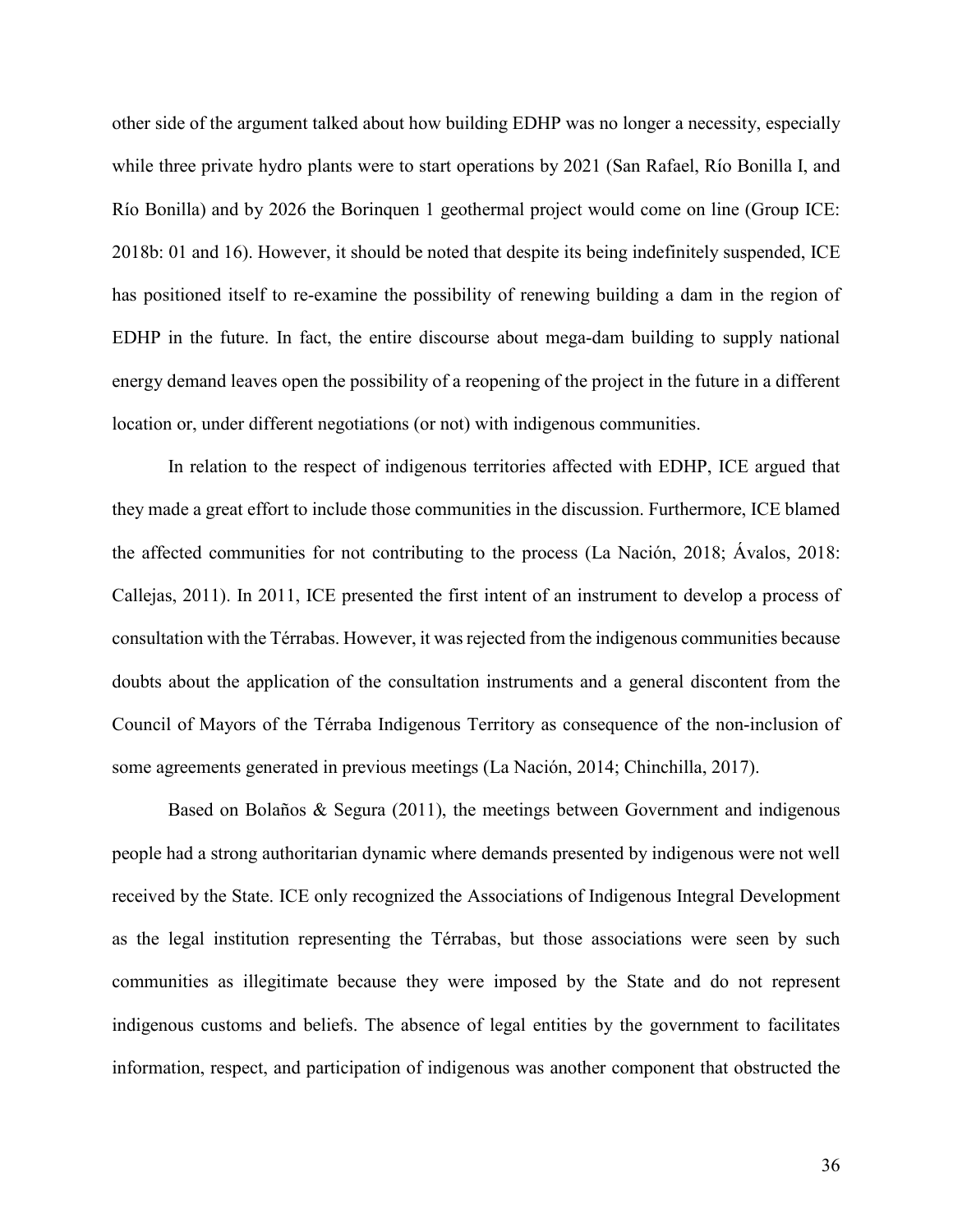other side of the argument talked about how building EDHP was no longer a necessity, especially while three private hydro plants were to start operations by 2021 (San Rafael, Río Bonilla I, and Río Bonilla) and by 2026 the Borinquen 1 geothermal project would come on line (Group ICE: 2018b: 01 and 16). However, it should be noted that despite its being indefinitely suspended, ICE has positioned itself to re-examine the possibility of renewing building a dam in the region of EDHP in the future. In fact, the entire discourse about mega-dam building to supply national energy demand leaves open the possibility of a reopening of the project in the future in a different location or, under different negotiations (or not) with indigenous communities.

In relation to the respect of indigenous territories affected with EDHP, ICE argued that they made a great effort to include those communities in the discussion. Furthermore, ICE blamed the affected communities for not contributing to the process (La Nación, 2018; Ávalos, 2018: Callejas, 2011). In 2011, ICE presented the first intent of an instrument to develop a process of consultation with the Térrabas. However, it was rejected from the indigenous communities because doubts about the application of the consultation instruments and a general discontent from the Council of Mayors of the Térraba Indigenous Territory as consequence of the non-inclusion of some agreements generated in previous meetings (La Nación, 2014; Chinchilla, 2017).

Based on Bolaños & Segura (2011), the meetings between Government and indigenous people had a strong authoritarian dynamic where demands presented by indigenous were not well received by the State. ICE only recognized the Associations of Indigenous Integral Development as the legal institution representing the Térrabas, but those associations were seen by such communities as illegitimate because they were imposed by the State and do not represent indigenous customs and beliefs. The absence of legal entities by the government to facilitates information, respect, and participation of indigenous was another component that obstructed the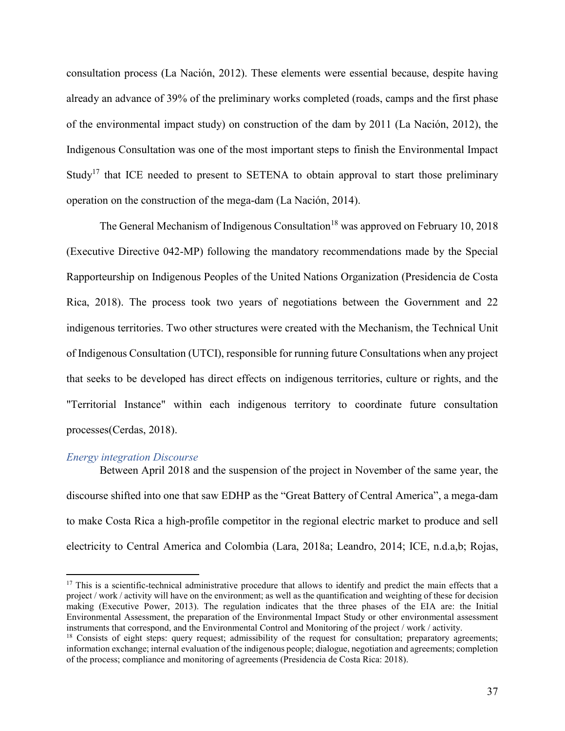consultation process (La Nación, 2012). These elements were essential because, despite having already an advance of 39% of the preliminary works completed (roads, camps and the first phase of the environmental impact study) on construction of the dam by 2011 (La Nación, 2012), the Indigenous Consultation was one of the most important steps to finish the Environmental Impact Study[17] that ICE needed to present to SETENA to obtain approval to start those preliminary operation on the construction of the mega-dam (La Nación, 2014).

The General Mechanism of Indigenous Consultation[18] was approved on February 10, 2018 (Executive Directive 042-MP) following the mandatory recommendations made by the Special Rapporteurship on Indigenous Peoples of the United Nations Organization (Presidencia de Costa Rica, 2018). The process took two years of negotiations between the Government and 22 indigenous territories. Two other structures were created with the Mechanism, the Technical Unit of Indigenous Consultation (UTCI), responsible for running future Consultations when any project that seeks to be developed has direct effects on indigenous territories, culture or rights, and the "Territorial Instance" within each indigenous territory to coordinate future consultation processes(Cerdas, 2018).

### *Energy integration Discourse*

Between April 2018 and the suspension of the project in November of the same year, the discourse shifted into one that saw EDHP as the "Great Battery of Central America", a mega-dam to make Costa Rica a high-profile competitor in the regional electric market to produce and sell electricity to Central America and Colombia (Lara, 2018a; Leandro, 2014; ICE, n.d.a,b; Rojas,

---

[17] This is a scientific-technical administrative procedure that allows to identify and predict the main effects that a project / work / activity will have on the environment; as well as the quantification and weighting of these for decision making (Executive Power, 2013). The regulation indicates that the three phases of the EIA are: the Initial Environmental Assessment, the preparation of the Environmental Impact Study or other environmental assessment instruments that correspond, and the Environmental Control and Monitoring of the project / work / activity.

[18] Consists of eight steps: query request; admissibility of the request for consultation; preparatory agreements; information exchange; internal evaluation of the indigenous people; dialogue, negotiation and agreements; completion of the process; compliance and monitoring of agreements (Presidencia de Costa Rica: 2018).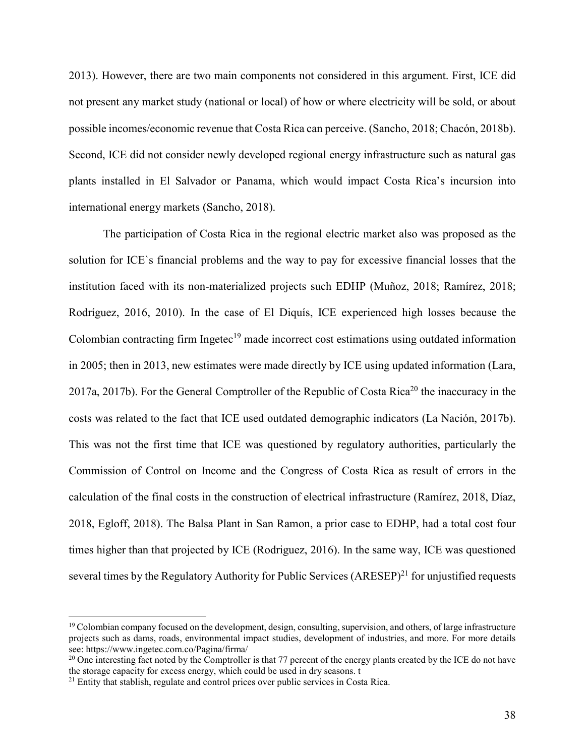2013). However, there are two main components not considered in this argument. First, ICE did not present any market study (national or local) of how or where electricity will be sold, or about possible incomes/economic revenue that Costa Rica can perceive. (Sancho, 2018; Chacón, 2018b). Second, ICE did not consider newly developed regional energy infrastructure such as natural gas plants installed in El Salvador or Panama, which would impact Costa Rica's incursion into international energy markets (Sancho, 2018).

The participation of Costa Rica in the regional electric market also was proposed as the solution for ICE`s financial problems and the way to pay for excessive financial losses that the institution faced with its non-materialized projects such EDHP (Muñoz, 2018; Ramírez, 2018; Rodríguez, 2016, 2010). In the case of El Diquís, ICE experienced high losses because the Colombian contracting firm Ingetec[19] made incorrect cost estimations using outdated information in 2005; then in 2013, new estimates were made directly by ICE using updated information (Lara, 2017a, 2017b). For the General Comptroller of the Republic of Costa Rica[20] the inaccuracy in the costs was related to the fact that ICE used outdated demographic indicators (La Nación, 2017b). This was not the first time that ICE was questioned by regulatory authorities, particularly the Commission of Control on Income and the Congress of Costa Rica as result of errors in the calculation of the final costs in the construction of electrical infrastructure (Ramírez, 2018, Díaz, 2018, Egloff, 2018). The Balsa Plant in San Ramon, a prior case to EDHP, had a total cost four times higher than that projected by ICE (Rodriguez, 2016). In the same way, ICE was questioned several times by the Regulatory Authority for Public Services (ARESEP)[21] for unjustified requests

---

[19] Colombian company focused on the development, design, consulting, supervision, and others, of large infrastructure projects such as dams, roads, environmental impact studies, development of industries, and more. For more details see: https://www.ingetec.com.co/Pagina/firma/

[20] One interesting fact noted by the Comptroller is that 77 percent of the energy plants created by the ICE do not have the storage capacity for excess energy, which could be used in dry seasons. t

[21] Entity that stablish, regulate and control prices over public services in Costa Rica.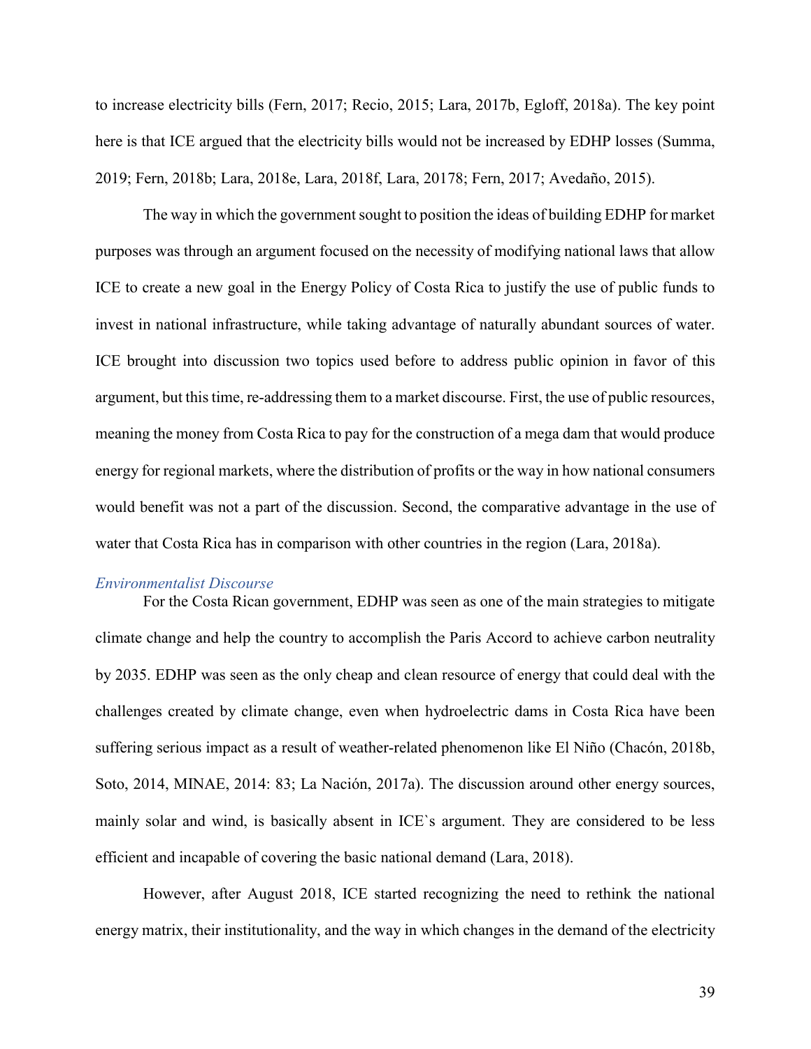to increase electricity bills (Fern, 2017; Recio, 2015; Lara, 2017b, Egloff, 2018a). The key point here is that ICE argued that the electricity bills would not be increased by EDHP losses (Summa, 2019; Fern, 2018b; Lara, 2018e, Lara, 2018f, Lara, 20178; Fern, 2017; Avedaño, 2015).

The way in which the government sought to position the ideas of building EDHP for market purposes was through an argument focused on the necessity of modifying national laws that allow ICE to create a new goal in the Energy Policy of Costa Rica to justify the use of public funds to invest in national infrastructure, while taking advantage of naturally abundant sources of water. ICE brought into discussion two topics used before to address public opinion in favor of this argument, but this time, re-addressing them to a market discourse. First, the use of public resources, meaning the money from Costa Rica to pay for the construction of a mega dam that would produce energy for regional markets, where the distribution of profits or the way in how national consumers would benefit was not a part of the discussion. Second, the comparative advantage in the use of water that Costa Rica has in comparison with other countries in the region (Lara, 2018a).

### *Environmentalist Discourse*

For the Costa Rican government, EDHP was seen as one of the main strategies to mitigate climate change and help the country to accomplish the Paris Accord to achieve carbon neutrality by 2035. EDHP was seen as the only cheap and clean resource of energy that could deal with the challenges created by climate change, even when hydroelectric dams in Costa Rica have been suffering serious impact as a result of weather-related phenomenon like El Niño (Chacón, 2018b, Soto, 2014, MINAE, 2014: 83; La Nación, 2017a). The discussion around other energy sources, mainly solar and wind, is basically absent in ICE`s argument. They are considered to be less efficient and incapable of covering the basic national demand (Lara, 2018).

However, after August 2018, ICE started recognizing the need to rethink the national energy matrix, their institutionality, and the way in which changes in the demand of the electricity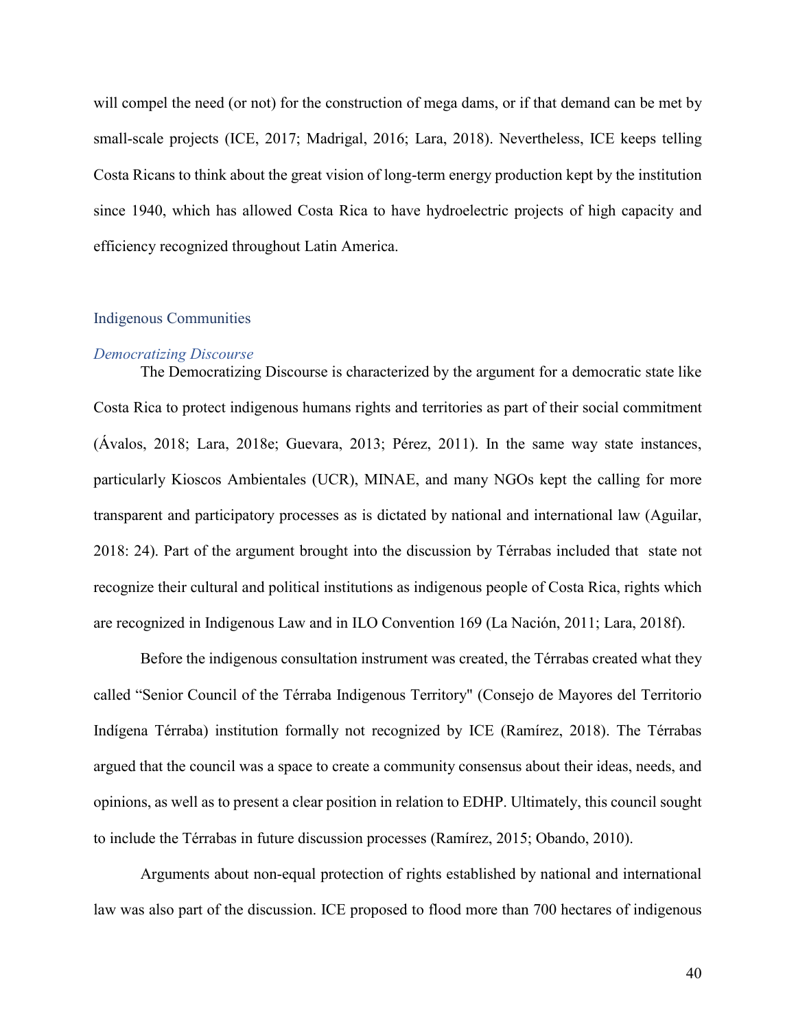will compel the need (or not) for the construction of mega dams, or if that demand can be met by small-scale projects (ICE, 2017; Madrigal, 2016; Lara, 2018). Nevertheless, ICE keeps telling Costa Ricans to think about the great vision of long-term energy production kept by the institution since 1940, which has allowed Costa Rica to have hydroelectric projects of high capacity and efficiency recognized throughout Latin America.

## Indigenous Communities

### *Democratizing Discourse*

The Democratizing Discourse is characterized by the argument for a democratic state like Costa Rica to protect indigenous humans rights and territories as part of their social commitment (Ávalos, 2018; Lara, 2018e; Guevara, 2013; Pérez, 2011). In the same way state instances, particularly Kioscos Ambientales (UCR), MINAE, and many NGOs kept the calling for more transparent and participatory processes as is dictated by national and international law (Aguilar, 2018: 24). Part of the argument brought into the discussion by Térrabas included that state not recognize their cultural and political institutions as indigenous people of Costa Rica, rights which are recognized in Indigenous Law and in ILO Convention 169 (La Nación, 2011; Lara, 2018f).

Before the indigenous consultation instrument was created, the Térrabas created what they called "Senior Council of the Térraba Indigenous Territory" (Consejo de Mayores del Territorio Indígena Térraba) institution formally not recognized by ICE (Ramírez, 2018). The Térrabas argued that the council was a space to create a community consensus about their ideas, needs, and opinions, as well as to present a clear position in relation to EDHP. Ultimately, this council sought to include the Térrabas in future discussion processes (Ramírez, 2015; Obando, 2010).

Arguments about non-equal protection of rights established by national and international law was also part of the discussion. ICE proposed to flood more than 700 hectares of indigenous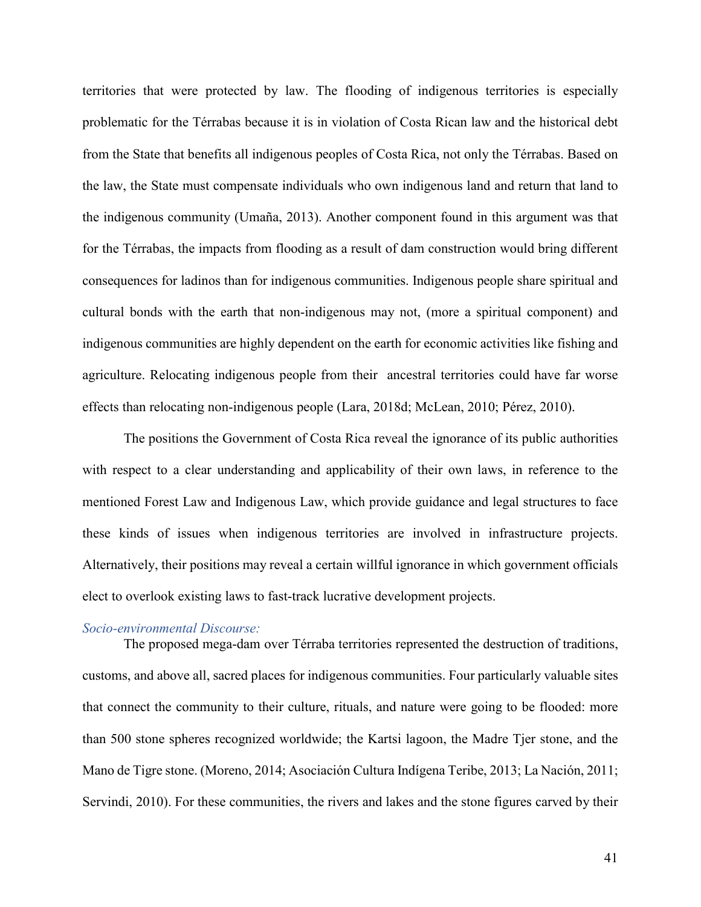territories that were protected by law. The flooding of indigenous territories is especially problematic for the Térrabas because it is in violation of Costa Rican law and the historical debt from the State that benefits all indigenous peoples of Costa Rica, not only the Térrabas. Based on the law, the State must compensate individuals who own indigenous land and return that land to the indigenous community (Umaña, 2013). Another component found in this argument was that for the Térrabas, the impacts from flooding as a result of dam construction would bring different consequences for ladinos than for indigenous communities. Indigenous people share spiritual and cultural bonds with the earth that non-indigenous may not, (more a spiritual component) and indigenous communities are highly dependent on the earth for economic activities like fishing and agriculture. Relocating indigenous people from their ancestral territories could have far worse effects than relocating non-indigenous people (Lara, 2018d; McLean, 2010; Pérez, 2010).

The positions the Government of Costa Rica reveal the ignorance of its public authorities with respect to a clear understanding and applicability of their own laws, in reference to the mentioned Forest Law and Indigenous Law, which provide guidance and legal structures to face these kinds of issues when indigenous territories are involved in infrastructure projects. Alternatively, their positions may reveal a certain willful ignorance in which government officials elect to overlook existing laws to fast-track lucrative development projects.

*Socio-environmental Discourse:*

The proposed mega-dam over Térraba territories represented the destruction of traditions, customs, and above all, sacred places for indigenous communities. Four particularly valuable sites that connect the community to their culture, rituals, and nature were going to be flooded: more than 500 stone spheres recognized worldwide; the Kartsi lagoon, the Madre Tjer stone, and the Mano de Tigre stone. (Moreno, 2014; Asociación Cultura Indígena Teribe, 2013; La Nación, 2011; Servindi, 2010). For these communities, the rivers and lakes and the stone figures carved by their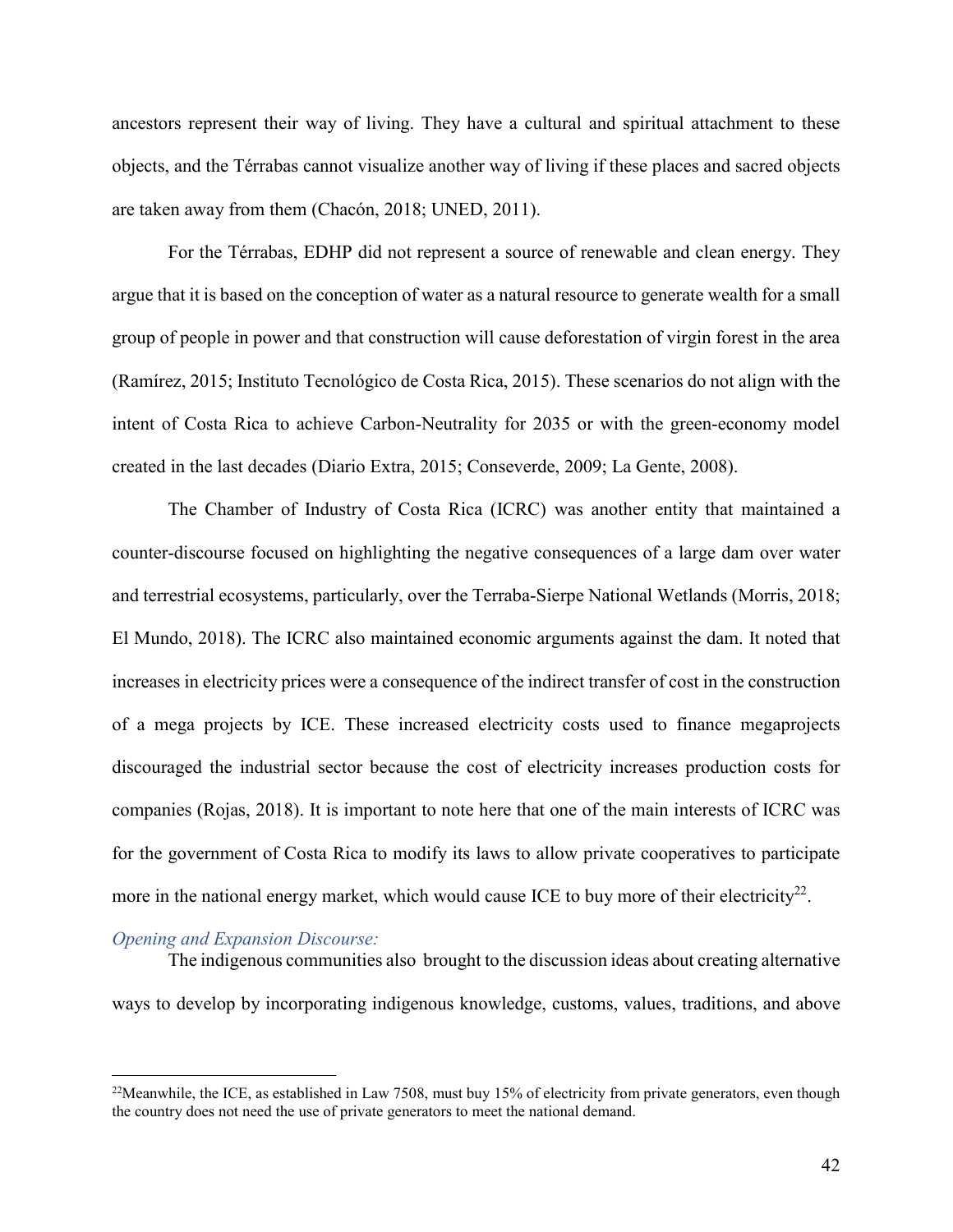ancestors represent their way of living. They have a cultural and spiritual attachment to these objects, and the Térrabas cannot visualize another way of living if these places and sacred objects are taken away from them (Chacón, 2018; UNED, 2011).

For the Térrabas, EDHP did not represent a source of renewable and clean energy. They argue that it is based on the conception of water as a natural resource to generate wealth for a small group of people in power and that construction will cause deforestation of virgin forest in the area (Ramírez, 2015; Instituto Tecnológico de Costa Rica, 2015). These scenarios do not align with the intent of Costa Rica to achieve Carbon-Neutrality for 2035 or with the green-economy model created in the last decades (Diario Extra, 2015; Conseverde, 2009; La Gente, 2008).

The Chamber of Industry of Costa Rica (ICRC) was another entity that maintained a counter-discourse focused on highlighting the negative consequences of a large dam over water and terrestrial ecosystems, particularly, over the Terraba-Sierpe National Wetlands (Morris, 2018; El Mundo, 2018). The ICRC also maintained economic arguments against the dam. It noted that increases in electricity prices were a consequence of the indirect transfer of cost in the construction of a mega projects by ICE. These increased electricity costs used to finance megaprojects discouraged the industrial sector because the cost of electricity increases production costs for companies (Rojas, 2018). It is important to note here that one of the main interests of ICRC was for the government of Costa Rica to modify its laws to allow private cooperatives to participate more in the national energy market, which would cause ICE to buy more of their electricity[22].

*Opening and Expansion Discourse:*

The indigenous communities also brought to the discussion ideas about creating alternative ways to develop by incorporating indigenous knowledge, customs, values, traditions, and above

[22] Meanwhile, the ICE, as established in Law 7508, must buy 15% of electricity from private generators, even though the country does not need the use of private generators to meet the national demand.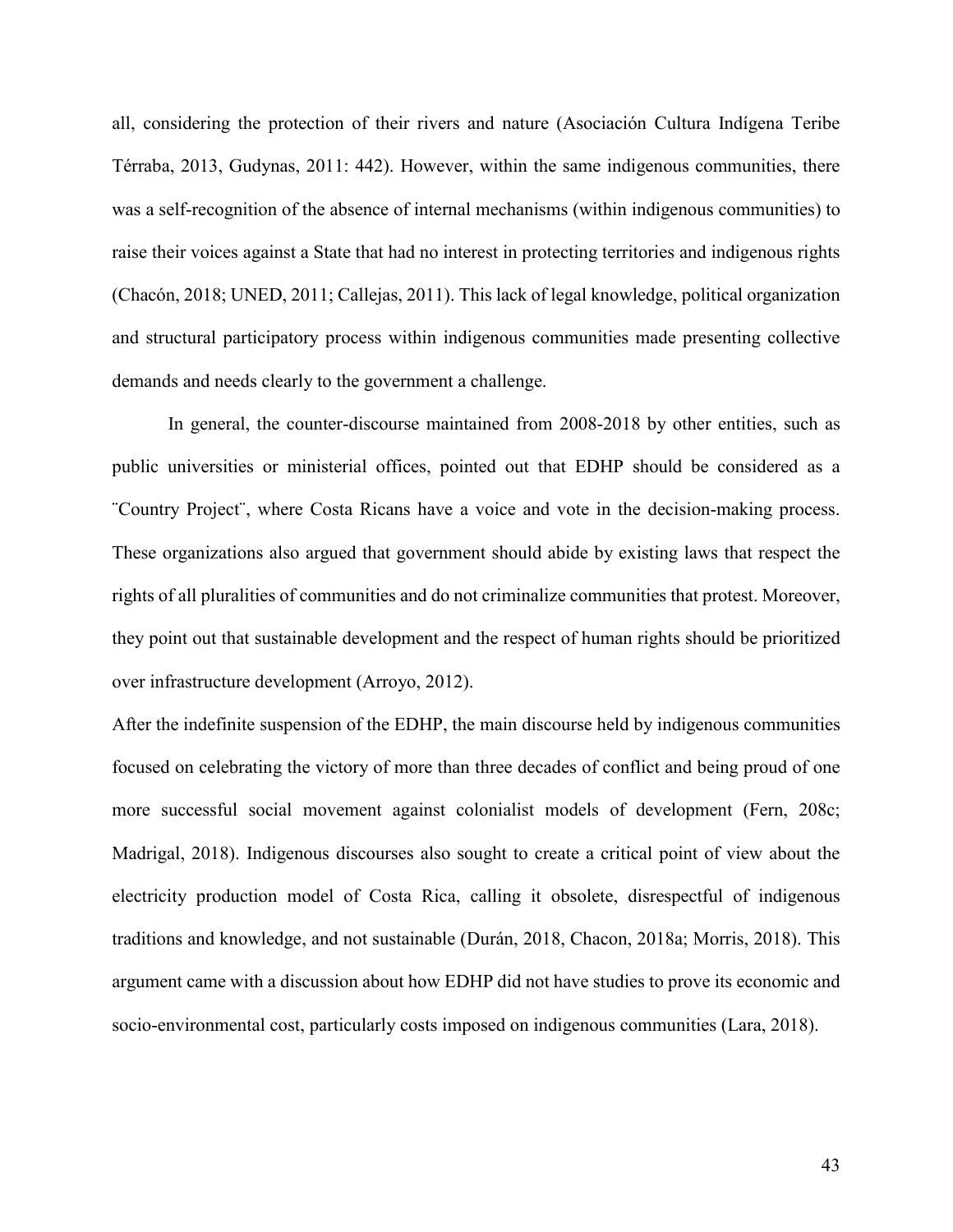all, considering the protection of their rivers and nature (Asociación Cultura Indígena Teribe Térraba, 2013, Gudynas, 2011: 442). However, within the same indigenous communities, there was a self-recognition of the absence of internal mechanisms (within indigenous communities) to raise their voices against a State that had no interest in protecting territories and indigenous rights (Chacón, 2018; UNED, 2011; Callejas, 2011). This lack of legal knowledge, political organization and structural participatory process within indigenous communities made presenting collective demands and needs clearly to the government a challenge.

In general, the counter-discourse maintained from 2008-2018 by other entities, such as public universities or ministerial offices, pointed out that EDHP should be considered as a ¨Country Project¨, where Costa Ricans have a voice and vote in the decision-making process. These organizations also argued that government should abide by existing laws that respect the rights of all pluralities of communities and do not criminalize communities that protest. Moreover, they point out that sustainable development and the respect of human rights should be prioritized over infrastructure development (Arroyo, 2012).

After the indefinite suspension of the EDHP, the main discourse held by indigenous communities focused on celebrating the victory of more than three decades of conflict and being proud of one more successful social movement against colonialist models of development (Fern, 208c; Madrigal, 2018). Indigenous discourses also sought to create a critical point of view about the electricity production model of Costa Rica, calling it obsolete, disrespectful of indigenous traditions and knowledge, and not sustainable (Durán, 2018, Chacon, 2018a; Morris, 2018). This argument came with a discussion about how EDHP did not have studies to prove its economic and socio-environmental cost, particularly costs imposed on indigenous communities (Lara, 2018).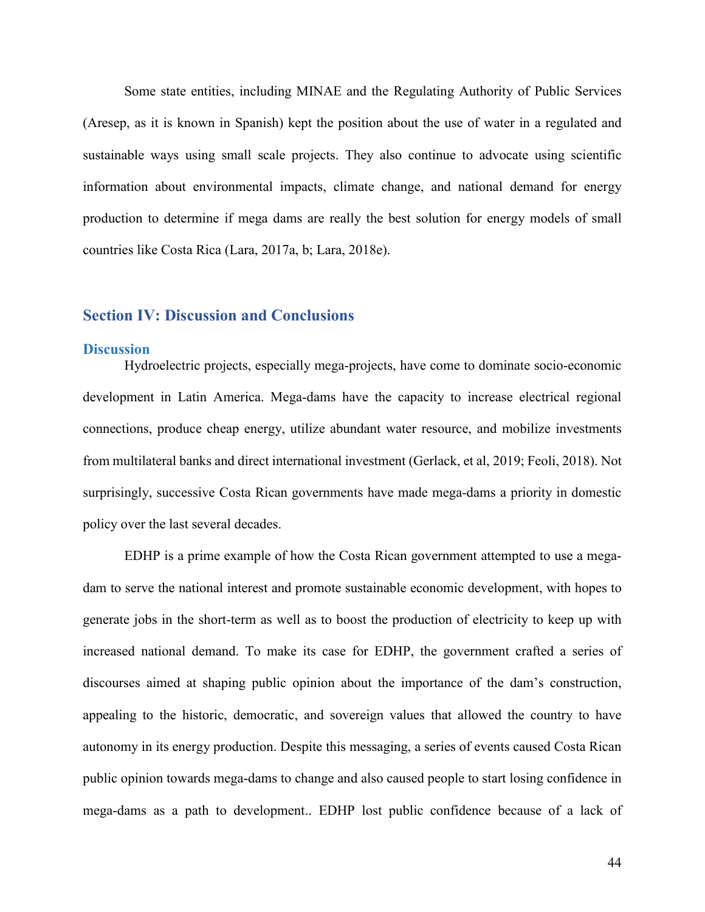Some state entities, including MINAE and the Regulating Authority of Public Services (Aresep, as it is known in Spanish) kept the position about the use of water in a regulated and sustainable ways using small scale projects. They also continue to advocate using scientific information about environmental impacts, climate change, and national demand for energy production to determine if mega dams are really the best solution for energy models of small countries like Costa Rica (Lara, 2017a, b; Lara, 2018e).

## Section IV: Discussion and Conclusions

### Discussion

Hydroelectric projects, especially mega-projects, have come to dominate socio-economic development in Latin America. Mega-dams have the capacity to increase electrical regional connections, produce cheap energy, utilize abundant water resource, and mobilize investments from multilateral banks and direct international investment (Gerlack, et al, 2019; Feoli, 2018). Not surprisingly, successive Costa Rican governments have made mega-dams a priority in domestic policy over the last several decades.

EDHP is a prime example of how the Costa Rican government attempted to use a mega-dam to serve the national interest and promote sustainable economic development, with hopes to generate jobs in the short-term as well as to boost the production of electricity to keep up with increased national demand. To make its case for EDHP, the government crafted a series of discourses aimed at shaping public opinion about the importance of the dam's construction, appealing to the historic, democratic, and sovereign values that allowed the country to have autonomy in its energy production. Despite this messaging, a series of events caused Costa Rican public opinion towards mega-dams to change and also caused people to start losing confidence in mega-dams as a path to development.. EDHP lost public confidence because of a lack of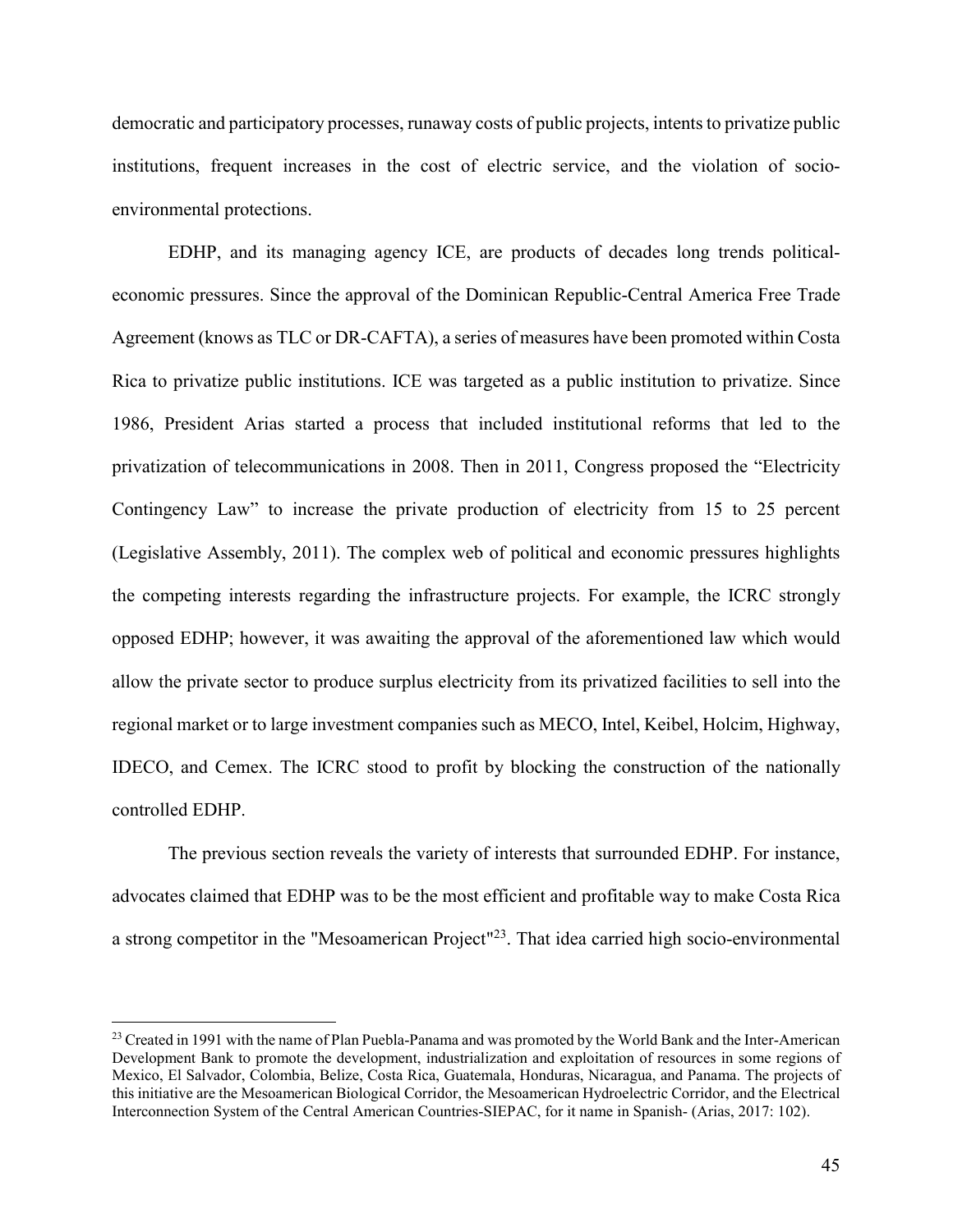democratic and participatory processes, runaway costs of public projects, intents to privatize public institutions, frequent increases in the cost of electric service, and the violation of socio-environmental protections.

EDHP, and its managing agency ICE, are products of decades long trends political-economic pressures. Since the approval of the Dominican Republic-Central America Free Trade Agreement (knows as TLC or DR-CAFTA), a series of measures have been promoted within Costa Rica to privatize public institutions. ICE was targeted as a public institution to privatize. Since 1986, President Arias started a process that included institutional reforms that led to the privatization of telecommunications in 2008. Then in 2011, Congress proposed the "Electricity Contingency Law" to increase the private production of electricity from 15 to 25 percent (Legislative Assembly, 2011). The complex web of political and economic pressures highlights the competing interests regarding the infrastructure projects. For example, the ICRC strongly opposed EDHP; however, it was awaiting the approval of the aforementioned law which would allow the private sector to produce surplus electricity from its privatized facilities to sell into the regional market or to large investment companies such as MECO, Intel, Keibel, Holcim, Highway, IDECO, and Cemex. The ICRC stood to profit by blocking the construction of the nationally controlled EDHP.

The previous section reveals the variety of interests that surrounded EDHP. For instance, advocates claimed that EDHP was to be the most efficient and profitable way to make Costa Rica a strong competitor in the "Mesoamerican Project"[23]. That idea carried high socio-environmental

---

[23] Created in 1991 with the name of Plan Puebla-Panama and was promoted by the World Bank and the Inter-American Development Bank to promote the development, industrialization and exploitation of resources in some regions of Mexico, El Salvador, Colombia, Belize, Costa Rica, Guatemala, Honduras, Nicaragua, and Panama. The projects of this initiative are the Mesoamerican Biological Corridor, the Mesoamerican Hydroelectric Corridor, and the Electrical Interconnection System of the Central American Countries-SIEPAC, for it name in Spanish- (Arias, 2017: 102).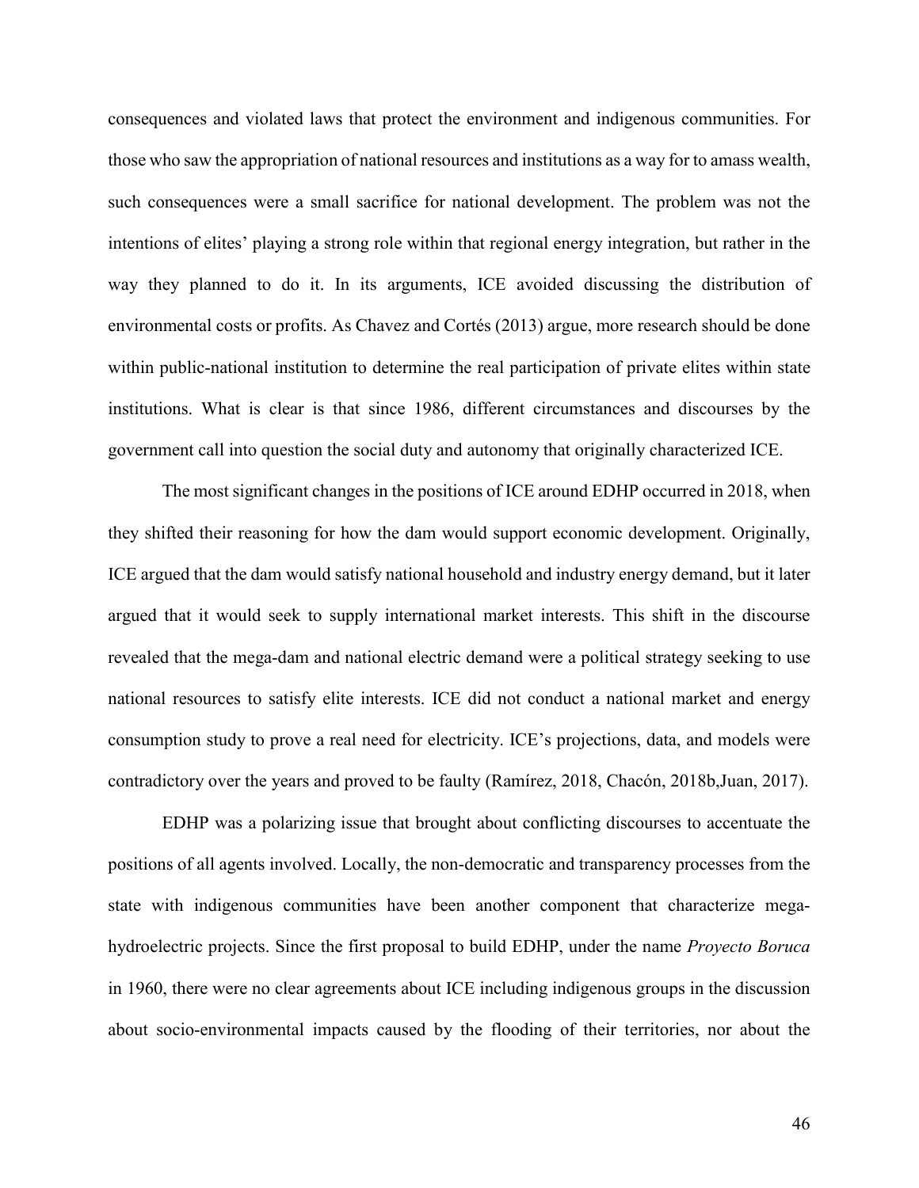consequences and violated laws that protect the environment and indigenous communities. For those who saw the appropriation of national resources and institutions as a way for to amass wealth, such consequences were a small sacrifice for national development. The problem was not the intentions of elites' playing a strong role within that regional energy integration, but rather in the way they planned to do it. In its arguments, ICE avoided discussing the distribution of environmental costs or profits. As Chavez and Cortés (2013) argue, more research should be done within public-national institution to determine the real participation of private elites within state institutions. What is clear is that since 1986, different circumstances and discourses by the government call into question the social duty and autonomy that originally characterized ICE.

The most significant changes in the positions of ICE around EDHP occurred in 2018, when they shifted their reasoning for how the dam would support economic development. Originally, ICE argued that the dam would satisfy national household and industry energy demand, but it later argued that it would seek to supply international market interests. This shift in the discourse revealed that the mega-dam and national electric demand were a political strategy seeking to use national resources to satisfy elite interests. ICE did not conduct a national market and energy consumption study to prove a real need for electricity. ICE's projections, data, and models were contradictory over the years and proved to be faulty (Ramírez, 2018, Chacón, 2018b,Juan, 2017).

EDHP was a polarizing issue that brought about conflicting discourses to accentuate the positions of all agents involved. Locally, the non-democratic and transparency processes from the state with indigenous communities have been another component that characterize mega-hydroelectric projects. Since the first proposal to build EDHP, under the name *Proyecto Boruca* in 1960, there were no clear agreements about ICE including indigenous groups in the discussion about socio-environmental impacts caused by the flooding of their territories, nor about the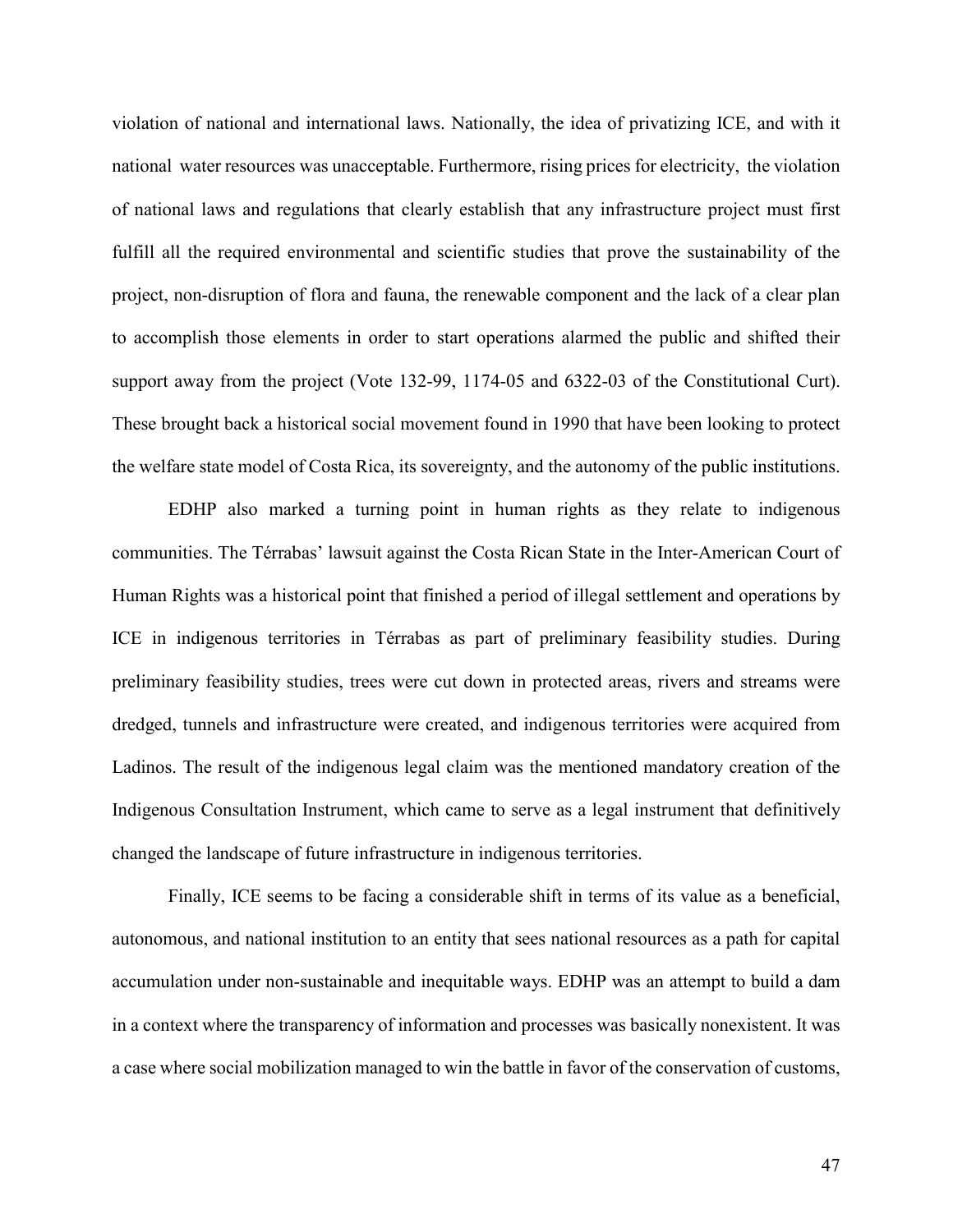violation of national and international laws. Nationally, the idea of privatizing ICE, and with it national water resources was unacceptable. Furthermore, rising prices for electricity, the violation of national laws and regulations that clearly establish that any infrastructure project must first fulfill all the required environmental and scientific studies that prove the sustainability of the project, non-disruption of flora and fauna, the renewable component and the lack of a clear plan to accomplish those elements in order to start operations alarmed the public and shifted their support away from the project (Vote 132-99, 1174-05 and 6322-03 of the Constitutional Curt). These brought back a historical social movement found in 1990 that have been looking to protect the welfare state model of Costa Rica, its sovereignty, and the autonomy of the public institutions.

EDHP also marked a turning point in human rights as they relate to indigenous communities. The Térrabas' lawsuit against the Costa Rican State in the Inter-American Court of Human Rights was a historical point that finished a period of illegal settlement and operations by ICE in indigenous territories in Térrabas as part of preliminary feasibility studies. During preliminary feasibility studies, trees were cut down in protected areas, rivers and streams were dredged, tunnels and infrastructure were created, and indigenous territories were acquired from Ladinos. The result of the indigenous legal claim was the mentioned mandatory creation of the Indigenous Consultation Instrument, which came to serve as a legal instrument that definitively changed the landscape of future infrastructure in indigenous territories.

Finally, ICE seems to be facing a considerable shift in terms of its value as a beneficial, autonomous, and national institution to an entity that sees national resources as a path for capital accumulation under non-sustainable and inequitable ways. EDHP was an attempt to build a dam in a context where the transparency of information and processes was basically nonexistent. It was a case where social mobilization managed to win the battle in favor of the conservation of customs,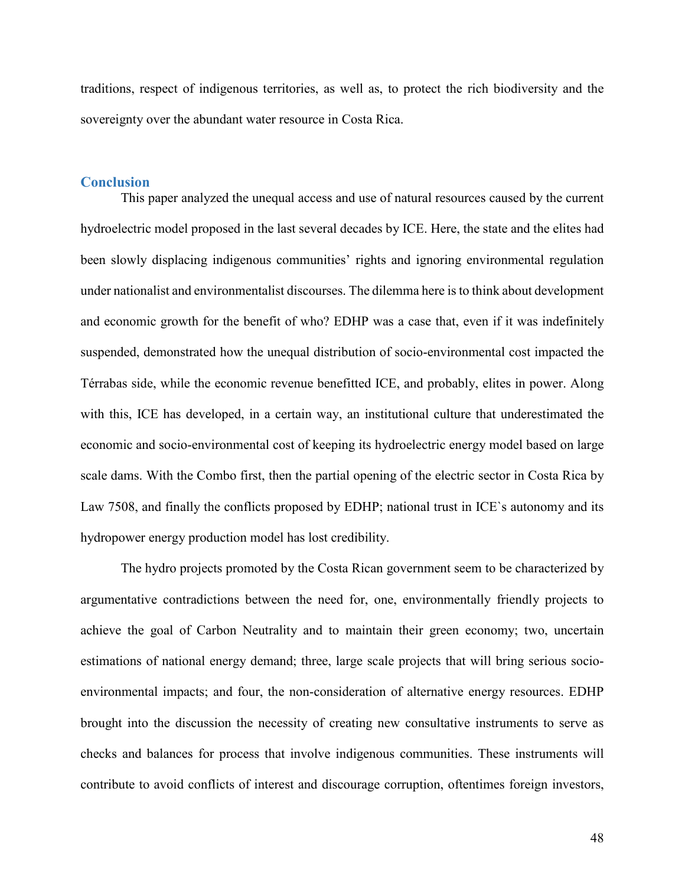traditions, respect of indigenous territories, as well as, to protect the rich biodiversity and the sovereignty over the abundant water resource in Costa Rica.

## Conclusion

This paper analyzed the unequal access and use of natural resources caused by the current hydroelectric model proposed in the last several decades by ICE. Here, the state and the elites had been slowly displacing indigenous communities' rights and ignoring environmental regulation under nationalist and environmentalist discourses. The dilemma here is to think about development and economic growth for the benefit of who? EDHP was a case that, even if it was indefinitely suspended, demonstrated how the unequal distribution of socio-environmental cost impacted the Térrabas side, while the economic revenue benefitted ICE, and probably, elites in power. Along with this, ICE has developed, in a certain way, an institutional culture that underestimated the economic and socio-environmental cost of keeping its hydroelectric energy model based on large scale dams. With the Combo first, then the partial opening of the electric sector in Costa Rica by Law 7508, and finally the conflicts proposed by EDHP; national trust in ICE`s autonomy and its hydropower energy production model has lost credibility.

The hydro projects promoted by the Costa Rican government seem to be characterized by argumentative contradictions between the need for, one, environmentally friendly projects to achieve the goal of Carbon Neutrality and to maintain their green economy; two, uncertain estimations of national energy demand; three, large scale projects that will bring serious socio-environmental impacts; and four, the non-consideration of alternative energy resources. EDHP brought into the discussion the necessity of creating new consultative instruments to serve as checks and balances for process that involve indigenous communities. These instruments will contribute to avoid conflicts of interest and discourage corruption, oftentimes foreign investors,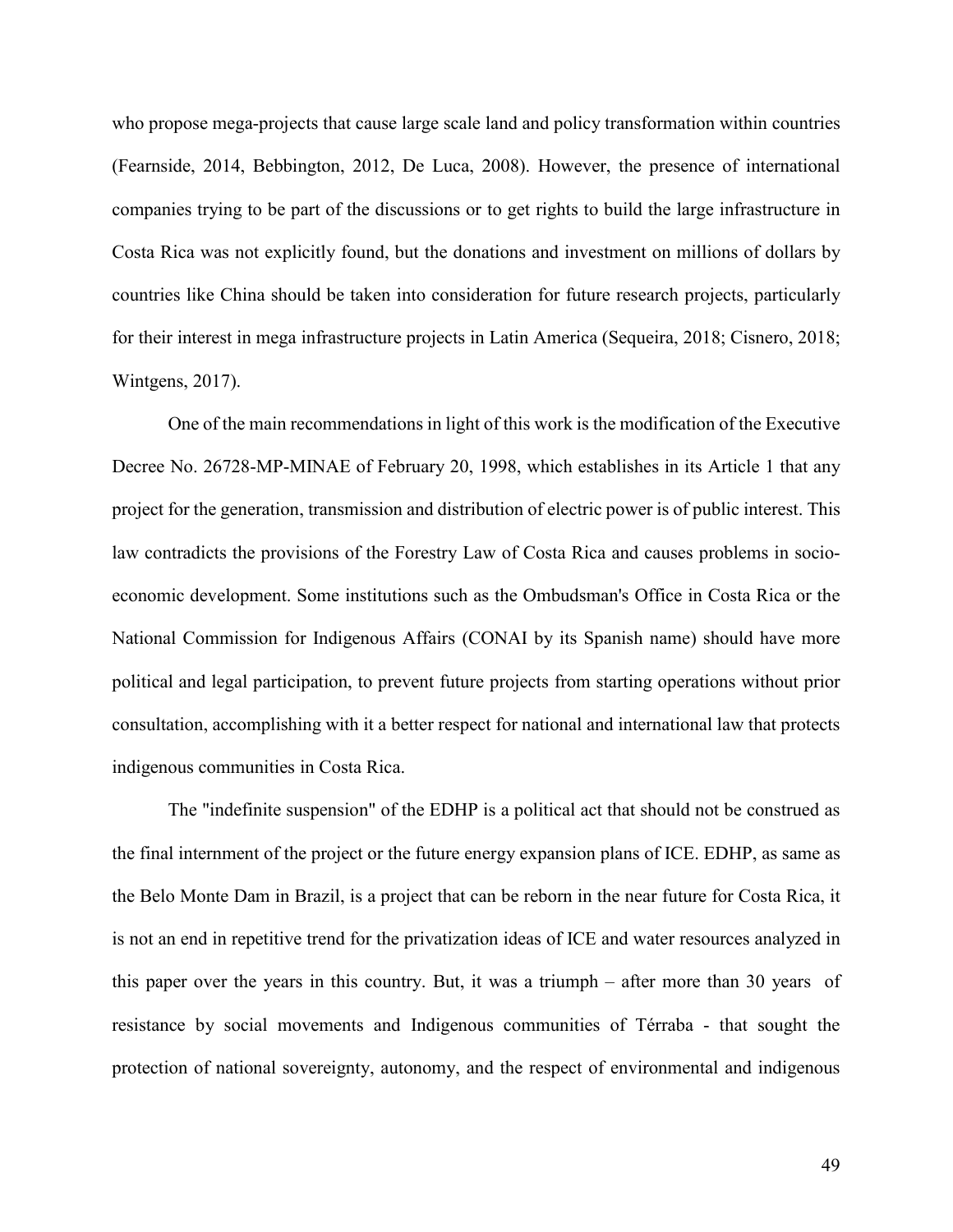who propose mega-projects that cause large scale land and policy transformation within countries (Fearnside, 2014, Bebbington, 2012, De Luca, 2008). However, the presence of international companies trying to be part of the discussions or to get rights to build the large infrastructure in Costa Rica was not explicitly found, but the donations and investment on millions of dollars by countries like China should be taken into consideration for future research projects, particularly for their interest in mega infrastructure projects in Latin America (Sequeira, 2018; Cisnero, 2018; Wintgens, 2017).

One of the main recommendations in light of this work is the modification of the Executive Decree No. 26728-MP-MINAE of February 20, 1998, which establishes in its Article 1 that any project for the generation, transmission and distribution of electric power is of public interest. This law contradicts the provisions of the Forestry Law of Costa Rica and causes problems in socio-economic development. Some institutions such as the Ombudsman's Office in Costa Rica or the National Commission for Indigenous Affairs (CONAI by its Spanish name) should have more political and legal participation, to prevent future projects from starting operations without prior consultation, accomplishing with it a better respect for national and international law that protects indigenous communities in Costa Rica.

The "indefinite suspension" of the EDHP is a political act that should not be construed as the final internment of the project or the future energy expansion plans of ICE. EDHP, as same as the Belo Monte Dam in Brazil, is a project that can be reborn in the near future for Costa Rica, it is not an end in repetitive trend for the privatization ideas of ICE and water resources analyzed in this paper over the years in this country. But, it was a triumph – after more than 30 years of resistance by social movements and Indigenous communities of Térraba - that sought the protection of national sovereignty, autonomy, and the respect of environmental and indigenous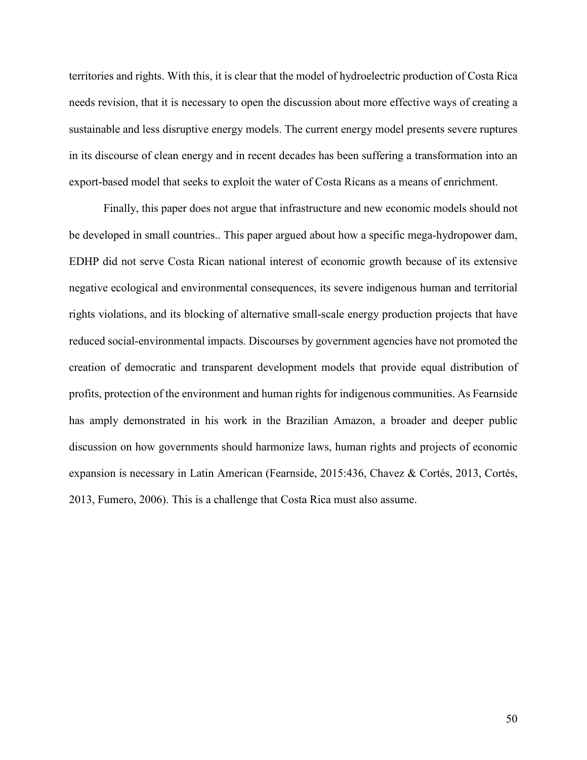territories and rights. With this, it is clear that the model of hydroelectric production of Costa Rica needs revision, that it is necessary to open the discussion about more effective ways of creating a sustainable and less disruptive energy models. The current energy model presents severe ruptures in its discourse of clean energy and in recent decades has been suffering a transformation into an export-based model that seeks to exploit the water of Costa Ricans as a means of enrichment.

Finally, this paper does not argue that infrastructure and new economic models should not be developed in small countries.. This paper argued about how a specific mega-hydropower dam, EDHP did not serve Costa Rican national interest of economic growth because of its extensive negative ecological and environmental consequences, its severe indigenous human and territorial rights violations, and its blocking of alternative small-scale energy production projects that have reduced social-environmental impacts. Discourses by government agencies have not promoted the creation of democratic and transparent development models that provide equal distribution of profits, protection of the environment and human rights for indigenous communities. As Fearnside has amply demonstrated in his work in the Brazilian Amazon, a broader and deeper public discussion on how governments should harmonize laws, human rights and projects of economic expansion is necessary in Latin American (Fearnside, 2015:436, Chavez & Cortés, 2013, Cortés, 2013, Fumero, 2006). This is a challenge that Costa Rica must also assume.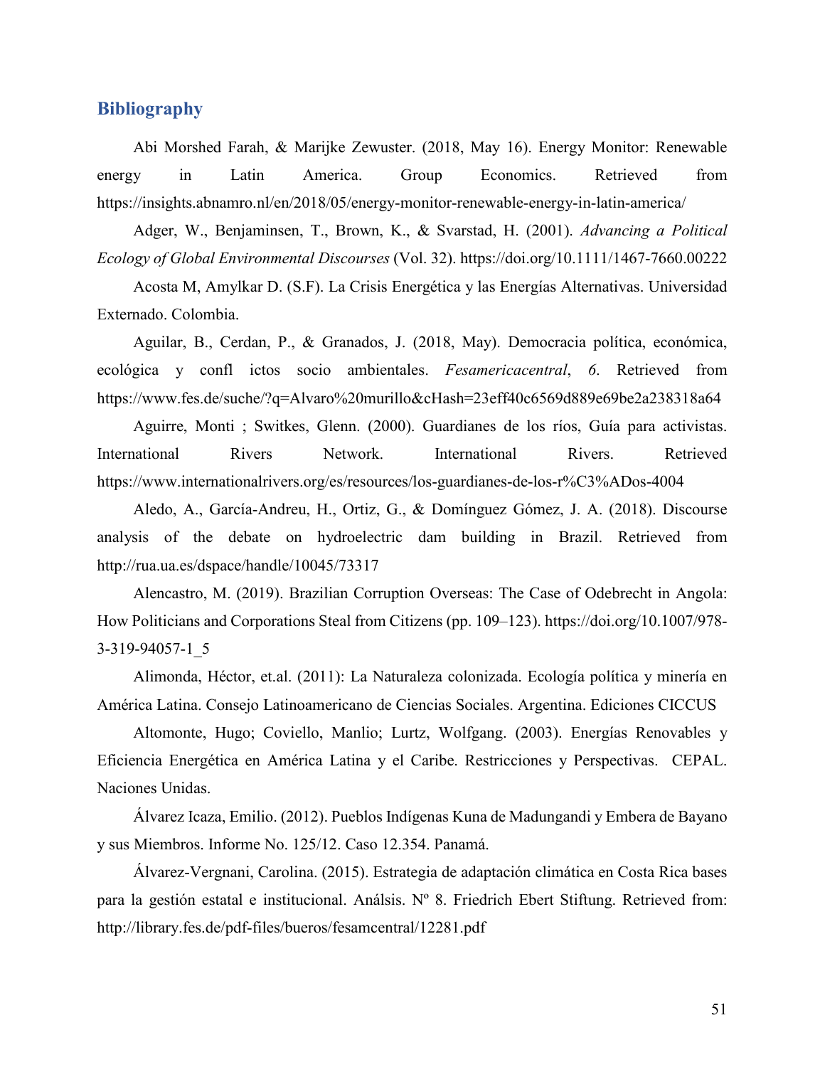## Bibliography

Abi Morshed Farah, & Marijke Zewuster. (2018, May 16). Energy Monitor: Renewable energy in Latin America. Group Economics. Retrieved from https://insights.abnamro.nl/en/2018/05/energy-monitor-renewable-energy-in-latin-america/

Adger, W., Benjaminsen, T., Brown, K., & Svarstad, H. (2001). *Advancing a Political Ecology of Global Environmental Discourses* (Vol. 32). https://doi.org/10.1111/1467-7660.00222

Acosta M, Amylkar D. (S.F). La Crisis Energética y las Energías Alternativas. Universidad Externado. Colombia.

Aguilar, B., Cerdan, P., & Granados, J. (2018, May). Democracia política, económica, ecológica y confl ictos socio ambientales. *Fesamericacentral*, *6*. Retrieved from https://www.fes.de/suche/?q=Alvaro%20murillo&cHash=23eff40c6569d889e69be2a238318a64

Aguirre, Monti ; Switkes, Glenn. (2000). Guardianes de los ríos, Guía para activistas. International Rivers Network. International Rivers. Retrieved https://www.internationalrivers.org/es/resources/los-guardianes-de-los-r%C3%ADos-4004

Aledo, A., García-Andreu, H., Ortiz, G., & Domínguez Gómez, J. A. (2018). Discourse analysis of the debate on hydroelectric dam building in Brazil. Retrieved from http://rua.ua.es/dspace/handle/10045/73317

Alencastro, M. (2019). Brazilian Corruption Overseas: The Case of Odebrecht in Angola: How Politicians and Corporations Steal from Citizens (pp. 109–123). https://doi.org/10.1007/978-3-319-94057-1_5

Alimonda, Héctor, et.al. (2011): La Naturaleza colonizada. Ecología política y minería en América Latina. Consejo Latinoamericano de Ciencias Sociales. Argentina. Ediciones CICCUS

Altomonte, Hugo; Coviello, Manlio; Lurtz, Wolfgang. (2003). Energías Renovables y Eficiencia Energética en América Latina y el Caribe. Restricciones y Perspectivas. CEPAL. Naciones Unidas.

Álvarez Icaza, Emilio. (2012). Pueblos Indígenas Kuna de Madungandi y Embera de Bayano y sus Miembros. Informe No. 125/12. Caso 12.354. Panamá.

Álvarez-Vergnani, Carolina. (2015). Estrategia de adaptación climática en Costa Rica bases para la gestión estatal e institucional. Análsis. Nº 8. Friedrich Ebert Stiftung. Retrieved from: http://library.fes.de/pdf-files/bueros/fesamcentral/12281.pdf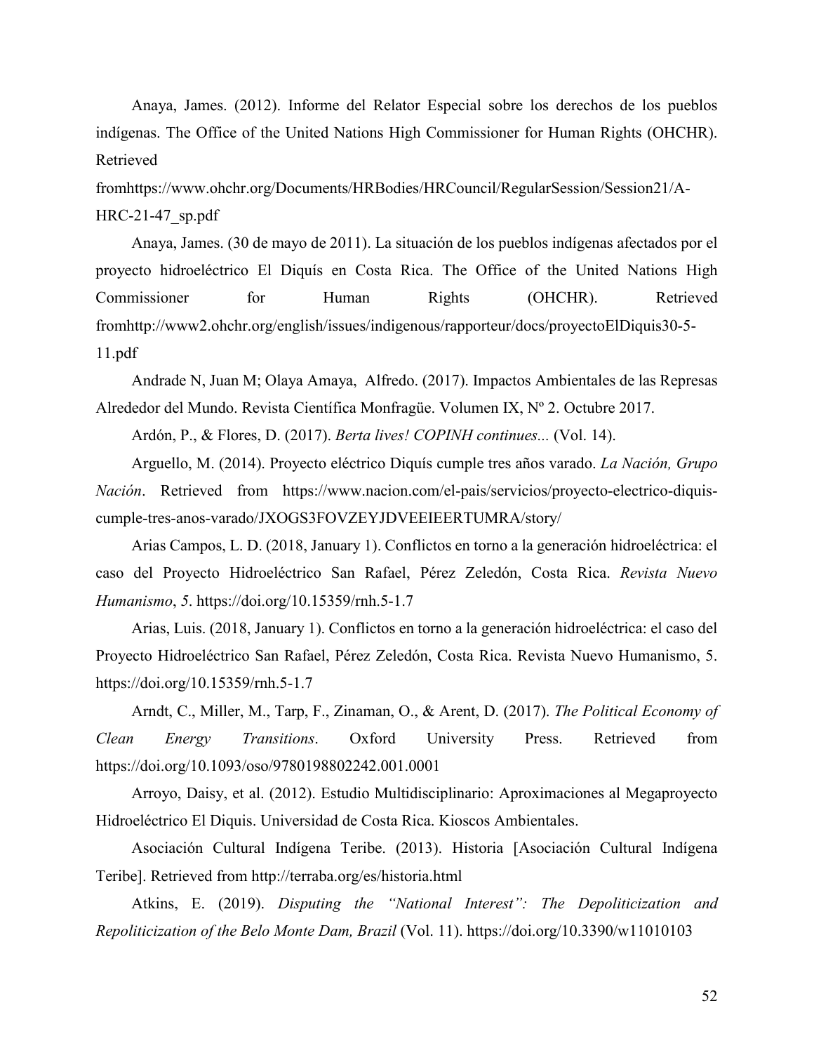Anaya, James. (2012). Informe del Relator Especial sobre los derechos de los pueblos indígenas. The Office of the United Nations High Commissioner for Human Rights (OHCHR). Retrieved fromhttps://www.ohchr.org/Documents/HRBodies/HRCouncil/RegularSession/Session21/A-HRC-21-47_sp.pdf

Anaya, James. (30 de mayo de 2011). La situación de los pueblos indígenas afectados por el proyecto hidroeléctrico El Diquís en Costa Rica. The Office of the United Nations High Commissioner for Human Rights (OHCHR). Retrieved fromhttp://www2.ohchr.org/english/issues/indigenous/rapporteur/docs/proyectoElDiquis30-5-11.pdf

Andrade N, Juan M; Olaya Amaya, Alfredo. (2017). Impactos Ambientales de las Represas Alrededor del Mundo. Revista Científica Monfragüe. Volumen IX, Nº 2. Octubre 2017.

Ardón, P., & Flores, D. (2017). *Berta lives! COPINH continues...* (Vol. 14).

Arguello, M. (2014). Proyecto eléctrico Diquís cumple tres años varado. *La Nación, Grupo Nación*. Retrieved from https://www.nacion.com/el-pais/servicios/proyecto-electrico-diquis-cumple-tres-anos-varado/JXOGS3FOVZEYJDVEEIEERTUMRA/story/

Arias Campos, L. D. (2018, January 1). Conflictos en torno a la generación hidroeléctrica: el caso del Proyecto Hidroeléctrico San Rafael, Pérez Zeledón, Costa Rica. *Revista Nuevo Humanismo*, *5*. https://doi.org/10.15359/rnh.5-1.7

Arias, Luis. (2018, January 1). Conflictos en torno a la generación hidroeléctrica: el caso del Proyecto Hidroeléctrico San Rafael, Pérez Zeledón, Costa Rica. Revista Nuevo Humanismo, 5. https://doi.org/10.15359/rnh.5-1.7

Arndt, C., Miller, M., Tarp, F., Zinaman, O., & Arent, D. (2017). *The Political Economy of Clean Energy Transitions*. Oxford University Press. Retrieved from https://doi.org/10.1093/oso/9780198802242.001.0001

Arroyo, Daisy, et al. (2012). Estudio Multidisciplinario: Aproximaciones al Megaproyecto Hidroeléctrico El Diquis. Universidad de Costa Rica. Kioscos Ambientales.

Asociación Cultural Indígena Teribe. (2013). Historia [Asociación Cultural Indígena Teribe]. Retrieved from http://terraba.org/es/historia.html

Atkins, E. (2019). *Disputing the "National Interest": The Depoliticization and Repoliticization of the Belo Monte Dam, Brazil* (Vol. 11). https://doi.org/10.3390/w11010103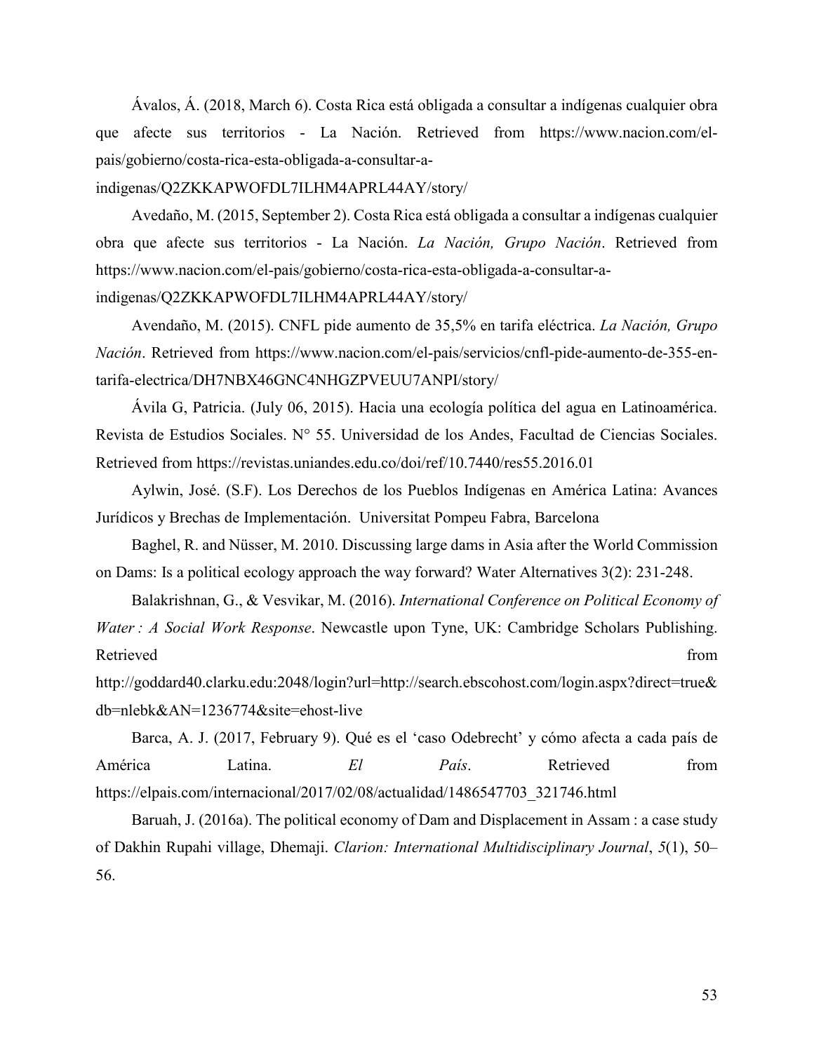Ávalos, Á. (2018, March 6). Costa Rica está obligada a consultar a indígenas cualquier obra que afecte sus territorios - La Nación. Retrieved from https://www.nacion.com/el-pais/gobierno/costa-rica-esta-obligada-a-consultar-a-indigenas/Q2ZKKAPWOFDL7ILHM4APRL44AY/story/

Avedaño, M. (2015, September 2). Costa Rica está obligada a consultar a indígenas cualquier obra que afecte sus territorios - La Nación. *La Nación, Grupo Nación*. Retrieved from https://www.nacion.com/el-pais/gobierno/costa-rica-esta-obligada-a-consultar-a-indigenas/Q2ZKKAPWOFDL7ILHM4APRL44AY/story/

Avendaño, M. (2015). CNFL pide aumento de 35,5% en tarifa eléctrica. *La Nación, Grupo Nación*. Retrieved from https://www.nacion.com/el-pais/servicios/cnfl-pide-aumento-de-355-en-tarifa-electrica/DH7NBX46GNC4NHGZPVEUU7ANPI/story/

Ávila G, Patricia. (July 06, 2015). Hacia una ecología política del agua en Latinoamérica. Revista de Estudios Sociales. N° 55. Universidad de los Andes, Facultad de Ciencias Sociales. Retrieved from https://revistas.uniandes.edu.co/doi/ref/10.7440/res55.2016.01

Aylwin, José. (S.F). Los Derechos de los Pueblos Indígenas en América Latina: Avances Jurídicos y Brechas de Implementación. Universitat Pompeu Fabra, Barcelona

Baghel, R. and Nüsser, M. 2010. Discussing large dams in Asia after the World Commission on Dams: Is a political ecology approach the way forward? Water Alternatives 3(2): 231-248.

Balakrishnan, G., & Vesvikar, M. (2016). *International Conference on Political Economy of Water : A Social Work Response*. Newcastle upon Tyne, UK: Cambridge Scholars Publishing. Retrieved from http://goddard40.clarku.edu:2048/login?url=http://search.ebscohost.com/login.aspx?direct=true&db=nlebk&AN=1236774&site=ehost-live

Barca, A. J. (2017, February 9). Qué es el 'caso Odebrecht' y cómo afecta a cada país de América Latina. *El País*. Retrieved from https://elpais.com/internacional/2017/02/08/actualidad/1486547703_321746.html

Baruah, J. (2016a). The political economy of Dam and Displacement in Assam : a case study of Dakhin Rupahi village, Dhemaji. *Clarion: International Multidisciplinary Journal*, *5*(1), 50–56.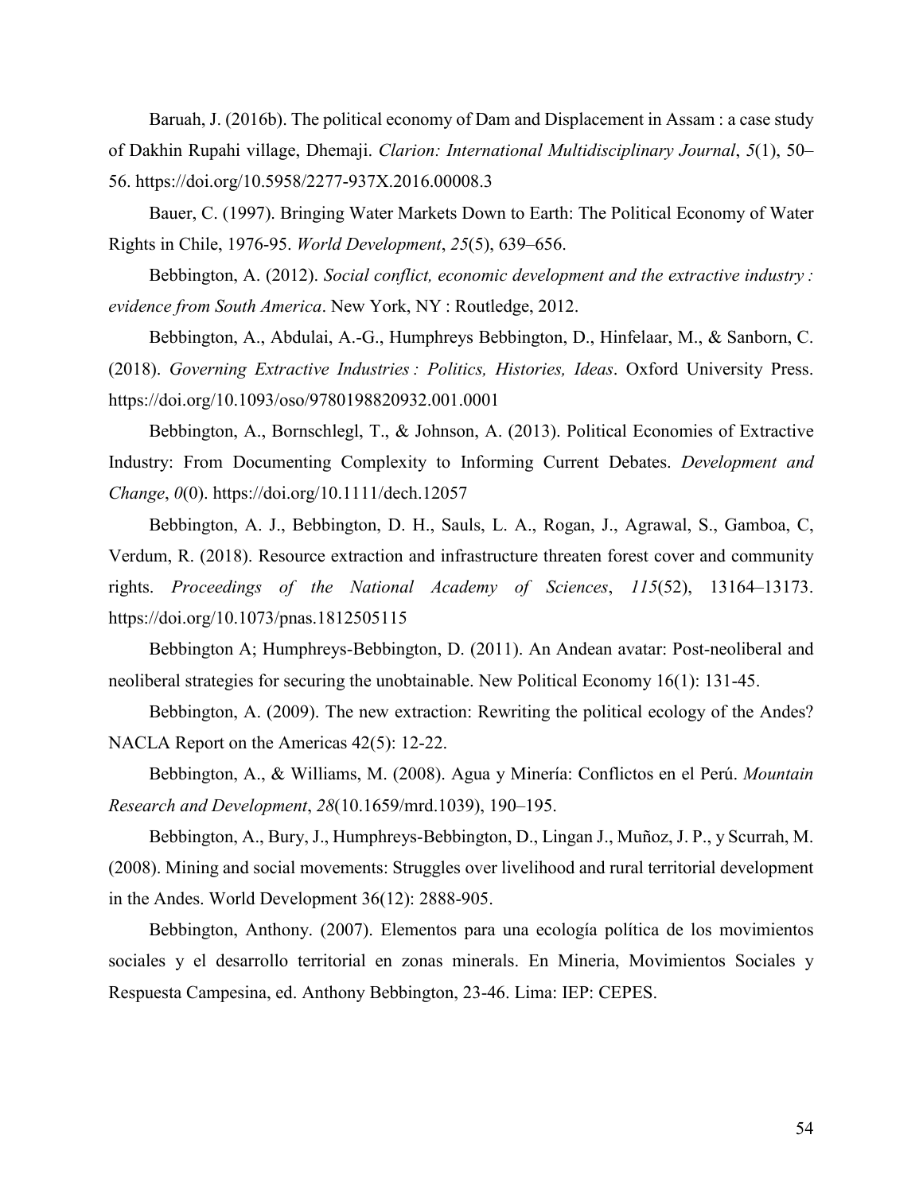Baruah, J. (2016b). The political economy of Dam and Displacement in Assam : a case study of Dakhin Rupahi village, Dhemaji. *Clarion: International Multidisciplinary Journal*, *5*(1), 50–56. https://doi.org/10.5958/2277-937X.2016.00008.3

Bauer, C. (1997). Bringing Water Markets Down to Earth: The Political Economy of Water Rights in Chile, 1976-95. *World Development*, *25*(5), 639–656.

Bebbington, A. (2012). *Social conflict, economic development and the extractive industry : evidence from South America*. New York, NY : Routledge, 2012.

Bebbington, A., Abdulai, A.-G., Humphreys Bebbington, D., Hinfelaar, M., & Sanborn, C. (2018). *Governing Extractive Industries : Politics, Histories, Ideas*. Oxford University Press. https://doi.org/10.1093/oso/9780198820932.001.0001

Bebbington, A., Bornschlegl, T., & Johnson, A. (2013). Political Economies of Extractive Industry: From Documenting Complexity to Informing Current Debates. *Development and Change*, *0*(0). https://doi.org/10.1111/dech.12057

Bebbington, A. J., Bebbington, D. H., Sauls, L. A., Rogan, J., Agrawal, S., Gamboa, C, Verdum, R. (2018). Resource extraction and infrastructure threaten forest cover and community rights. *Proceedings of the National Academy of Sciences*, *115*(52), 13164–13173. https://doi.org/10.1073/pnas.1812505115

Bebbington A; Humphreys-Bebbington, D. (2011). An Andean avatar: Post-neoliberal and neoliberal strategies for securing the unobtainable. New Political Economy 16(1): 131-45.

Bebbington, A. (2009). The new extraction: Rewriting the political ecology of the Andes? NACLA Report on the Americas 42(5): 12-22.

Bebbington, A., & Williams, M. (2008). Agua y Minería: Conflictos en el Perú. *Mountain Research and Development*, *28*(10.1659/mrd.1039), 190–195.

Bebbington, A., Bury, J., Humphreys-Bebbington, D., Lingan J., Muñoz, J. P., y Scurrah, M. (2008). Mining and social movements: Struggles over livelihood and rural territorial development in the Andes. World Development 36(12): 2888-905.

Bebbington, Anthony. (2007). Elementos para una ecología política de los movimientos sociales y el desarrollo territorial en zonas minerals. En Mineria, Movimientos Sociales y Respuesta Campesina, ed. Anthony Bebbington, 23-46. Lima: IEP: CEPES.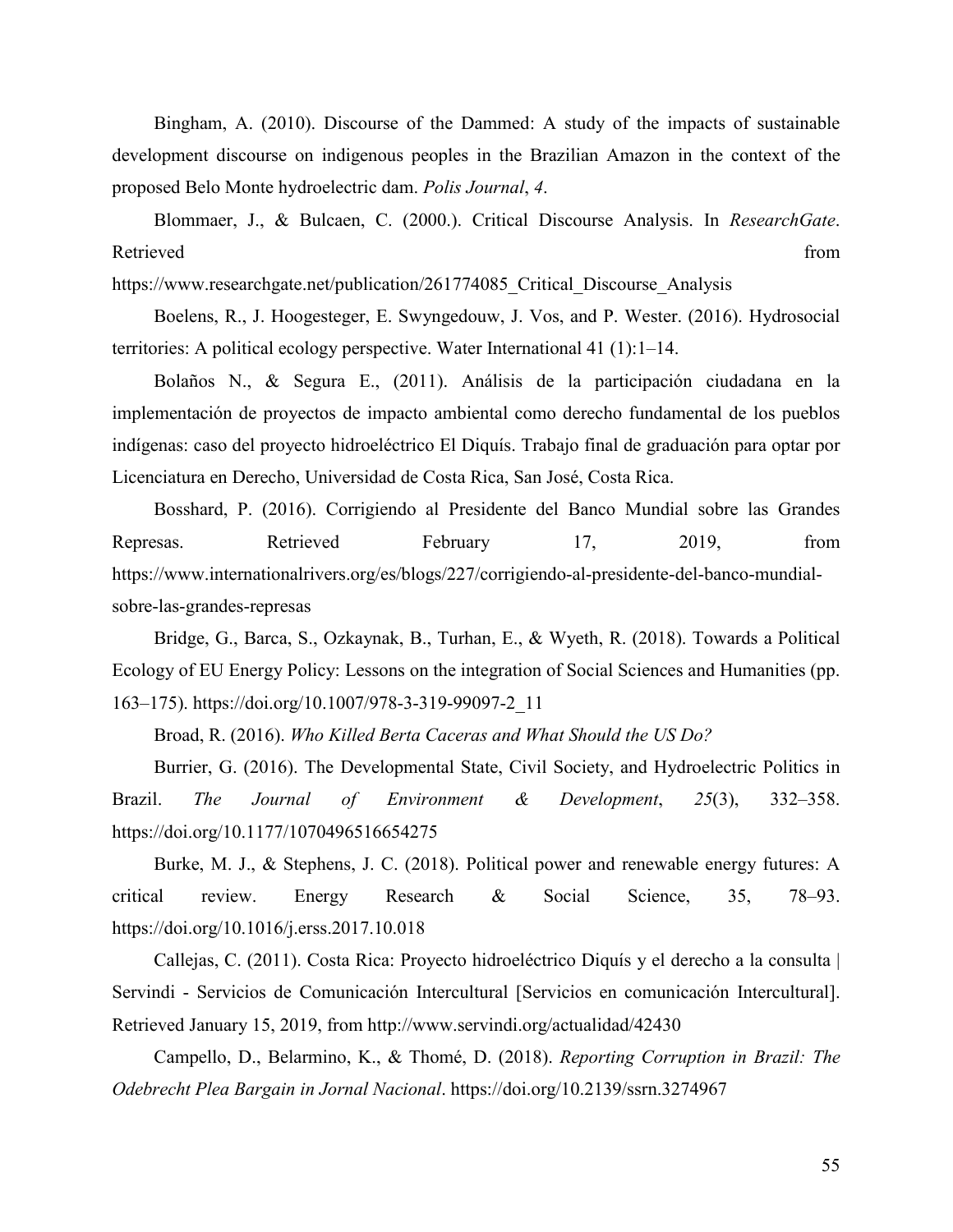Bingham, A. (2010). Discourse of the Dammed: A study of the impacts of sustainable development discourse on indigenous peoples in the Brazilian Amazon in the context of the proposed Belo Monte hydroelectric dam. *Polis Journal*, *4*.

Blommaer, J., & Bulcaen, C. (2000.). Critical Discourse Analysis. In *ResearchGate*. Retrieved from https://www.researchgate.net/publication/261774085_Critical_Discourse_Analysis

Boelens, R., J. Hoogesteger, E. Swyngedouw, J. Vos, and P. Wester. (2016). Hydrosocial territories: A political ecology perspective. Water International 41 (1):1–14.

Bolaños N., & Segura E., (2011). Análisis de la participación ciudadana en la implementación de proyectos de impacto ambiental como derecho fundamental de los pueblos indígenas: caso del proyecto hidroeléctrico El Diquís. Trabajo final de graduación para optar por Licenciatura en Derecho, Universidad de Costa Rica, San José, Costa Rica.

Bosshard, P. (2016). Corrigiendo al Presidente del Banco Mundial sobre las Grandes Represas. Retrieved February 17, 2019, from https://www.internationalrivers.org/es/blogs/227/corrigiendo-al-presidente-del-banco-mundial-sobre-las-grandes-represas

Bridge, G., Barca, S., Ozkaynak, B., Turhan, E., & Wyeth, R. (2018). Towards a Political Ecology of EU Energy Policy: Lessons on the integration of Social Sciences and Humanities (pp. 163–175). https://doi.org/10.1007/978-3-319-99097-2_11

Broad, R. (2016). *Who Killed Berta Caceras and What Should the US Do?*

Burrier, G. (2016). The Developmental State, Civil Society, and Hydroelectric Politics in Brazil. *The Journal of Environment & Development*, *25*(3), 332–358. https://doi.org/10.1177/1070496516654275

Burke, M. J., & Stephens, J. C. (2018). Political power and renewable energy futures: A critical review. Energy Research & Social Science, 35, 78–93. https://doi.org/10.1016/j.erss.2017.10.018

Callejas, C. (2011). Costa Rica: Proyecto hidroeléctrico Diquís y el derecho a la consulta | Servindi - Servicios de Comunicación Intercultural [Servicios en comunicación Intercultural]. Retrieved January 15, 2019, from http://www.servindi.org/actualidad/42430

Campello, D., Belarmino, K., & Thomé, D. (2018). *Reporting Corruption in Brazil: The Odebrecht Plea Bargain in Jornal Nacional*. https://doi.org/10.2139/ssrn.3274967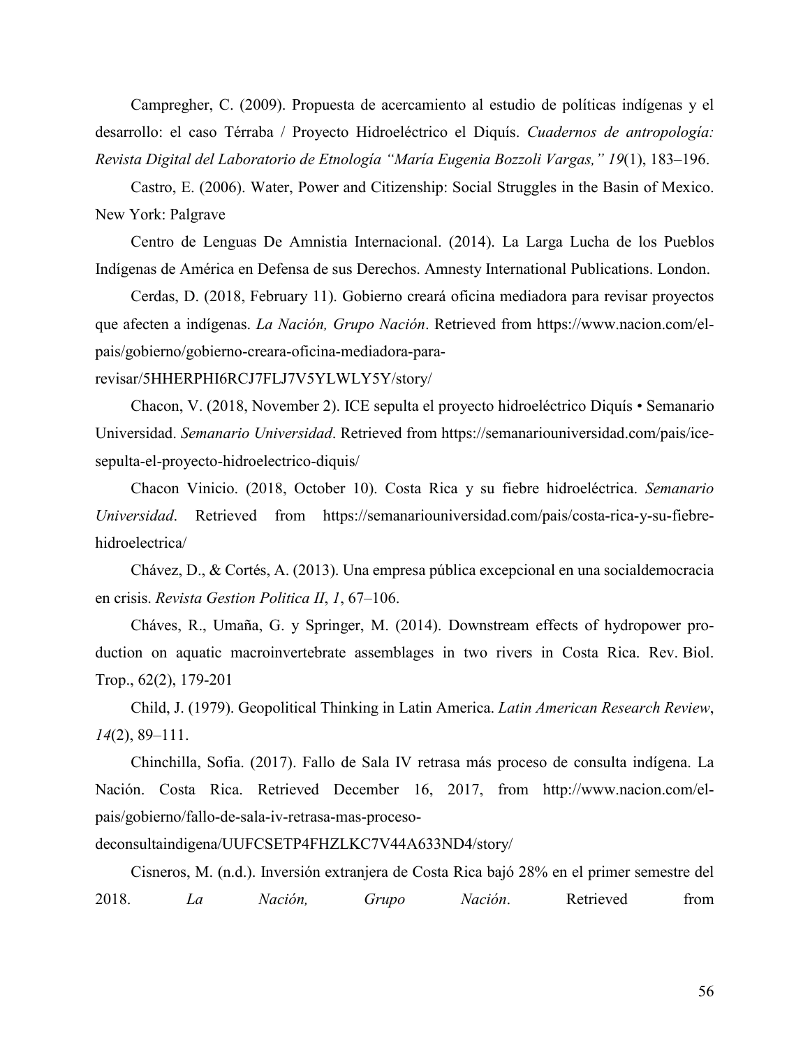Campregher, C. (2009). Propuesta de acercamiento al estudio de políticas indígenas y el desarrollo: el caso Térraba / Proyecto Hidroeléctrico el Diquís. *Cuadernos de antropología: Revista Digital del Laboratorio de Etnología "María Eugenia Bozzoli Vargas," 19*(1), 183–196.

Castro, E. (2006). Water, Power and Citizenship: Social Struggles in the Basin of Mexico. New York: Palgrave

Centro de Lenguas De Amnistia Internacional. (2014). La Larga Lucha de los Pueblos Indígenas de América en Defensa de sus Derechos. Amnesty International Publications. London.

Cerdas, D. (2018, February 11). Gobierno creará oficina mediadora para revisar proyectos que afecten a indígenas. *La Nación, Grupo Nación*. Retrieved from https://www.nacion.com/el-pais/gobierno/gobierno-creara-oficina-mediadora-para-revisar/5HHERPHI6RCJ7FLJ7V5YLWLY5Y/story/

Chacon, V. (2018, November 2). ICE sepulta el proyecto hidroeléctrico Diquís • Semanario Universidad. *Semanario Universidad*. Retrieved from https://semanariouniversidad.com/pais/ice-sepulta-el-proyecto-hidroelectrico-diquis/

Chacon Vinicio. (2018, October 10). Costa Rica y su fiebre hidroeléctrica. *Semanario Universidad*. Retrieved from https://semanariouniversidad.com/pais/costa-rica-y-su-fiebre-hidroelectrica/

Chávez, D., & Cortés, A. (2013). Una empresa pública excepcional en una socialdemocracia en crisis. *Revista Gestion Politica II*, *1*, 67–106.

Cháves, R., Umaña, G. y Springer, M. (2014). Downstream effects of hydropower production on aquatic macroinvertebrate assemblages in two rivers in Costa Rica. Rev. Biol. Trop., 62(2), 179-201

Child, J. (1979). Geopolitical Thinking in Latin America. *Latin American Research Review*, *14*(2), 89–111.

Chinchilla, Sofia. (2017). Fallo de Sala IV retrasa más proceso de consulta indígena. La Nación. Costa Rica. Retrieved December 16, 2017, from http://www.nacion.com/el-pais/gobierno/fallo-de-sala-iv-retrasa-mas-proceso-deconsultaindigena/UUFCSETP4FHZLKC7V44A633ND4/story/

Cisneros, M. (n.d.). Inversión extranjera de Costa Rica bajó 28% en el primer semestre del 2018. *La Nación, Grupo Nación*. Retrieved from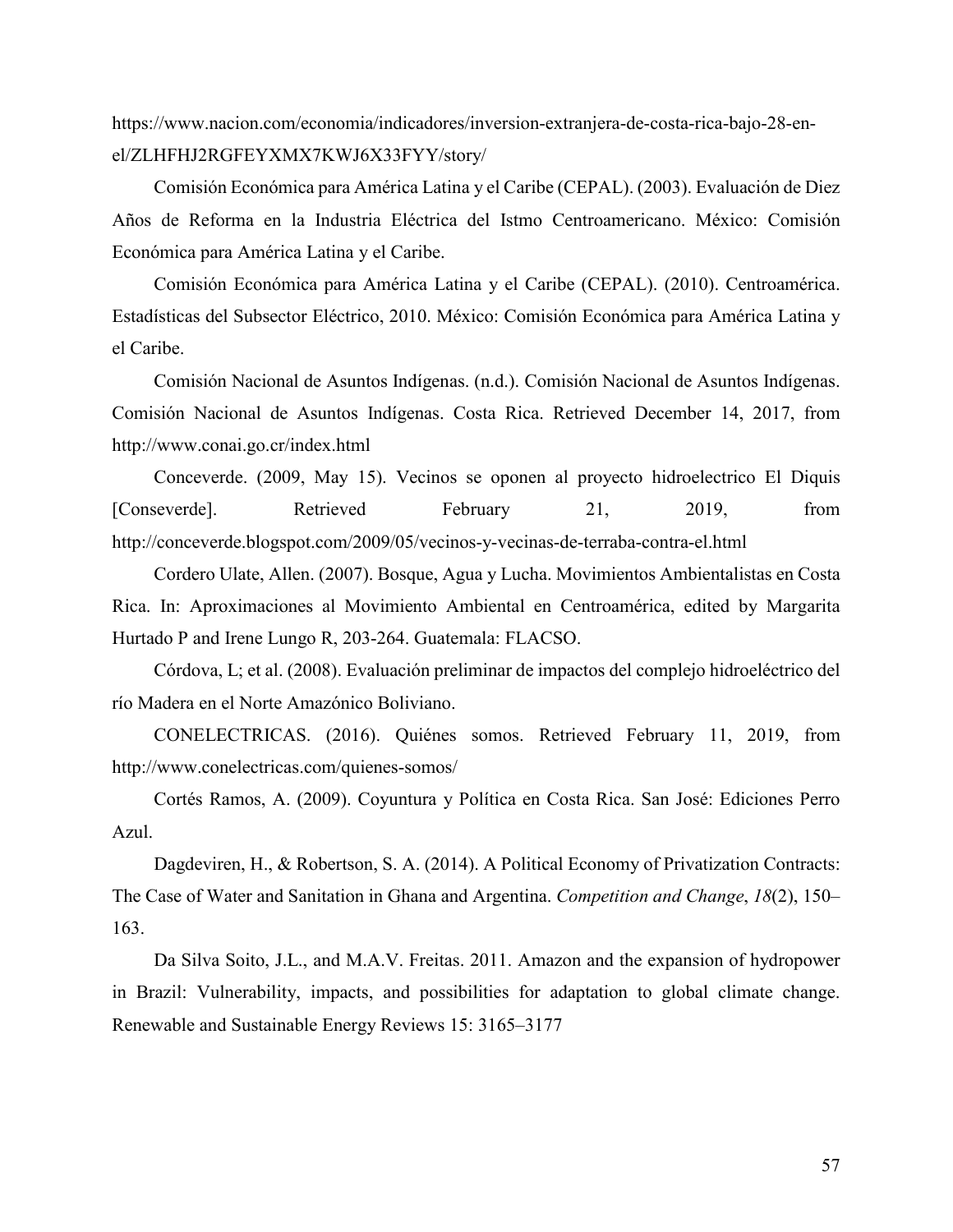https://www.nacion.com/economia/indicadores/inversion-extranjera-de-costa-rica-bajo-28-en-el/ZLHFHJ2RGFEYXMX7KWJ6X33FYY/story/

Comisión Económica para América Latina y el Caribe (CEPAL). (2003). Evaluación de Diez Años de Reforma en la Industria Eléctrica del Istmo Centroamericano. México: Comisión Económica para América Latina y el Caribe.

Comisión Económica para América Latina y el Caribe (CEPAL). (2010). Centroamérica. Estadísticas del Subsector Eléctrico, 2010. México: Comisión Económica para América Latina y el Caribe.

Comisión Nacional de Asuntos Indígenas. (n.d.). Comisión Nacional de Asuntos Indígenas. Comisión Nacional de Asuntos Indígenas. Costa Rica. Retrieved December 14, 2017, from http://www.conai.go.cr/index.html

Conceverde. (2009, May 15). Vecinos se oponen al proyecto hidroelectrico El Diquis [Conseverde]. Retrieved February 21, 2019, from http://conceverde.blogspot.com/2009/05/vecinos-y-vecinas-de-terraba-contra-el.html

Cordero Ulate, Allen. (2007). Bosque, Agua y Lucha. Movimientos Ambientalistas en Costa Rica. In: Aproximaciones al Movimiento Ambiental en Centroamérica, edited by Margarita Hurtado P and Irene Lungo R, 203-264. Guatemala: FLACSO.

Córdova, L; et al. (2008). Evaluación preliminar de impactos del complejo hidroeléctrico del río Madera en el Norte Amazónico Boliviano.

CONELECTRICAS. (2016). Quiénes somos. Retrieved February 11, 2019, from http://www.conelectricas.com/quienes-somos/

Cortés Ramos, A. (2009). Coyuntura y Política en Costa Rica. San José: Ediciones Perro Azul.

Dagdeviren, H., & Robertson, S. A. (2014). A Political Economy of Privatization Contracts: The Case of Water and Sanitation in Ghana and Argentina. *Competition and Change*, *18*(2), 150–163.

Da Silva Soito, J.L., and M.A.V. Freitas. 2011. Amazon and the expansion of hydropower in Brazil: Vulnerability, impacts, and possibilities for adaptation to global climate change. Renewable and Sustainable Energy Reviews 15: 3165–3177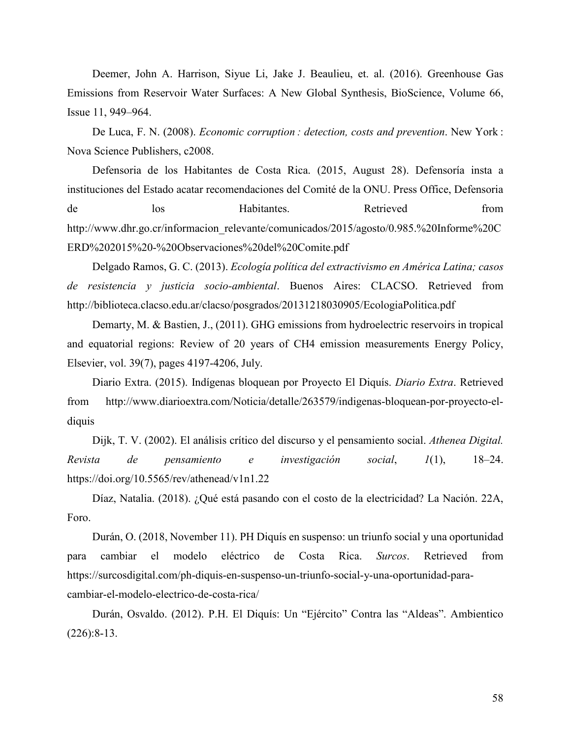Deemer, John A. Harrison, Siyue Li, Jake J. Beaulieu, et. al. (2016). Greenhouse Gas Emissions from Reservoir Water Surfaces: A New Global Synthesis, BioScience, Volume 66, Issue 11, 949–964.

De Luca, F. N. (2008). *Economic corruption : detection, costs and prevention*. New York : Nova Science Publishers, c2008.

Defensoria de los Habitantes de Costa Rica. (2015, August 28). Defensoría insta a instituciones del Estado acatar recomendaciones del Comité de la ONU. Press Office, Defensoria de los Habitantes. Retrieved from http://www.dhr.go.cr/informacion_relevante/comunicados/2015/agosto/0.985.%20Informe%20CERD%202015%20-%20Observaciones%20del%20Comite.pdf

Delgado Ramos, G. C. (2013). *Ecología política del extractivismo en América Latina; casos de resistencia y justicia socio-ambiental*. Buenos Aires: CLACSO. Retrieved from http://biblioteca.clacso.edu.ar/clacso/posgrados/20131218030905/EcologiaPolitica.pdf

Demarty, M. & Bastien, J., (2011). GHG emissions from hydroelectric reservoirs in tropical and equatorial regions: Review of 20 years of CH4 emission measurements Energy Policy, Elsevier, vol. 39(7), pages 4197-4206, July.

Diario Extra. (2015). Indígenas bloquean por Proyecto El Diquís. *Diario Extra*. Retrieved from http://www.diarioextra.com/Noticia/detalle/263579/indigenas-bloquean-por-proyecto-el-diquis

Dijk, T. V. (2002). El análisis crítico del discurso y el pensamiento social. *Athenea Digital. Revista de pensamiento e investigación social*, *1*(1), 18–24. https://doi.org/10.5565/rev/athenead/v1n1.22

Díaz, Natalia. (2018). ¿Qué está pasando con el costo de la electricidad? La Nación. 22A, Foro.

Durán, O. (2018, November 11). PH Diquís en suspenso: un triunfo social y una oportunidad para cambiar el modelo eléctrico de Costa Rica. *Surcos*. Retrieved from https://surcosdigital.com/ph-diquis-en-suspenso-un-triunfo-social-y-una-oportunidad-para-cambiar-el-modelo-electrico-de-costa-rica/

Durán, Osvaldo. (2012). P.H. El Diquís: Un "Ejército" Contra las "Aldeas". Ambientico (226):8-13.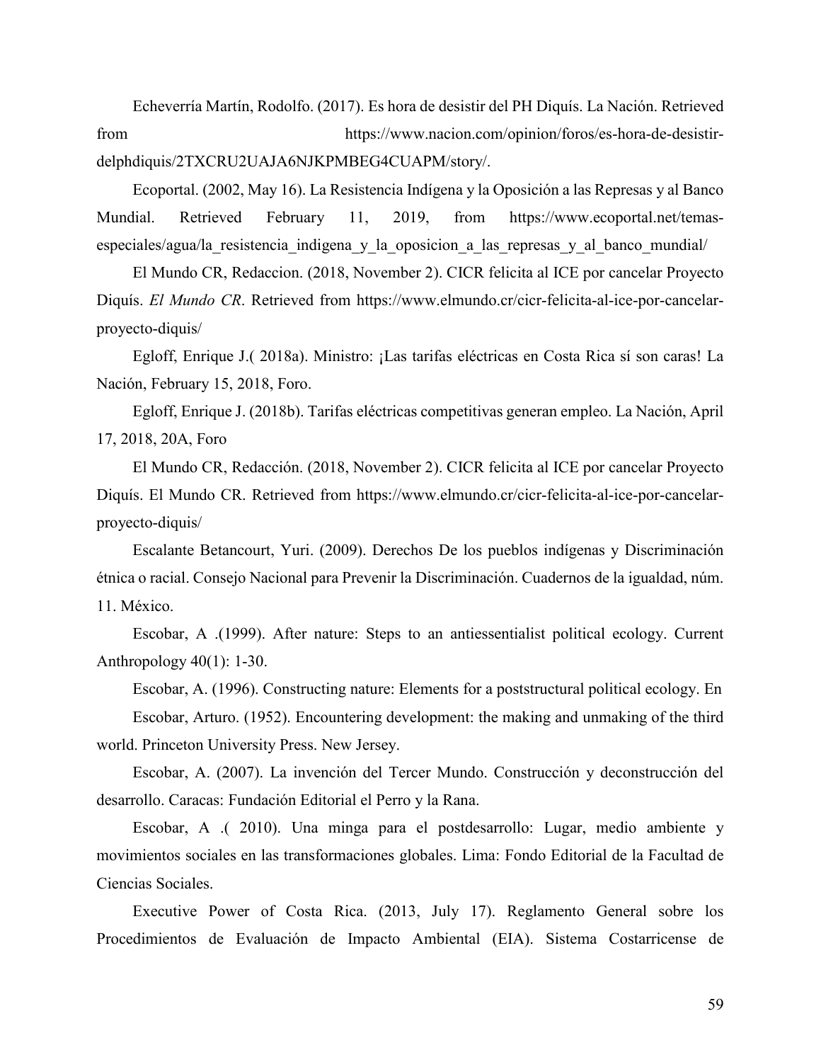Echeverría Martín, Rodolfo. (2017). Es hora de desistir del PH Diquís. La Nación. Retrieved from https://www.nacion.com/opinion/foros/es-hora-de-desistir-delphdiquis/2TXCRU2UAJA6NJKPMBEG4CUAPM/story/.

Ecoportal. (2002, May 16). La Resistencia Indígena y la Oposición a las Represas y al Banco Mundial. Retrieved February 11, 2019, from https://www.ecoportal.net/temas-especiales/agua/la_resistencia_indigena_y_la_oposicion_a_las_represas_y_al_banco_mundial/

El Mundo CR, Redaccion. (2018, November 2). CICR felicita al ICE por cancelar Proyecto Diquís. *El Mundo CR*. Retrieved from https://www.elmundo.cr/cicr-felicita-al-ice-por-cancelar-proyecto-diquis/

Egloff, Enrique J.( 2018a). Ministro: ¡Las tarifas eléctricas en Costa Rica sí son caras! La Nación, February 15, 2018, Foro.

Egloff, Enrique J. (2018b). Tarifas eléctricas competitivas generan empleo. La Nación, April 17, 2018, 20A, Foro

El Mundo CR, Redacción. (2018, November 2). CICR felicita al ICE por cancelar Proyecto Diquís. El Mundo CR. Retrieved from https://www.elmundo.cr/cicr-felicita-al-ice-por-cancelar-proyecto-diquis/

Escalante Betancourt, Yuri. (2009). Derechos De los pueblos indígenas y Discriminación étnica o racial. Consejo Nacional para Prevenir la Discriminación. Cuadernos de la igualdad, núm. 11. México.

Escobar, A .(1999). After nature: Steps to an antiessentialist political ecology. Current Anthropology 40(1): 1-30.

Escobar, A. (1996). Constructing nature: Elements for a poststructural political ecology. En

Escobar, Arturo. (1952). Encountering development: the making and unmaking of the third world. Princeton University Press. New Jersey.

Escobar, A. (2007). La invención del Tercer Mundo. Construcción y deconstrucción del desarrollo. Caracas: Fundación Editorial el Perro y la Rana.

Escobar, A .( 2010). Una minga para el postdesarrollo: Lugar, medio ambiente y movimientos sociales en las transformaciones globales. Lima: Fondo Editorial de la Facultad de Ciencias Sociales.

Executive Power of Costa Rica. (2013, July 17). Reglamento General sobre los Procedimientos de Evaluación de Impacto Ambiental (EIA). Sistema Costarricense de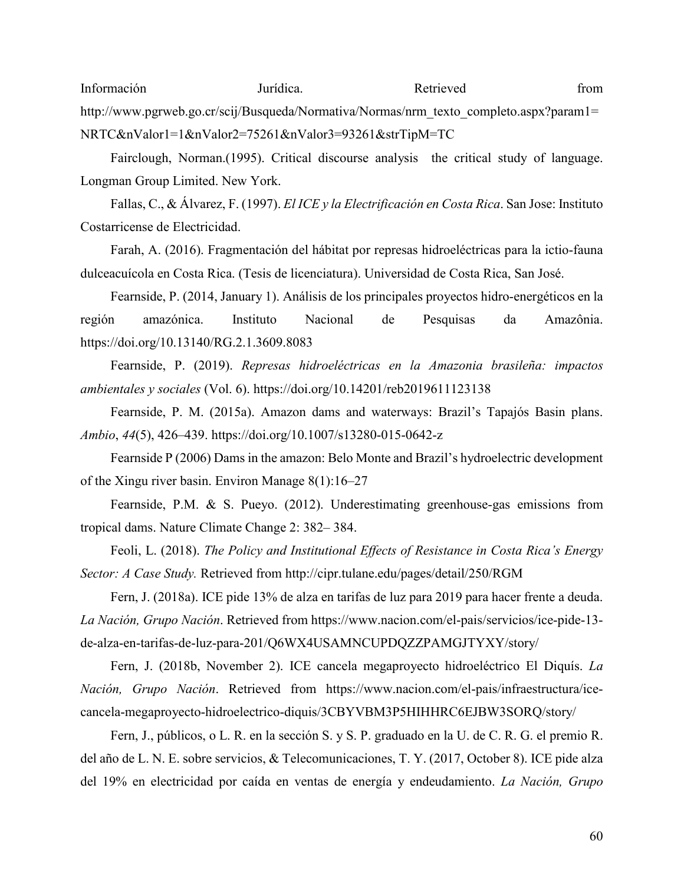Información Jurídica. Retrieved from http://www.pgrweb.go.cr/scij/Busqueda/Normativa/Normas/nrm_texto_completo.aspx?param1=NRTC&nValor1=1&nValor2=75261&nValor3=93261&strTipM=TC

Fairclough, Norman.(1995). Critical discourse analysis the critical study of language. Longman Group Limited. New York.

Fallas, C., & Álvarez, F. (1997). *El ICE y la Electrificación en Costa Rica*. San Jose: Instituto Costarricense de Electricidad.

Farah, A. (2016). Fragmentación del hábitat por represas hidroeléctricas para la ictio-fauna dulceacuícola en Costa Rica. (Tesis de licenciatura). Universidad de Costa Rica, San José.

Fearnside, P. (2014, January 1). Análisis de los principales proyectos hidro-energéticos en la región amazónica. Instituto Nacional de Pesquisas da Amazônia. https://doi.org/10.13140/RG.2.1.3609.8083

Fearnside, P. (2019). *Represas hidroeléctricas en la Amazonia brasileña: impactos ambientales y sociales* (Vol. 6). https://doi.org/10.14201/reb2019611123138

Fearnside, P. M. (2015a). Amazon dams and waterways: Brazil's Tapajós Basin plans. *Ambio*, *44*(5), 426–439. https://doi.org/10.1007/s13280-015-0642-z

Fearnside P (2006) Dams in the amazon: Belo Monte and Brazil's hydroelectric development of the Xingu river basin. Environ Manage 8(1):16–27

Fearnside, P.M. & S. Pueyo. (2012). Underestimating greenhouse-gas emissions from tropical dams. Nature Climate Change 2: 382– 384.

Feoli, L. (2018). *The Policy and Institutional Effects of Resistance in Costa Rica's Energy Sector: A Case Study.* Retrieved from http://cipr.tulane.edu/pages/detail/250/RGM

Fern, J. (2018a). ICE pide 13% de alza en tarifas de luz para 2019 para hacer frente a deuda. *La Nación, Grupo Nación*. Retrieved from https://www.nacion.com/el-pais/servicios/ice-pide-13-de-alza-en-tarifas-de-luz-para-201/Q6WX4USAMNCUPDQZZPAMGJTYXY/story/

Fern, J. (2018b, November 2). ICE cancela megaproyecto hidroeléctrico El Diquís. *La Nación, Grupo Nación*. Retrieved from https://www.nacion.com/el-pais/infraestructura/ice-cancela-megaproyecto-hidroelectrico-diquis/3CBYVBM3P5HIHHRC6EJBW3SORQ/story/

Fern, J., públicos, o L. R. en la sección S. y S. P. graduado en la U. de C. R. G. el premio R. del año de L. N. E. sobre servicios, & Telecomunicaciones, T. Y. (2017, October 8). ICE pide alza del 19% en electricidad por caída en ventas de energía y endeudamiento. *La Nación, Grupo*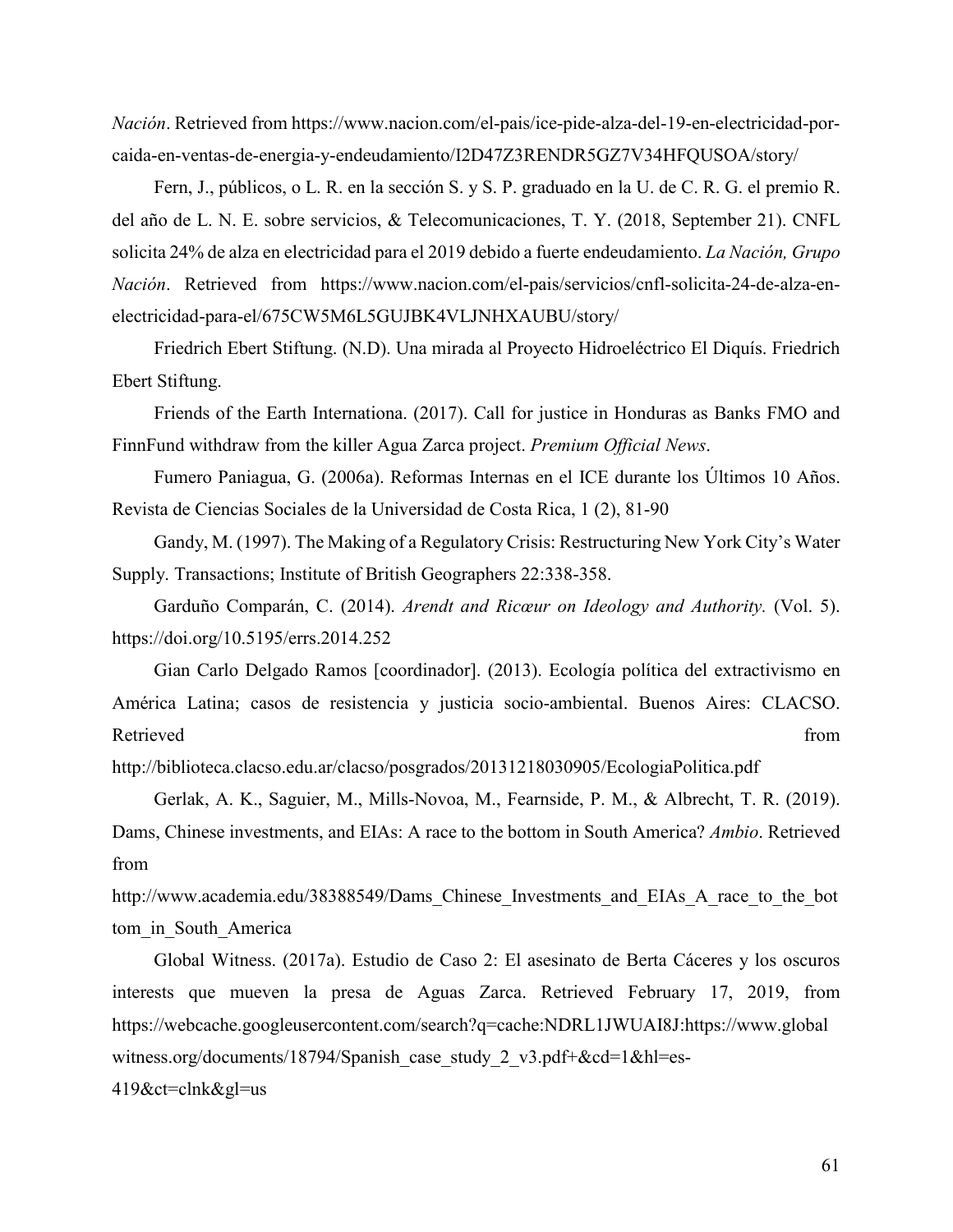*Nación*. Retrieved from https://www.nacion.com/el-pais/ice-pide-alza-del-19-en-electricidad-por-caida-en-ventas-de-energia-y-endeudamiento/I2D47Z3RENDR5GZ7V34HFQUSOA/story/

Fern, J., públicos, o L. R. en la sección S. y S. P. graduado en la U. de C. R. G. el premio R. del año de L. N. E. sobre servicios, & Telecomunicaciones, T. Y. (2018, September 21). CNFL solicita 24% de alza en electricidad para el 2019 debido a fuerte endeudamiento. *La Nación, Grupo Nación*. Retrieved from https://www.nacion.com/el-pais/servicios/cnfl-solicita-24-de-alza-en-electricidad-para-el/675CW5M6L5GUJBK4VLJNHXAUBU/story/

Friedrich Ebert Stiftung. (N.D). Una mirada al Proyecto Hidroeléctrico El Diquís. Friedrich Ebert Stiftung.

Friends of the Earth Internationa. (2017). Call for justice in Honduras as Banks FMO and FinnFund withdraw from the killer Agua Zarca project. *Premium Official News*.

Fumero Paniagua, G. (2006a). Reformas Internas en el ICE durante los Últimos 10 Años. Revista de Ciencias Sociales de la Universidad de Costa Rica, 1 (2), 81-90

Gandy, M. (1997). The Making of a Regulatory Crisis: Restructuring New York City's Water Supply. Transactions; Institute of British Geographers 22:338-358.

Garduño Comparán, C. (2014). *Arendt and Ricœur on Ideology and Authority.* (Vol. 5). https://doi.org/10.5195/errs.2014.252

Gian Carlo Delgado Ramos [coordinador]. (2013). Ecología política del extractivismo en América Latina; casos de resistencia y justicia socio-ambiental. Buenos Aires: CLACSO. Retrieved from http://biblioteca.clacso.edu.ar/clacso/posgrados/20131218030905/EcologiaPolitica.pdf

Gerlak, A. K., Saguier, M., Mills-Novoa, M., Fearnside, P. M., & Albrecht, T. R. (2019). Dams, Chinese investments, and EIAs: A race to the bottom in South America? *Ambio*. Retrieved from http://www.academia.edu/38388549/Dams_Chinese_Investments_and_EIAs_A_race_to_the_bottom_in_South_America

Global Witness. (2017a). Estudio de Caso 2: El asesinato de Berta Cáceres y los oscuros interests que mueven la presa de Aguas Zarca. Retrieved February 17, 2019, from https://webcache.googleusercontent.com/search?q=cache:NDRL1JWUAI8J:https://www.globalwitness.org/documents/18794/Spanish_case_study_2_v3.pdf+&cd=1&hl=es-419&ct=clnk&gl=us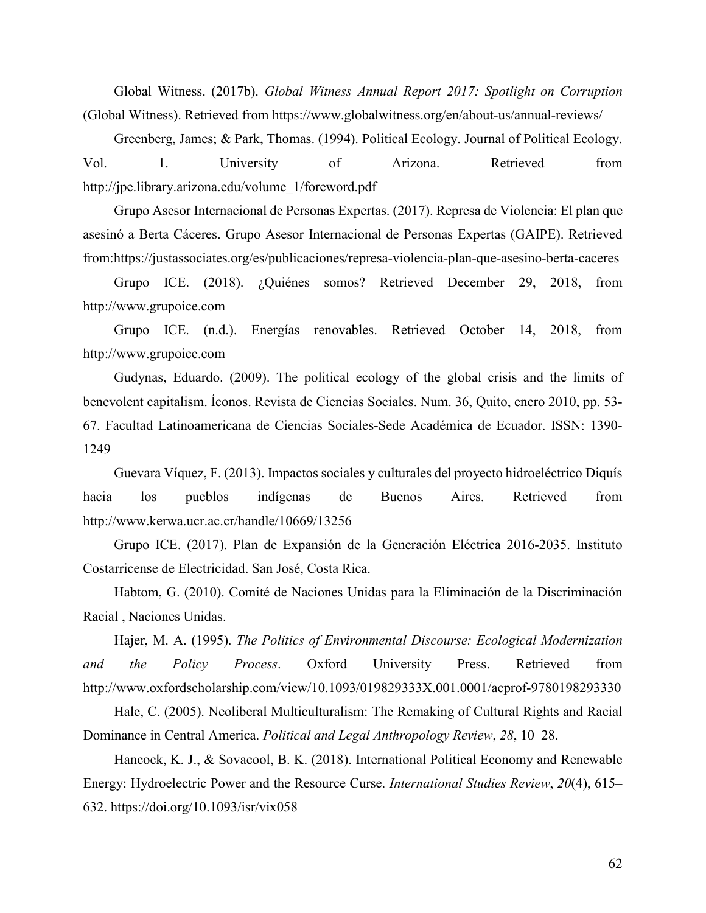Global Witness. (2017b). *Global Witness Annual Report 2017: Spotlight on Corruption* (Global Witness). Retrieved from https://www.globalwitness.org/en/about-us/annual-reviews/

Greenberg, James; & Park, Thomas. (1994). Political Ecology. Journal of Political Ecology. Vol. 1. University of Arizona. Retrieved from http://jpe.library.arizona.edu/volume_1/foreword.pdf

Grupo Asesor Internacional de Personas Expertas. (2017). Represa de Violencia: El plan que asesinó a Berta Cáceres. Grupo Asesor Internacional de Personas Expertas (GAIPE). Retrieved from:https://justassociates.org/es/publicaciones/represa-violencia-plan-que-asesino-berta-caceres

Grupo ICE. (2018). ¿Quiénes somos? Retrieved December 29, 2018, from http://www.grupoice.com

Grupo ICE. (n.d.). Energías renovables. Retrieved October 14, 2018, from http://www.grupoice.com

Gudynas, Eduardo. (2009). The political ecology of the global crisis and the limits of benevolent capitalism. Íconos. Revista de Ciencias Sociales. Num. 36, Quito, enero 2010, pp. 53-67. Facultad Latinoamericana de Ciencias Sociales-Sede Académica de Ecuador. ISSN: 1390-1249

Guevara Víquez, F. (2013). Impactos sociales y culturales del proyecto hidroeléctrico Diquís hacia los pueblos indígenas de Buenos Aires. Retrieved from http://www.kerwa.ucr.ac.cr/handle/10669/13256

Grupo ICE. (2017). Plan de Expansión de la Generación Eléctrica 2016-2035. Instituto Costarricense de Electricidad. San José, Costa Rica.

Habtom, G. (2010). Comité de Naciones Unidas para la Eliminación de la Discriminación Racial , Naciones Unidas.

Hajer, M. A. (1995). *The Politics of Environmental Discourse: Ecological Modernization and the Policy Process*. Oxford University Press. Retrieved from http://www.oxfordscholarship.com/view/10.1093/019829333X.001.0001/acprof-9780198293330

Hale, C. (2005). Neoliberal Multiculturalism: The Remaking of Cultural Rights and Racial Dominance in Central America. *Political and Legal Anthropology Review*, *28*, 10–28.

Hancock, K. J., & Sovacool, B. K. (2018). International Political Economy and Renewable Energy: Hydroelectric Power and the Resource Curse. *International Studies Review*, *20*(4), 615–632. https://doi.org/10.1093/isr/vix058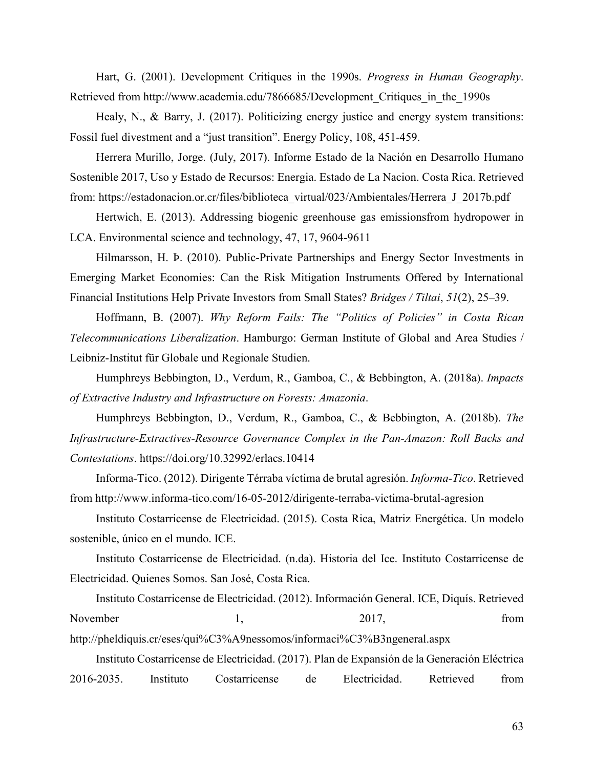Hart, G. (2001). Development Critiques in the 1990s. *Progress in Human Geography*. Retrieved from http://www.academia.edu/7866685/Development_Critiques_in_the_1990s

Healy, N., & Barry, J. (2017). Politicizing energy justice and energy system transitions: Fossil fuel divestment and a "just transition". Energy Policy, 108, 451-459.

Herrera Murillo, Jorge. (July, 2017). Informe Estado de la Nación en Desarrollo Humano Sostenible 2017, Uso y Estado de Recursos: Energia. Estado de La Nacion. Costa Rica. Retrieved from: https://estadonacion.or.cr/files/biblioteca_virtual/023/Ambientales/Herrera_J_2017b.pdf

Hertwich, E. (2013). Addressing biogenic greenhouse gas emissionsfrom hydropower in LCA. Environmental science and technology, 47, 17, 9604-9611

Hilmarsson, H. Þ. (2010). Public-Private Partnerships and Energy Sector Investments in Emerging Market Economies: Can the Risk Mitigation Instruments Offered by International Financial Institutions Help Private Investors from Small States? *Bridges / Tiltai*, *51*(2), 25–39.

Hoffmann, B. (2007). *Why Reform Fails: The "Politics of Policies" in Costa Rican Telecommunications Liberalization*. Hamburgo: German Institute of Global and Area Studies / Leibniz-Institut für Globale und Regionale Studien.

Humphreys Bebbington, D., Verdum, R., Gamboa, C., & Bebbington, A. (2018a). *Impacts of Extractive Industry and Infrastructure on Forests: Amazonia*.

Humphreys Bebbington, D., Verdum, R., Gamboa, C., & Bebbington, A. (2018b). *The Infrastructure-Extractives-Resource Governance Complex in the Pan-Amazon: Roll Backs and Contestations*. https://doi.org/10.32992/erlacs.10414

Informa-Tico. (2012). Dirigente Térraba víctima de brutal agresión. *Informa-Tico*. Retrieved from http://www.informa-tico.com/16-05-2012/dirigente-terraba-victima-brutal-agresion

Instituto Costarricense de Electricidad. (2015). Costa Rica, Matriz Energética. Un modelo sostenible, único en el mundo. ICE.

Instituto Costarricense de Electricidad. (n.da). Historia del Ice. Instituto Costarricense de Electricidad. Quienes Somos. San José, Costa Rica.

Instituto Costarricense de Electricidad. (2012). Información General. ICE, Diquís. Retrieved November 1, 2017, from http://pheldiquis.cr/eses/qui%C3%A9nessomos/informaci%C3%B3ngeneral.aspx

Instituto Costarricense de Electricidad. (2017). Plan de Expansión de la Generación Eléctrica 2016-2035. Instituto Costarricense de Electricidad. Retrieved from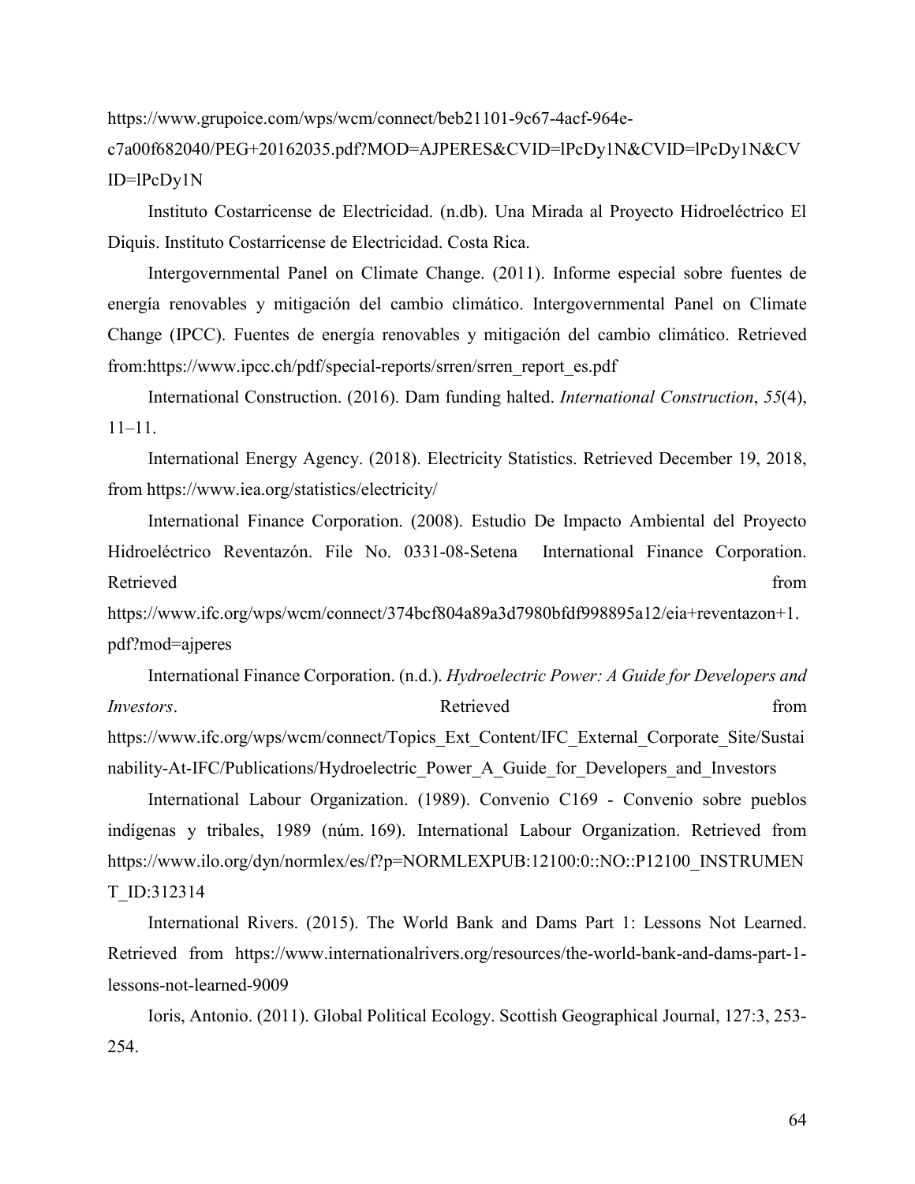https://www.grupoice.com/wps/wcm/connect/beb21101-9c67-4acf-964e-c7a00f682040/PEG+20162035.pdf?MOD=AJPERES&CVID=lPcDy1N&CVID=lPcDy1N&CVID=lPcDy1N

Instituto Costarricense de Electricidad. (n.db). Una Mirada al Proyecto Hidroeléctrico El Diquis. Instituto Costarricense de Electricidad. Costa Rica.

Intergovernmental Panel on Climate Change. (2011). Informe especial sobre fuentes de energía renovables y mitigación del cambio climático. Intergovernmental Panel on Climate Change (IPCC). Fuentes de energía renovables y mitigación del cambio climático. Retrieved from:https://www.ipcc.ch/pdf/special-reports/srren/srren_report_es.pdf

International Construction. (2016). Dam funding halted. *International Construction*, *55*(4), 11–11.

International Energy Agency. (2018). Electricity Statistics. Retrieved December 19, 2018, from https://www.iea.org/statistics/electricity/

International Finance Corporation. (2008). Estudio De Impacto Ambiental del Proyecto Hidroeléctrico Reventazón. File No. 0331-08-Setena International Finance Corporation. Retrieved from https://www.ifc.org/wps/wcm/connect/374bcf804a89a3d7980bfdf998895a12/eia+reventazon+1.pdf?mod=ajperes

International Finance Corporation. (n.d.). *Hydroelectric Power: A Guide for Developers and Investors*. Retrieved from https://www.ifc.org/wps/wcm/connect/Topics_Ext_Content/IFC_External_Corporate_Site/Sustainability-At-IFC/Publications/Hydroelectric_Power_A_Guide_for_Developers_and_Investors

International Labour Organization. (1989). Convenio C169 - Convenio sobre pueblos indígenas y tribales, 1989 (núm. 169). International Labour Organization. Retrieved from https://www.ilo.org/dyn/normlex/es/f?p=NORMLEXPUB:12100:0::NO::P12100_INSTRUMENT_ID:312314

International Rivers. (2015). The World Bank and Dams Part 1: Lessons Not Learned. Retrieved from https://www.internationalrivers.org/resources/the-world-bank-and-dams-part-1-lessons-not-learned-9009

Ioris, Antonio. (2011). Global Political Ecology. Scottish Geographical Journal, 127:3, 253-254.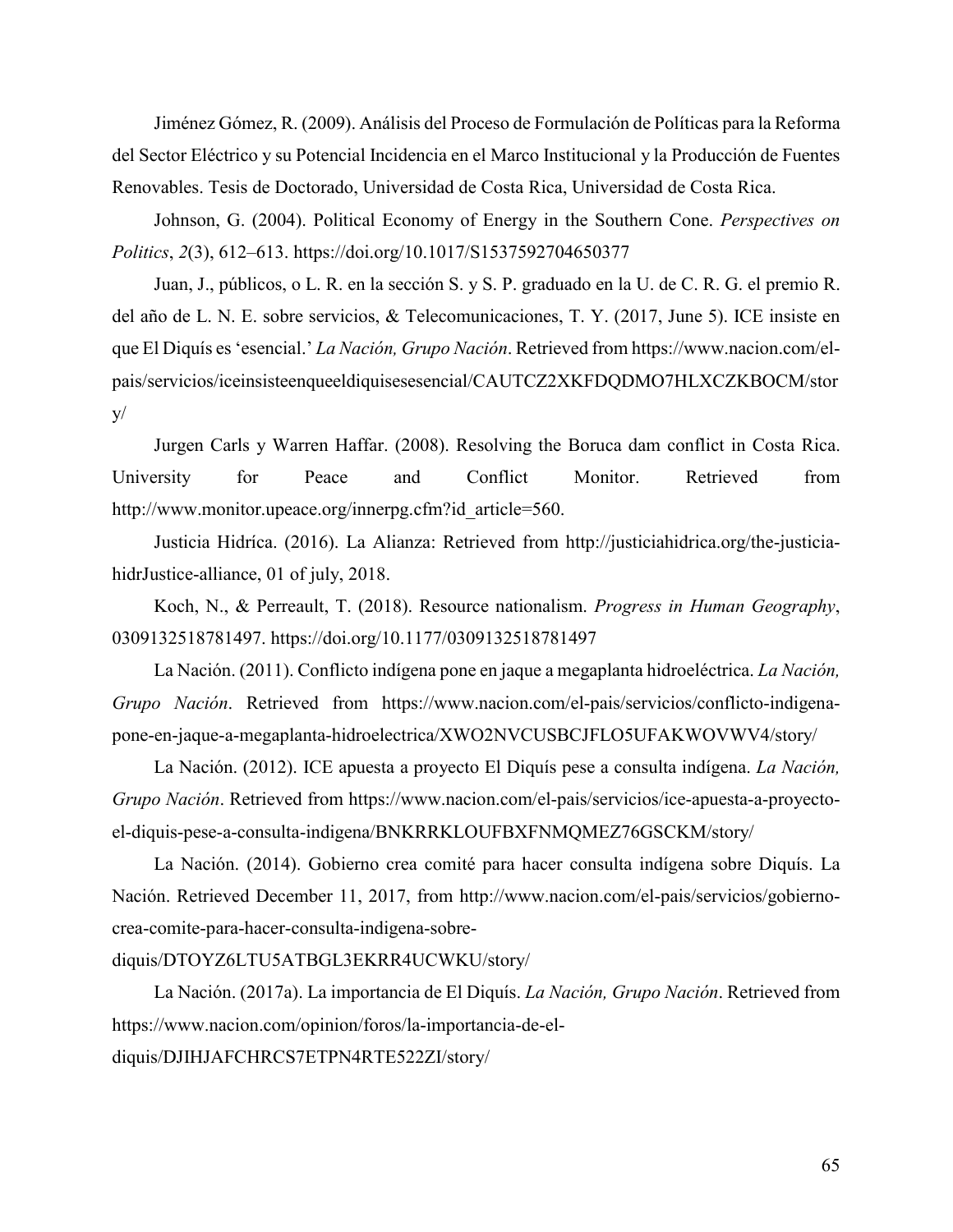Jiménez Gómez, R. (2009). Análisis del Proceso de Formulación de Políticas para la Reforma del Sector Eléctrico y su Potencial Incidencia en el Marco Institucional y la Producción de Fuentes Renovables. Tesis de Doctorado, Universidad de Costa Rica, Universidad de Costa Rica.

Johnson, G. (2004). Political Economy of Energy in the Southern Cone. *Perspectives on Politics*, *2*(3), 612–613. https://doi.org/10.1017/S1537592704650377

Juan, J., públicos, o L. R. en la sección S. y S. P. graduado en la U. de C. R. G. el premio R. del año de L. N. E. sobre servicios, & Telecomunicaciones, T. Y. (2017, June 5). ICE insiste en que El Diquís es 'esencial.' *La Nación, Grupo Nación*. Retrieved from https://www.nacion.com/el-pais/servicios/iceinsisteenqueeldiquisesesencial/CAUTCZ2XKFDQDMO7HLXCZKBOCM/story/

Jurgen Carls y Warren Haffar. (2008). Resolving the Boruca dam conflict in Costa Rica. University for Peace and Conflict Monitor. Retrieved from http://www.monitor.upeace.org/innerpg.cfm?id_article=560.

Justicia Hidríca. (2016). La Alianza: Retrieved from http://justiciahidrica.org/the-justicia-hidrJustice-alliance, 01 of july, 2018.

Koch, N., & Perreault, T. (2018). Resource nationalism. *Progress in Human Geography*, 0309132518781497. https://doi.org/10.1177/0309132518781497

La Nación. (2011). Conflicto indígena pone en jaque a megaplanta hidroeléctrica. *La Nación, Grupo Nación*. Retrieved from https://www.nacion.com/el-pais/servicios/conflicto-indigena-pone-en-jaque-a-megaplanta-hidroelectrica/XWO2NVCUSBCJFLO5UFAKWOVWV4/story/

La Nación. (2012). ICE apuesta a proyecto El Diquís pese a consulta indígena. *La Nación, Grupo Nación*. Retrieved from https://www.nacion.com/el-pais/servicios/ice-apuesta-a-proyecto-el-diquis-pese-a-consulta-indigena/BNKRRKLOUFBXFNMQMEZ76GSCKM/story/

La Nación. (2014). Gobierno crea comité para hacer consulta indígena sobre Diquís. La Nación. Retrieved December 11, 2017, from http://www.nacion.com/el-pais/servicios/gobierno-crea-comite-para-hacer-consulta-indigena-sobre-diquis/DTOYZ6LTU5ATBGL3EKRR4UCWKU/story/

La Nación. (2017a). La importancia de El Diquís. *La Nación, Grupo Nación*. Retrieved from https://www.nacion.com/opinion/foros/la-importancia-de-el-diquis/DJIHJAFCHRCS7ETPN4RTE522ZI/story/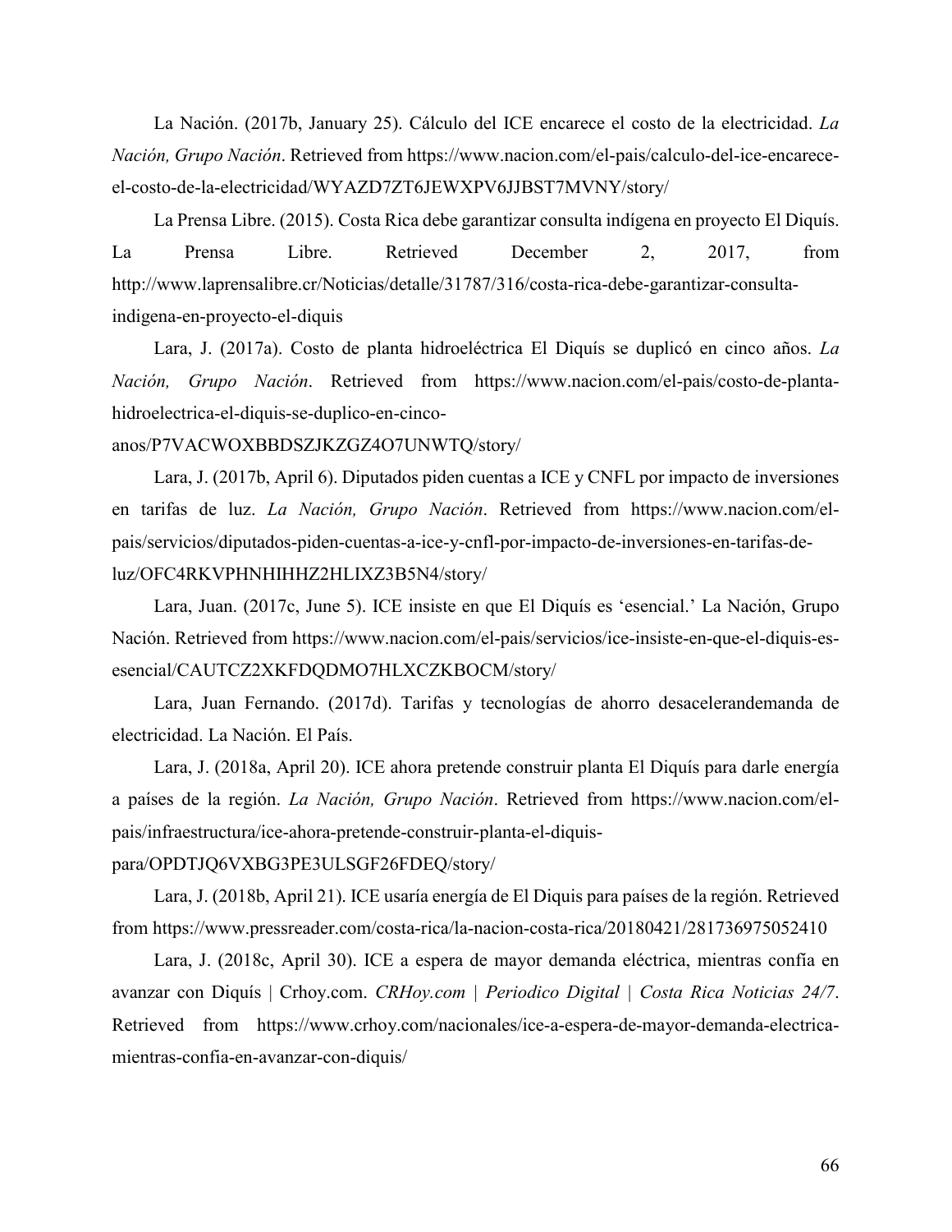La Nación. (2017b, January 25). Cálculo del ICE encarece el costo de la electricidad. *La Nación, Grupo Nación*. Retrieved from https://www.nacion.com/el-pais/calculo-del-ice-encarece-el-costo-de-la-electricidad/WYAZD7ZT6JEWXPV6JJBST7MVNY/story/

La Prensa Libre. (2015). Costa Rica debe garantizar consulta indígena en proyecto El Diquís. La Prensa Libre. Retrieved December 2, 2017, from http://www.laprensalibre.cr/Noticias/detalle/31787/316/costa-rica-debe-garantizar-consulta-indigena-en-proyecto-el-diquis

Lara, J. (2017a). Costo de planta hidroeléctrica El Diquís se duplicó en cinco años. *La Nación, Grupo Nación*. Retrieved from https://www.nacion.com/el-pais/costo-de-planta-hidroelectrica-el-diquis-se-duplico-en-cinco-anos/P7VACWOXBBDSZJKZGZ4O7UNWTQ/story/

Lara, J. (2017b, April 6). Diputados piden cuentas a ICE y CNFL por impacto de inversiones en tarifas de luz. *La Nación, Grupo Nación*. Retrieved from https://www.nacion.com/el-pais/servicios/diputados-piden-cuentas-a-ice-y-cnfl-por-impacto-de-inversiones-en-tarifas-de-luz/OFC4RKVPHNHIHHZ2HLIXZ3B5N4/story/

Lara, Juan. (2017c, June 5). ICE insiste en que El Diquís es 'esencial.' La Nación, Grupo Nación. Retrieved from https://www.nacion.com/el-pais/servicios/ice-insiste-en-que-el-diquis-es-esencial/CAUTCZ2XKFDQDMO7HLXCZKBOCM/story/

Lara, Juan Fernando. (2017d). Tarifas y tecnologías de ahorro desacelerandemanda de electricidad. La Nación. El País.

Lara, J. (2018a, April 20). ICE ahora pretende construir planta El Diquís para darle energía a países de la región. *La Nación, Grupo Nación*. Retrieved from https://www.nacion.com/el-pais/infraestructura/ice-ahora-pretende-construir-planta-el-diquis-para/OPDTJQ6VXBG3PE3ULSGF26FDEQ/story/

Lara, J. (2018b, April 21). ICE usaría energía de El Diquis para países de la región. Retrieved from https://www.pressreader.com/costa-rica/la-nacion-costa-rica/20180421/281736975052410

Lara, J. (2018c, April 30). ICE a espera de mayor demanda eléctrica, mientras confía en avanzar con Diquís | Crhoy.com. *CRHoy.com | Periodico Digital | Costa Rica Noticias 24/7*. Retrieved from https://www.crhoy.com/nacionales/ice-a-espera-de-mayor-demanda-electrica-mientras-confia-en-avanzar-con-diquis/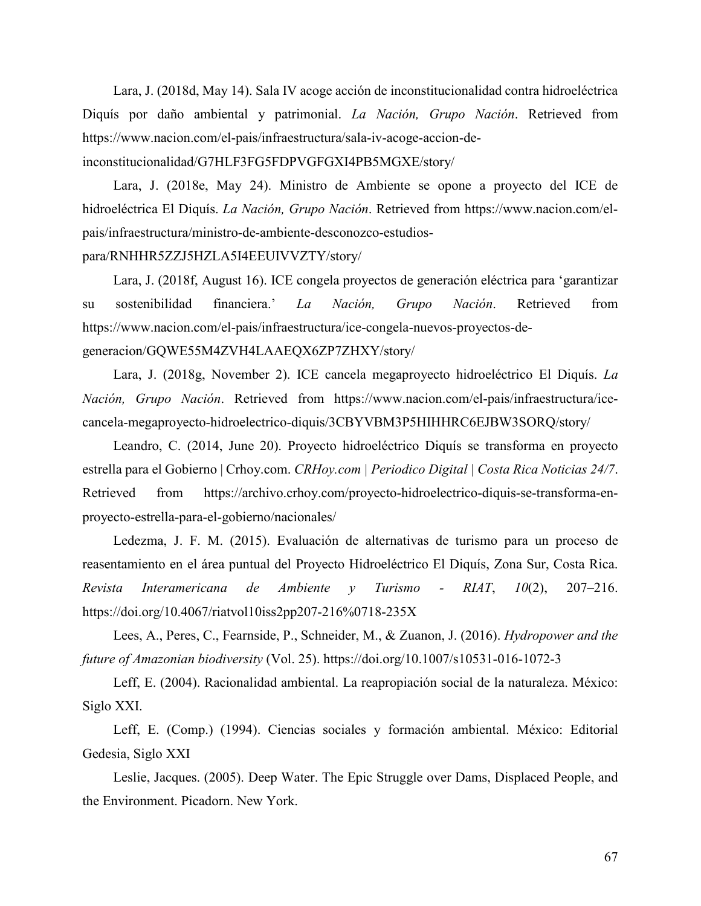Lara, J. (2018d, May 14). Sala IV acoge acción de inconstitucionalidad contra hidroeléctrica Diquís por daño ambiental y patrimonial. *La Nación, Grupo Nación*. Retrieved from https://www.nacion.com/el-pais/infraestructura/sala-iv-acoge-accion-de-inconstitucionalidad/G7HLF3FG5FDPVGFGXI4PB5MGXE/story/

Lara, J. (2018e, May 24). Ministro de Ambiente se opone a proyecto del ICE de hidroeléctrica El Diquís. *La Nación, Grupo Nación*. Retrieved from https://www.nacion.com/el-pais/infraestructura/ministro-de-ambiente-desconozco-estudios-para/RNHHR5ZZJ5HZLA5I4EEUIVVZTY/story/

Lara, J. (2018f, August 16). ICE congela proyectos de generación eléctrica para 'garantizar su sostenibilidad financiera.' *La Nación, Grupo Nación*. Retrieved from https://www.nacion.com/el-pais/infraestructura/ice-congela-nuevos-proyectos-de-generacion/GQWE55M4ZVH4LAAEQX6ZP7ZHXY/story/

Lara, J. (2018g, November 2). ICE cancela megaproyecto hidroeléctrico El Diquís. *La Nación, Grupo Nación*. Retrieved from https://www.nacion.com/el-pais/infraestructura/ice-cancela-megaproyecto-hidroelectrico-diquis/3CBYVBM3P5HIHHRC6EJBW3SORQ/story/

Leandro, C. (2014, June 20). Proyecto hidroeléctrico Diquís se transforma en proyecto estrella para el Gobierno | Crhoy.com. *CRHoy.com | Periodico Digital | Costa Rica Noticias 24/7*. Retrieved from https://archivo.crhoy.com/proyecto-hidroelectrico-diquis-se-transforma-en-proyecto-estrella-para-el-gobierno/nacionales/

Ledezma, J. F. M. (2015). Evaluación de alternativas de turismo para un proceso de reasentamiento en el área puntual del Proyecto Hidroeléctrico El Diquís, Zona Sur, Costa Rica. *Revista Interamericana de Ambiente y Turismo - RIAT*, *10*(2), 207–216. https://doi.org/10.4067/riatvol10iss2pp207-216%0718-235X

Lees, A., Peres, C., Fearnside, P., Schneider, M., & Zuanon, J. (2016). *Hydropower and the future of Amazonian biodiversity* (Vol. 25). https://doi.org/10.1007/s10531-016-1072-3

Leff, E. (2004). Racionalidad ambiental. La reapropiación social de la naturaleza. México: Siglo XXI.

Leff, E. (Comp.) (1994). Ciencias sociales y formación ambiental. México: Editorial Gedesia, Siglo XXI

Leslie, Jacques. (2005). Deep Water. The Epic Struggle over Dams, Displaced People, and the Environment. Picadorn. New York.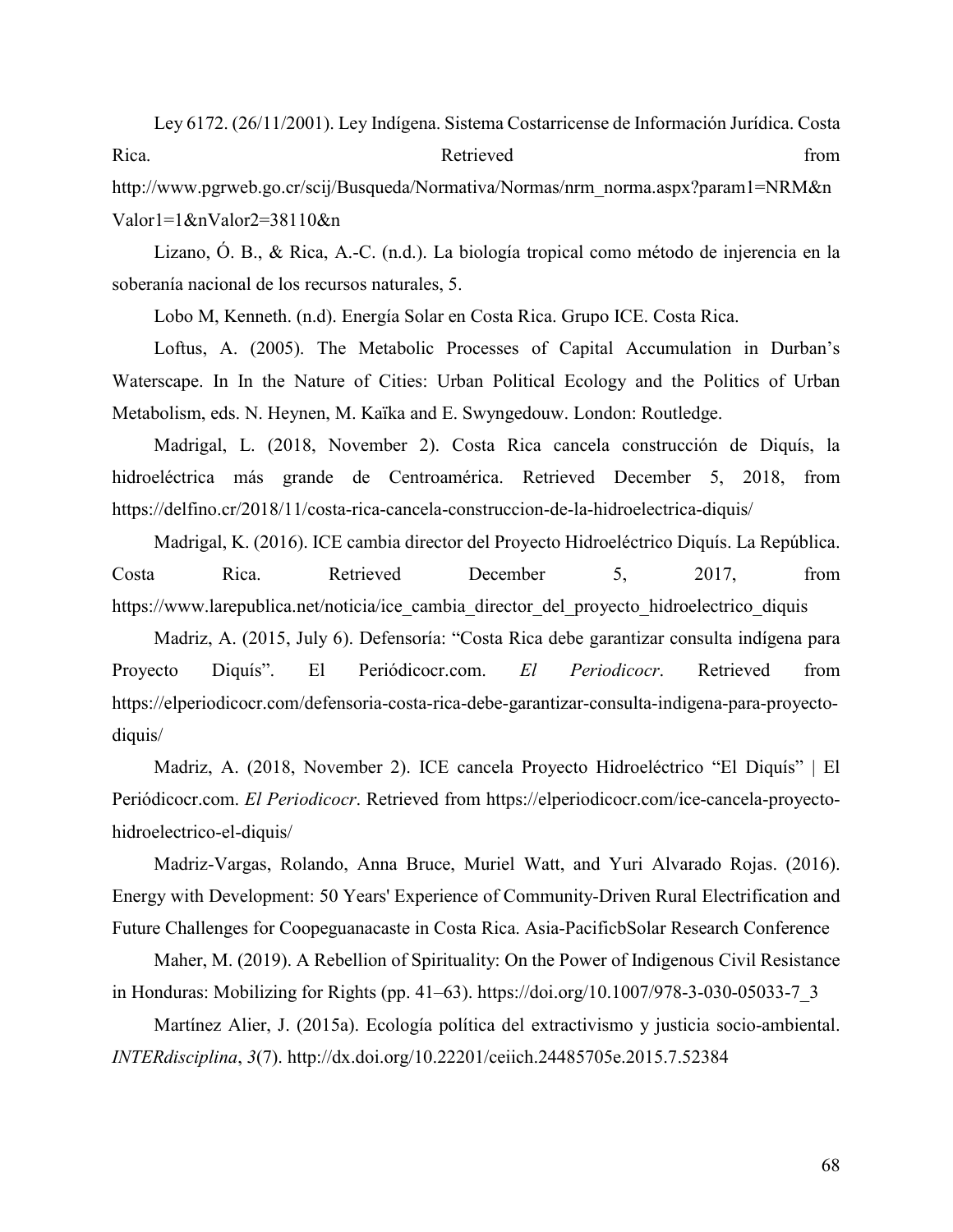Ley 6172. (26/11/2001). Ley Indígena. Sistema Costarricense de Información Jurídica. Costa Rica. Retrieved from http://www.pgrweb.go.cr/scij/Busqueda/Normativa/Normas/nrm_norma.aspx?param1=NRM&nValor1=1&nValor2=38110&n

Lizano, Ó. B., & Rica, A.-C. (n.d.). La biología tropical como método de injerencia en la soberanía nacional de los recursos naturales, 5.

Lobo M, Kenneth. (n.d). Energía Solar en Costa Rica. Grupo ICE. Costa Rica.

Loftus, A. (2005). The Metabolic Processes of Capital Accumulation in Durban's Waterscape. In In the Nature of Cities: Urban Political Ecology and the Politics of Urban Metabolism, eds. N. Heynen, M. Kaïka and E. Swyngedouw. London: Routledge.

Madrigal, L. (2018, November 2). Costa Rica cancela construcción de Diquís, la hidroeléctrica más grande de Centroamérica. Retrieved December 5, 2018, from https://delfino.cr/2018/11/costa-rica-cancela-construccion-de-la-hidroelectrica-diquis/

Madrigal, K. (2016). ICE cambia director del Proyecto Hidroeléctrico Diquís. La República. Costa Rica. Retrieved December 5, 2017, from https://www.larepublica.net/noticia/ice_cambia_director_del_proyecto_hidroelectrico_diquis

Madriz, A. (2015, July 6). Defensoría: "Costa Rica debe garantizar consulta indígena para Proyecto Diquís". El Periódicocr.com. *El Periodicocr*. Retrieved from https://elperiodicocr.com/defensoria-costa-rica-debe-garantizar-consulta-indigena-para-proyecto-diquis/

Madriz, A. (2018, November 2). ICE cancela Proyecto Hidroeléctrico "El Diquís" | El Periódicocr.com. *El Periodicocr*. Retrieved from https://elperiodicocr.com/ice-cancela-proyecto-hidroelectrico-el-diquis/

Madriz-Vargas, Rolando, Anna Bruce, Muriel Watt, and Yuri Alvarado Rojas. (2016). Energy with Development: 50 Years' Experience of Community-Driven Rural Electrification and Future Challenges for Coopeguanacaste in Costa Rica. Asia-PacificbSolar Research Conference

Maher, M. (2019). A Rebellion of Spirituality: On the Power of Indigenous Civil Resistance in Honduras: Mobilizing for Rights (pp. 41–63). https://doi.org/10.1007/978-3-030-05033-7_3

Martínez Alier, J. (2015a). Ecología política del extractivismo y justicia socio-ambiental. *INTERdisciplina*, *3*(7). http://dx.doi.org/10.22201/ceiich.24485705e.2015.7.52384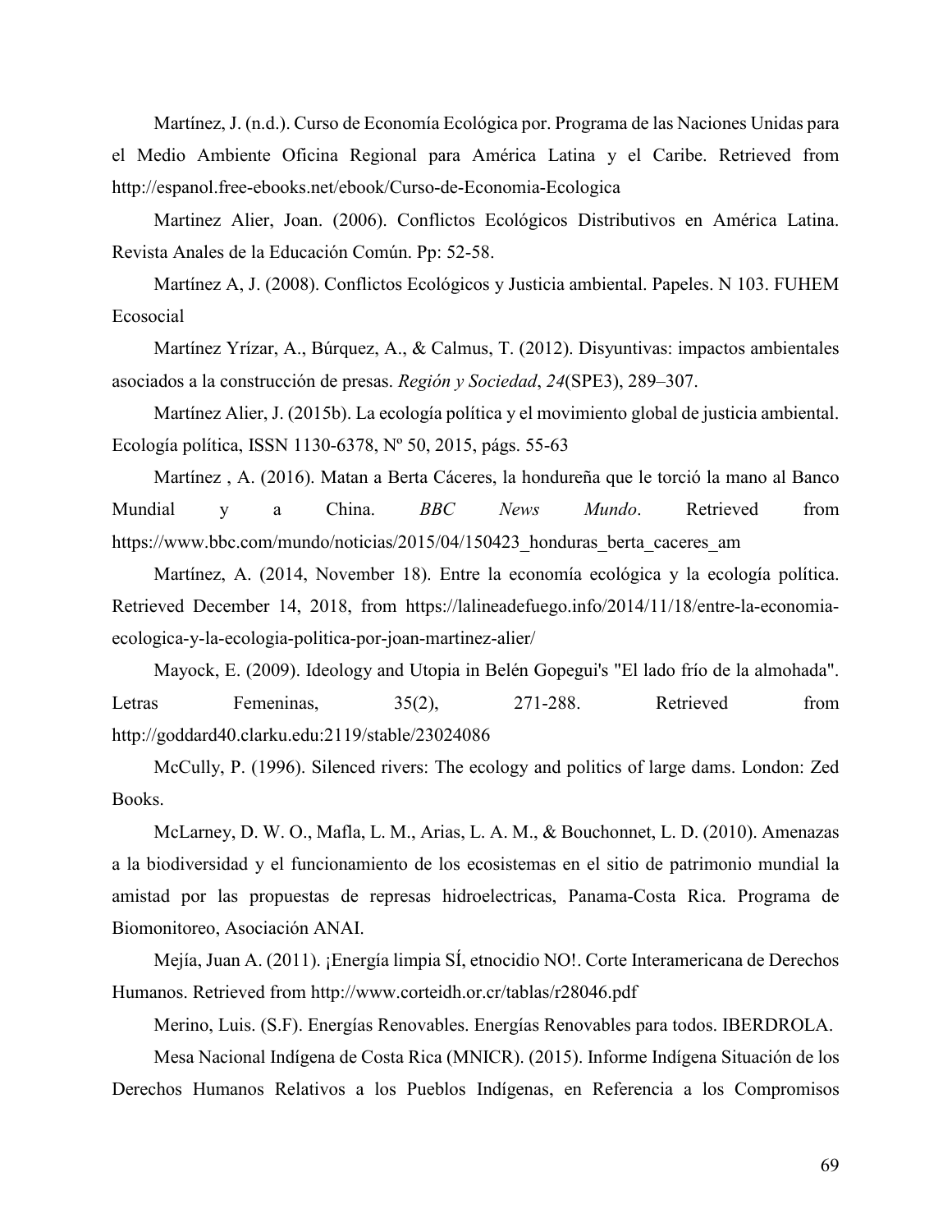Martínez, J. (n.d.). Curso de Economía Ecológica por. Programa de las Naciones Unidas para el Medio Ambiente Oficina Regional para América Latina y el Caribe. Retrieved from http://espanol.free-ebooks.net/ebook/Curso-de-Economia-Ecologica

Martinez Alier, Joan. (2006). Conflictos Ecológicos Distributivos en América Latina. Revista Anales de la Educación Común. Pp: 52-58.

Martínez A, J. (2008). Conflictos Ecológicos y Justicia ambiental. Papeles. N 103. FUHEM Ecosocial

Martínez Yrízar, A., Búrquez, A., & Calmus, T. (2012). Disyuntivas: impactos ambientales asociados a la construcción de presas. *Región y Sociedad*, *24*(SPE3), 289–307.

Martínez Alier, J. (2015b). La ecología política y el movimiento global de justicia ambiental. Ecología política, ISSN 1130-6378, Nº 50, 2015, págs. 55-63

Martínez , A. (2016). Matan a Berta Cáceres, la hondureña que le torció la mano al Banco Mundial y a China. *BBC News Mundo*. Retrieved from https://www.bbc.com/mundo/noticias/2015/04/150423_honduras_berta_caceres_am

Martínez, A. (2014, November 18). Entre la economía ecológica y la ecología política. Retrieved December 14, 2018, from https://lalineadefuego.info/2014/11/18/entre-la-economia-ecologica-y-la-ecologia-politica-por-joan-martinez-alier/

Mayock, E. (2009). Ideology and Utopia in Belén Gopegui's "El lado frío de la almohada". Letras Femeninas, 35(2), 271-288. Retrieved from http://goddard40.clarku.edu:2119/stable/23024086

McCully, P. (1996). Silenced rivers: The ecology and politics of large dams. London: Zed Books.

McLarney, D. W. O., Mafla, L. M., Arias, L. A. M., & Bouchonnet, L. D. (2010). Amenazas a la biodiversidad y el funcionamiento de los ecosistemas en el sitio de patrimonio mundial la amistad por las propuestas de represas hidroelectricas, Panama-Costa Rica. Programa de Biomonitoreo, Asociación ANAI.

Mejía, Juan A. (2011). ¡Energía limpia SÍ, etnocidio NO!. Corte Interamericana de Derechos Humanos. Retrieved from http://www.corteidh.or.cr/tablas/r28046.pdf

Merino, Luis. (S.F). Energías Renovables. Energías Renovables para todos. IBERDROLA.

Mesa Nacional Indígena de Costa Rica (MNICR). (2015). Informe Indígena Situación de los Derechos Humanos Relativos a los Pueblos Indígenas, en Referencia a los Compromisos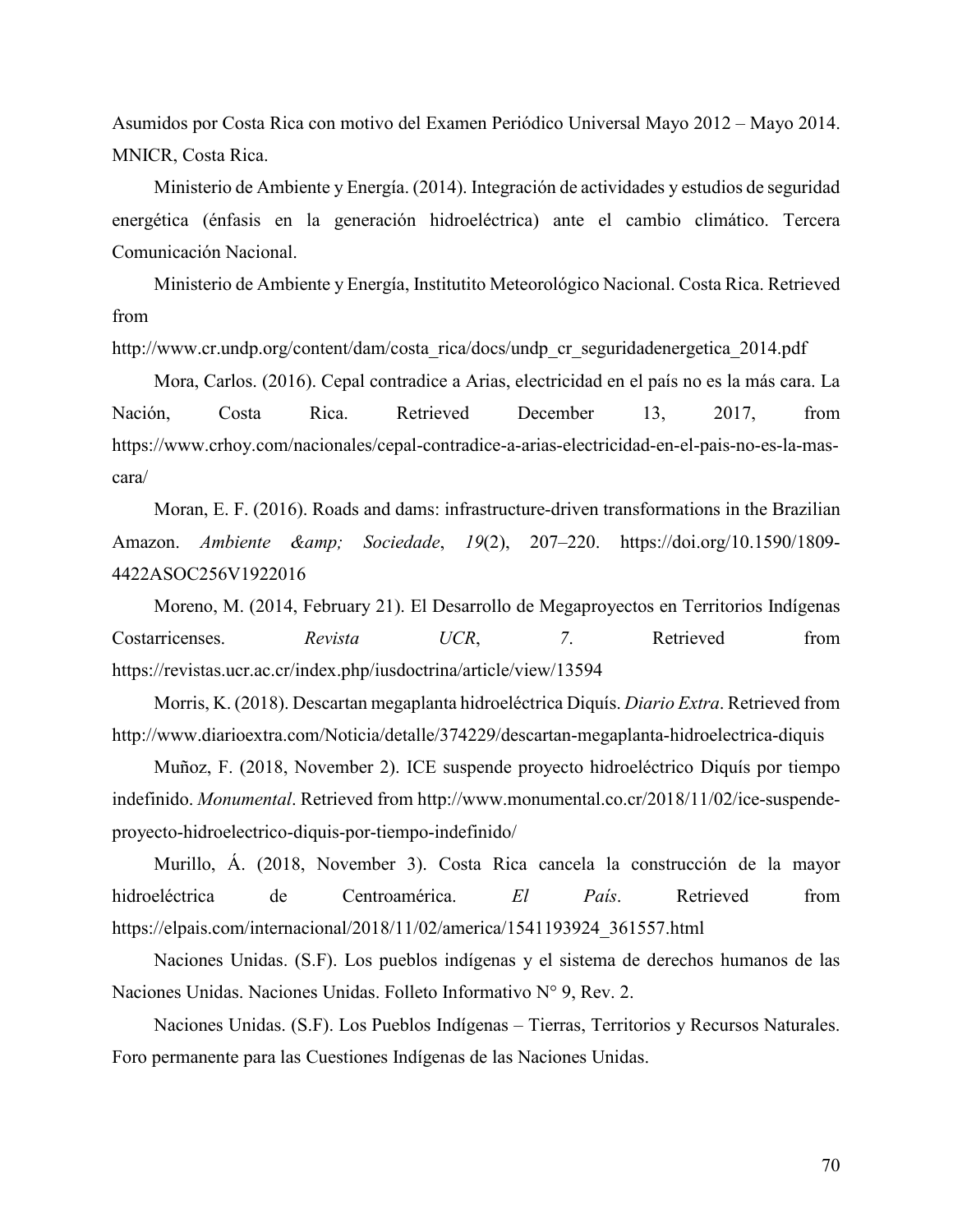Asumidos por Costa Rica con motivo del Examen Periódico Universal Mayo 2012 – Mayo 2014. MNICR, Costa Rica.

Ministerio de Ambiente y Energía. (2014). Integración de actividades y estudios de seguridad energética (énfasis en la generación hidroeléctrica) ante el cambio climático. Tercera Comunicación Nacional.

Ministerio de Ambiente y Energía, Institutito Meteorológico Nacional. Costa Rica. Retrieved from
http://www.cr.undp.org/content/dam/costa_rica/docs/undp_cr_seguridadenergetica_2014.pdf

Mora, Carlos. (2016). Cepal contradice a Arias, electricidad en el país no es la más cara. La Nación, Costa Rica. Retrieved December 13, 2017, from https://www.crhoy.com/nacionales/cepal-contradice-a-arias-electricidad-en-el-pais-no-es-la-mas-cara/

Moran, E. F. (2016). Roads and dams: infrastructure-driven transformations in the Brazilian Amazon. *Ambiente &amp; Sociedade*, *19*(2), 207–220. https://doi.org/10.1590/1809-4422ASOC256V1922016

Moreno, M. (2014, February 21). El Desarrollo de Megaproyectos en Territorios Indígenas Costarricenses. *Revista UCR*, *7*. Retrieved from https://revistas.ucr.ac.cr/index.php/iusdoctrina/article/view/13594

Morris, K. (2018). Descartan megaplanta hidroeléctrica Diquís. *Diario Extra*. Retrieved from http://www.diarioextra.com/Noticia/detalle/374229/descartan-megaplanta-hidroelectrica-diquis

Muñoz, F. (2018, November 2). ICE suspende proyecto hidroeléctrico Diquís por tiempo indefinido. *Monumental*. Retrieved from http://www.monumental.co.cr/2018/11/02/ice-suspende-proyecto-hidroelectrico-diquis-por-tiempo-indefinido/

Murillo, Á. (2018, November 3). Costa Rica cancela la construcción de la mayor hidroeléctrica de Centroamérica. *El País*. Retrieved from https://elpais.com/internacional/2018/11/02/america/1541193924_361557.html

Naciones Unidas. (S.F). Los pueblos indígenas y el sistema de derechos humanos de las Naciones Unidas. Naciones Unidas. Folleto Informativo N° 9, Rev. 2.

Naciones Unidas. (S.F). Los Pueblos Indígenas – Tierras, Territorios y Recursos Naturales. Foro permanente para las Cuestiones Indígenas de las Naciones Unidas.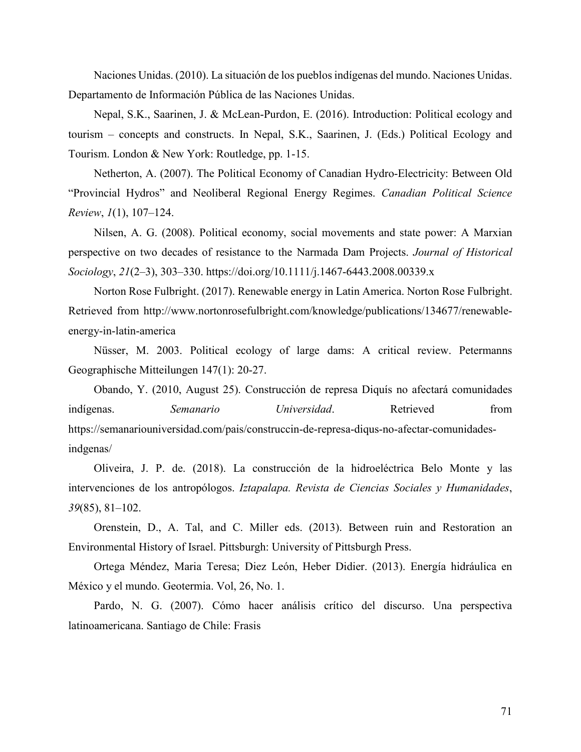Naciones Unidas. (2010). La situación de los pueblos indígenas del mundo. Naciones Unidas. Departamento de Información Pública de las Naciones Unidas.

Nepal, S.K., Saarinen, J. & McLean-Purdon, E. (2016). Introduction: Political ecology and tourism – concepts and constructs. In Nepal, S.K., Saarinen, J. (Eds.) Political Ecology and Tourism. London & New York: Routledge, pp. 1-15.

Netherton, A. (2007). The Political Economy of Canadian Hydro-Electricity: Between Old "Provincial Hydros" and Neoliberal Regional Energy Regimes. *Canadian Political Science Review*, *1*(1), 107–124.

Nilsen, A. G. (2008). Political economy, social movements and state power: A Marxian perspective on two decades of resistance to the Narmada Dam Projects. *Journal of Historical Sociology*, *21*(2–3), 303–330. https://doi.org/10.1111/j.1467-6443.2008.00339.x

Norton Rose Fulbright. (2017). Renewable energy in Latin America. Norton Rose Fulbright. Retrieved from http://www.nortonrosefulbright.com/knowledge/publications/134677/renewable-energy-in-latin-america

Nüsser, M. 2003. Political ecology of large dams: A critical review. Petermanns Geographische Mitteilungen 147(1): 20-27.

Obando, Y. (2010, August 25). Construcción de represa Diquís no afectará comunidades indígenas. *Semanario Universidad*. Retrieved from https://semanariouniversidad.com/pais/construccin-de-represa-diqus-no-afectar-comunidades-indgenas/

Oliveira, J. P. de. (2018). La construcción de la hidroeléctrica Belo Monte y las intervenciones de los antropólogos. *Iztapalapa. Revista de Ciencias Sociales y Humanidades*, *39*(85), 81–102.

Orenstein, D., A. Tal, and C. Miller eds. (2013). Between ruin and Restoration an Environmental History of Israel. Pittsburgh: University of Pittsburgh Press.

Ortega Méndez, Maria Teresa; Diez León, Heber Didier. (2013). Energía hidráulica en México y el mundo. Geotermia. Vol, 26, No. 1.

Pardo, N. G. (2007). Cómo hacer análisis crítico del discurso. Una perspectiva latinoamericana. Santiago de Chile: Frasis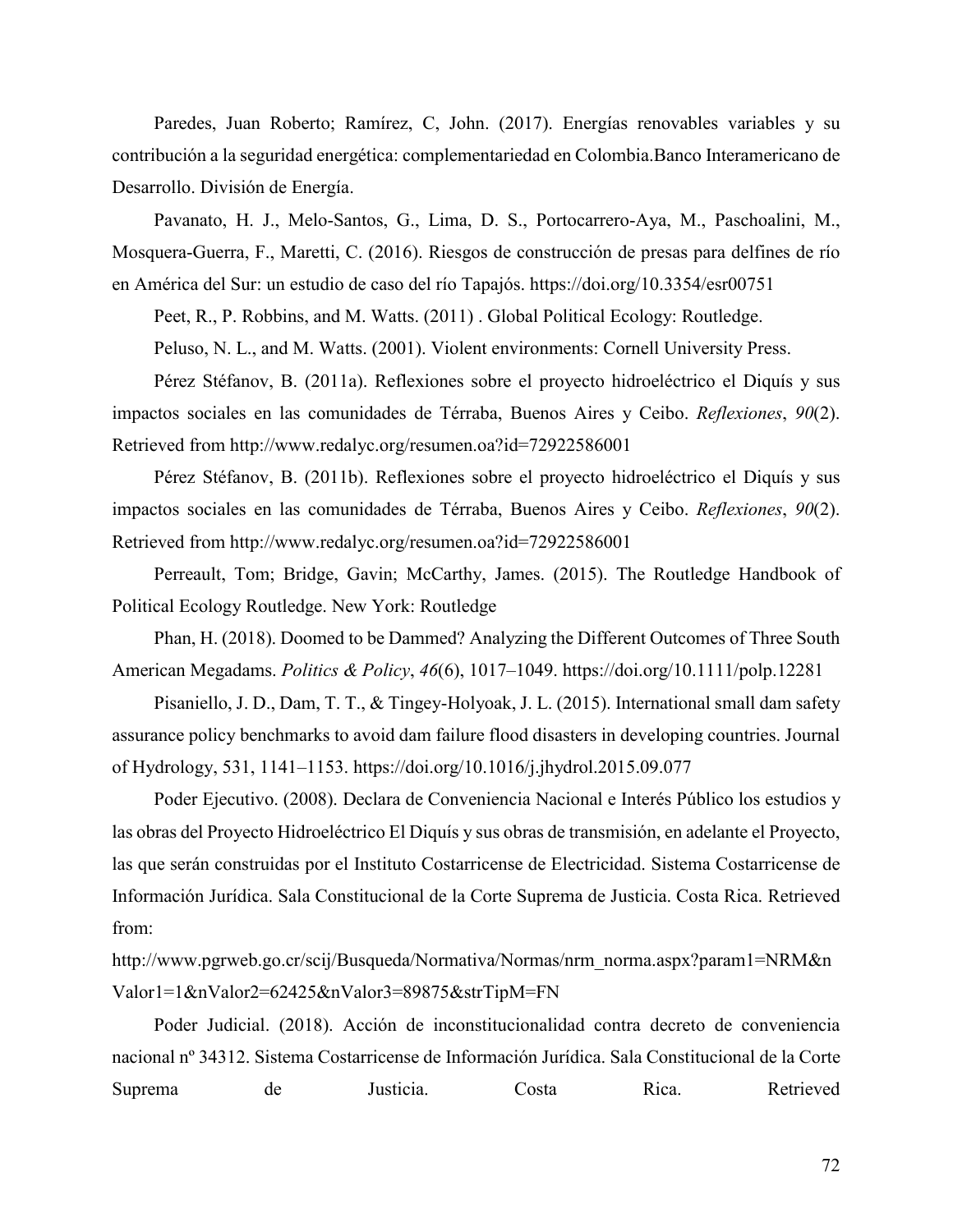Paredes, Juan Roberto; Ramírez, C, John. (2017). Energías renovables variables y su contribución a la seguridad energética: complementariedad en Colombia.Banco Interamericano de Desarrollo. División de Energía.

Pavanato, H. J., Melo-Santos, G., Lima, D. S., Portocarrero-Aya, M., Paschoalini, M., Mosquera-Guerra, F., Maretti, C. (2016). Riesgos de construcción de presas para delfines de río en América del Sur: un estudio de caso del río Tapajós. https://doi.org/10.3354/esr00751

Peet, R., P. Robbins, and M. Watts. (2011) . Global Political Ecology: Routledge.

Peluso, N. L., and M. Watts. (2001). Violent environments: Cornell University Press.

Pérez Stéfanov, B. (2011a). Reflexiones sobre el proyecto hidroeléctrico el Diquís y sus impactos sociales en las comunidades de Térraba, Buenos Aires y Ceibo. *Reflexiones*, *90*(2). Retrieved from http://www.redalyc.org/resumen.oa?id=72922586001

Pérez Stéfanov, B. (2011b). Reflexiones sobre el proyecto hidroeléctrico el Diquís y sus impactos sociales en las comunidades de Térraba, Buenos Aires y Ceibo. *Reflexiones*, *90*(2). Retrieved from http://www.redalyc.org/resumen.oa?id=72922586001

Perreault, Tom; Bridge, Gavin; McCarthy, James. (2015). The Routledge Handbook of Political Ecology Routledge. New York: Routledge

Phan, H. (2018). Doomed to be Dammed? Analyzing the Different Outcomes of Three South American Megadams. *Politics & Policy*, *46*(6), 1017–1049. https://doi.org/10.1111/polp.12281

Pisaniello, J. D., Dam, T. T., & Tingey-Holyoak, J. L. (2015). International small dam safety assurance policy benchmarks to avoid dam failure flood disasters in developing countries. Journal of Hydrology, 531, 1141–1153. https://doi.org/10.1016/j.jhydrol.2015.09.077

Poder Ejecutivo. (2008). Declara de Conveniencia Nacional e Interés Público los estudios y las obras del Proyecto Hidroeléctrico El Diquís y sus obras de transmisión, en adelante el Proyecto, las que serán construidas por el Instituto Costarricense de Electricidad. Sistema Costarricense de Información Jurídica. Sala Constitucional de la Corte Suprema de Justicia. Costa Rica. Retrieved from:
http://www.pgrweb.go.cr/scij/Busqueda/Normativa/Normas/nrm_norma.aspx?param1=NRM&nValor1=1&nValor2=62425&nValor3=89875&strTipM=FN

Poder Judicial. (2018). Acción de inconstitucionalidad contra decreto de conveniencia nacional nº 34312. Sistema Costarricense de Información Jurídica. Sala Constitucional de la Corte Suprema de Justicia. Costa Rica. Retrieved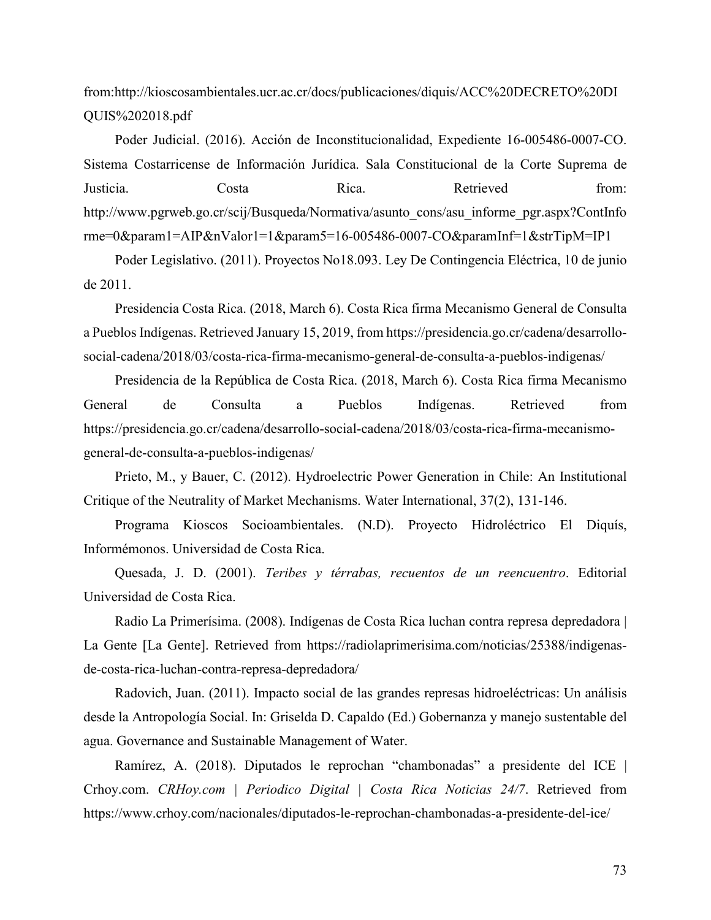from:http://kioscosambientales.ucr.ac.cr/docs/publicaciones/diquis/ACC%20DECRETO%20DIQUIS%202018.pdf

Poder Judicial. (2016). Acción de Inconstitucionalidad, Expediente 16-005486-0007-CO. Sistema Costarricense de Información Jurídica. Sala Constitucional de la Corte Suprema de Justicia. Costa Rica. Retrieved from: http://www.pgrweb.go.cr/scij/Busqueda/Normativa/asunto_cons/asu_informe_pgr.aspx?ContInforme=0&param1=AIP&nValor1=1&param5=16-005486-0007-CO&paramInf=1&strTipM=IP1

Poder Legislativo. (2011). Proyectos No18.093. Ley De Contingencia Eléctrica, 10 de junio de 2011.

Presidencia Costa Rica. (2018, March 6). Costa Rica firma Mecanismo General de Consulta a Pueblos Indígenas. Retrieved January 15, 2019, from https://presidencia.go.cr/cadena/desarrollo-social-cadena/2018/03/costa-rica-firma-mecanismo-general-de-consulta-a-pueblos-indigenas/

Presidencia de la República de Costa Rica. (2018, March 6). Costa Rica firma Mecanismo General de Consulta a Pueblos Indígenas. Retrieved from https://presidencia.go.cr/cadena/desarrollo-social-cadena/2018/03/costa-rica-firma-mecanismo-general-de-consulta-a-pueblos-indigenas/

Prieto, M., y Bauer, C. (2012). Hydroelectric Power Generation in Chile: An Institutional Critique of the Neutrality of Market Mechanisms. Water International, 37(2), 131-146.

Programa Kioscos Socioambientales. (N.D). Proyecto Hidroléctrico El Diquís, Informémonos. Universidad de Costa Rica.

Quesada, J. D. (2001). *Teribes y térrabas, recuentos de un reencuentro*. Editorial Universidad de Costa Rica.

Radio La Primerísima. (2008). Indígenas de Costa Rica luchan contra represa depredadora | La Gente [La Gente]. Retrieved from https://radiolaprimerisima.com/noticias/25388/indigenas-de-costa-rica-luchan-contra-represa-depredadora/

Radovich, Juan. (2011). Impacto social de las grandes represas hidroeléctricas: Un análisis desde la Antropología Social. In: Griselda D. Capaldo (Ed.) Gobernanza y manejo sustentable del agua. Governance and Sustainable Management of Water.

Ramírez, A. (2018). Diputados le reprochan "chambonadas" a presidente del ICE | Crhoy.com. *CRHoy.com | Periodico Digital | Costa Rica Noticias 24/7*. Retrieved from https://www.crhoy.com/nacionales/diputados-le-reprochan-chambonadas-a-presidente-del-ice/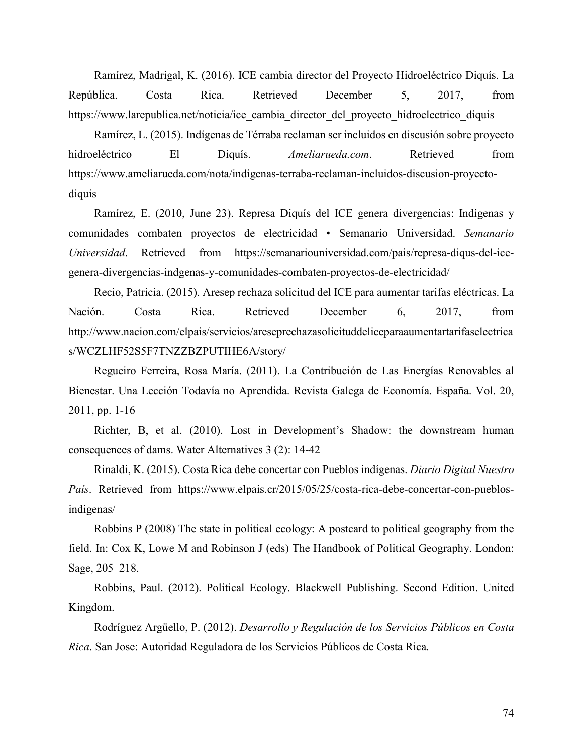Ramírez, Madrigal, K. (2016). ICE cambia director del Proyecto Hidroeléctrico Diquís. La República. Costa Rica. Retrieved December 5, 2017, from https://www.larepublica.net/noticia/ice_cambia_director_del_proyecto_hidroelectrico_diquis

Ramírez, L. (2015). Indígenas de Térraba reclaman ser incluidos en discusión sobre proyecto hidroeléctrico El Diquís. *Ameliarueda.com*. Retrieved from https://www.ameliarueda.com/nota/indigenas-terraba-reclaman-incluidos-discusion-proyecto-diquis

Ramírez, E. (2010, June 23). Represa Diquís del ICE genera divergencias: Indígenas y comunidades combaten proyectos de electricidad • Semanario Universidad. *Semanario Universidad*. Retrieved from https://semanariouniversidad.com/pais/represa-diqus-del-ice-genera-divergencias-indgenas-y-comunidades-combaten-proyectos-de-electricidad/

Recio, Patricia. (2015). Aresep rechaza solicitud del ICE para aumentar tarifas eléctricas. La Nación. Costa Rica. Retrieved December 6, 2017, from http://www.nacion.com/elpais/servicios/areseprechazasolicituddeliceparaaumentartarifaselectricas/WCZLHF52S5F7TNZZBZPUTIHE6A/story/

Regueiro Ferreira, Rosa María. (2011). La Contribución de Las Energías Renovables al Bienestar. Una Lección Todavía no Aprendida. Revista Galega de Economía. España. Vol. 20, 2011, pp. 1-16

Richter, B, et al. (2010). Lost in Development's Shadow: the downstream human consequences of dams. Water Alternatives 3 (2): 14-42

Rinaldi, K. (2015). Costa Rica debe concertar con Pueblos indígenas. *Diario Digital Nuestro País*. Retrieved from https://www.elpais.cr/2015/05/25/costa-rica-debe-concertar-con-pueblos-indigenas/

Robbins P (2008) The state in political ecology: A postcard to political geography from the field. In: Cox K, Lowe M and Robinson J (eds) The Handbook of Political Geography. London: Sage, 205–218.

Robbins, Paul. (2012). Political Ecology. Blackwell Publishing. Second Edition. United Kingdom.

Rodríguez Argüello, P. (2012). *Desarrollo y Regulación de los Servicios Públicos en Costa Rica*. San Jose: Autoridad Reguladora de los Servicios Públicos de Costa Rica.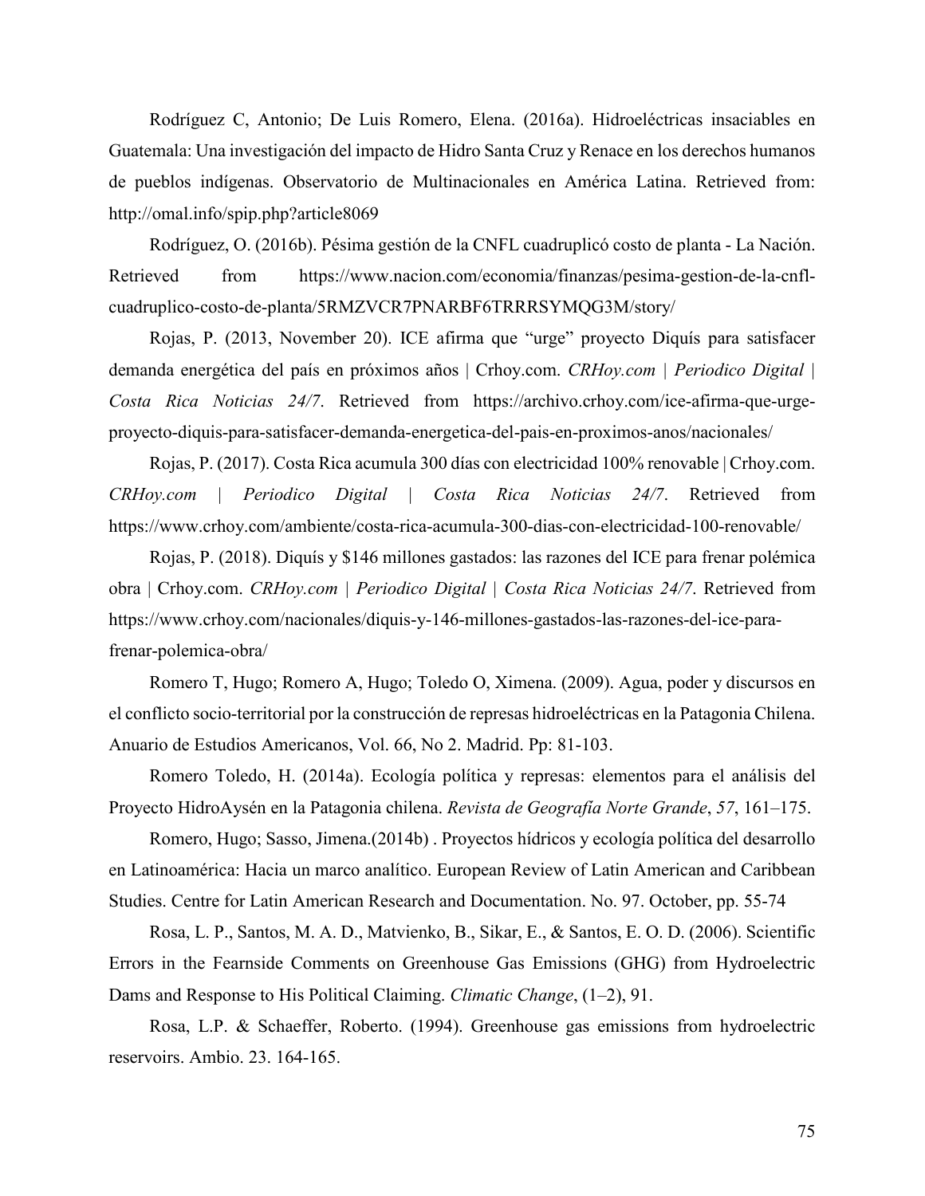Rodríguez C, Antonio; De Luis Romero, Elena. (2016a). Hidroeléctricas insaciables en Guatemala: Una investigación del impacto de Hidro Santa Cruz y Renace en los derechos humanos de pueblos indígenas. Observatorio de Multinacionales en América Latina. Retrieved from: http://omal.info/spip.php?article8069

Rodríguez, O. (2016b). Pésima gestión de la CNFL cuadruplicó costo de planta - La Nación. Retrieved from https://www.nacion.com/economia/finanzas/pesima-gestion-de-la-cnfl-cuadruplico-costo-de-planta/5RMZVCR7PNARBF6TRRRSYMQG3M/story/

Rojas, P. (2013, November 20). ICE afirma que "urge" proyecto Diquís para satisfacer demanda energética del país en próximos años | Crhoy.com. *CRHoy.com | Periodico Digital | Costa Rica Noticias 24/7*. Retrieved from https://archivo.crhoy.com/ice-afirma-que-urge-proyecto-diquis-para-satisfacer-demanda-energetica-del-pais-en-proximos-anos/nacionales/

Rojas, P. (2017). Costa Rica acumula 300 días con electricidad 100% renovable | Crhoy.com. *CRHoy.com | Periodico Digital | Costa Rica Noticias 24/7*. Retrieved from https://www.crhoy.com/ambiente/costa-rica-acumula-300-dias-con-electricidad-100-renovable/

Rojas, P. (2018). Diquís y $146 millones gastados: las razones del ICE para frenar polémica obra | Crhoy.com. *CRHoy.com | Periodico Digital | Costa Rica Noticias 24/7*. Retrieved from https://www.crhoy.com/nacionales/diquis-y-146-millones-gastados-las-razones-del-ice-para-frenar-polemica-obra/

Romero T, Hugo; Romero A, Hugo; Toledo O, Ximena. (2009). Agua, poder y discursos en el conflicto socio-territorial por la construcción de represas hidroeléctricas en la Patagonia Chilena. Anuario de Estudios Americanos, Vol. 66, No 2. Madrid. Pp: 81-103.

Romero Toledo, H. (2014a). Ecología política y represas: elementos para el análisis del Proyecto HidroAysén en la Patagonia chilena. *Revista de Geografía Norte Grande*, *57*, 161–175.

Romero, Hugo; Sasso, Jimena.(2014b) . Proyectos hídricos y ecología política del desarrollo en Latinoamérica: Hacia un marco analítico. European Review of Latin American and Caribbean Studies. Centre for Latin American Research and Documentation. No. 97. October, pp. 55-74

Rosa, L. P., Santos, M. A. D., Matvienko, B., Sikar, E., & Santos, E. O. D. (2006). Scientific Errors in the Fearnside Comments on Greenhouse Gas Emissions (GHG) from Hydroelectric Dams and Response to His Political Claiming. *Climatic Change*, (1–2), 91.

Rosa, L.P. & Schaeffer, Roberto. (1994). Greenhouse gas emissions from hydroelectric reservoirs. Ambio. 23. 164-165.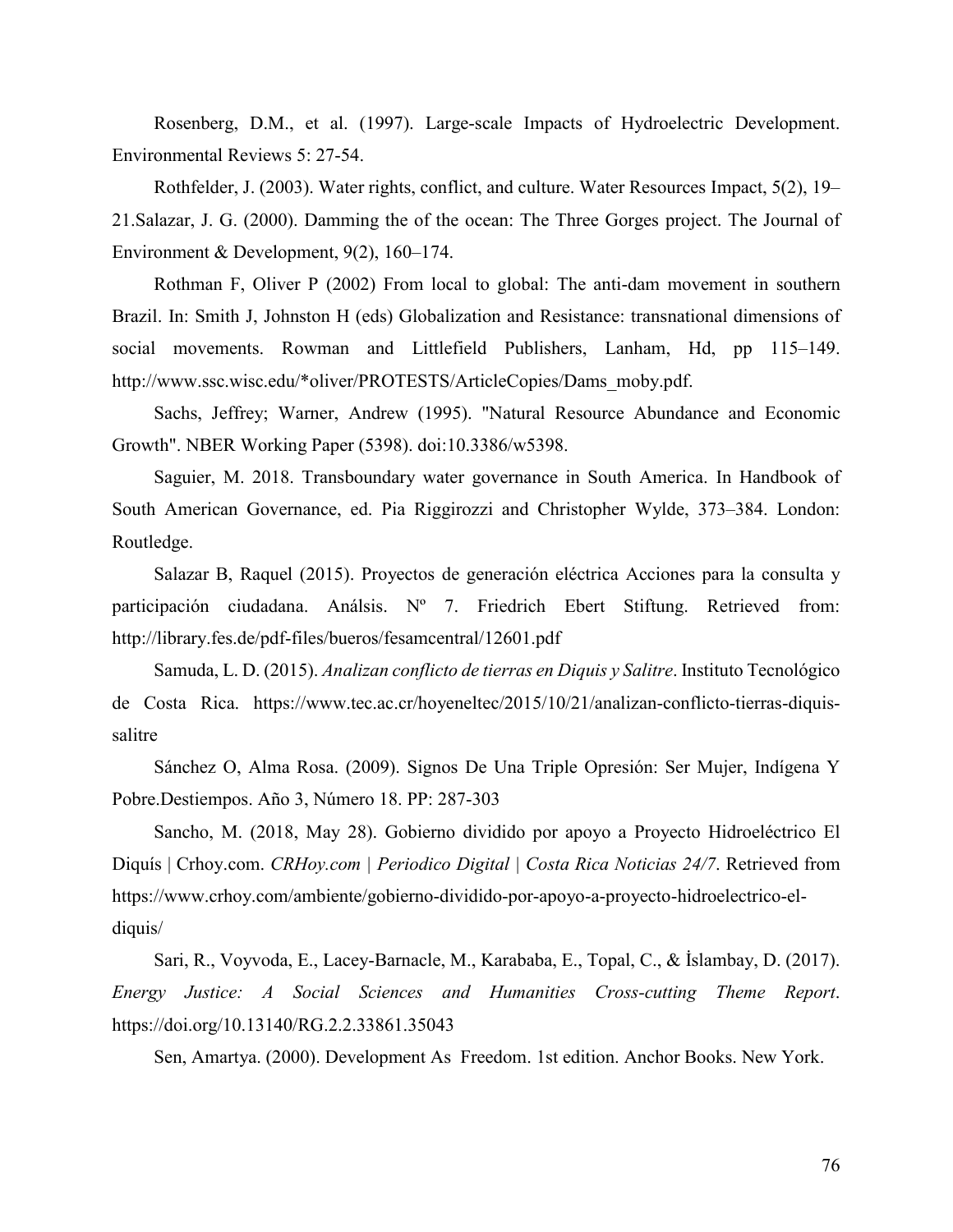Rosenberg, D.M., et al. (1997). Large-scale Impacts of Hydroelectric Development. Environmental Reviews 5: 27-54.

Rothfelder, J. (2003). Water rights, conflict, and culture. Water Resources Impact, 5(2), 19–21.Salazar, J. G. (2000). Damming the of the ocean: The Three Gorges project. The Journal of Environment & Development, 9(2), 160–174.

Rothman F, Oliver P (2002) From local to global: The anti-dam movement in southern Brazil. In: Smith J, Johnston H (eds) Globalization and Resistance: transnational dimensions of social movements. Rowman and Littlefield Publishers, Lanham, Hd, pp 115–149. http://www.ssc.wisc.edu/*oliver/PROTESTS/ArticleCopies/Dams_moby.pdf.

Sachs, Jeffrey; Warner, Andrew (1995). "Natural Resource Abundance and Economic Growth". NBER Working Paper (5398). doi:10.3386/w5398.

Saguier, M. 2018. Transboundary water governance in South America. In Handbook of South American Governance, ed. Pia Riggirozzi and Christopher Wylde, 373–384. London: Routledge.

Salazar B, Raquel (2015). Proyectos de generación eléctrica Acciones para la consulta y participación ciudadana. Análsis. Nº 7. Friedrich Ebert Stiftung. Retrieved from: http://library.fes.de/pdf-files/bueros/fesamcentral/12601.pdf

Samuda, L. D. (2015). *Analizan conflicto de tierras en Diquis y Salitre*. Instituto Tecnológico de Costa Rica. https://www.tec.ac.cr/hoyeneltec/2015/10/21/analizan-conflicto-tierras-diquis-salitre

Sánchez O, Alma Rosa. (2009). Signos De Una Triple Opresión: Ser Mujer, Indígena Y Pobre.Destiempos. Año 3, Número 18. PP: 287-303

Sancho, M. (2018, May 28). Gobierno dividido por apoyo a Proyecto Hidroeléctrico El Diquís | Crhoy.com. *CRHoy.com | Periodico Digital | Costa Rica Noticias 24/7*. Retrieved from https://www.crhoy.com/ambiente/gobierno-dividido-por-apoyo-a-proyecto-hidroelectrico-el-diquis/

Sari, R., Voyvoda, E., Lacey-Barnacle, M., Karababa, E., Topal, C., & İslambay, D. (2017). *Energy Justice: A Social Sciences and Humanities Cross-cutting Theme Report*. https://doi.org/10.13140/RG.2.2.33861.35043

Sen, Amartya. (2000). Development As Freedom. 1st edition. Anchor Books. New York.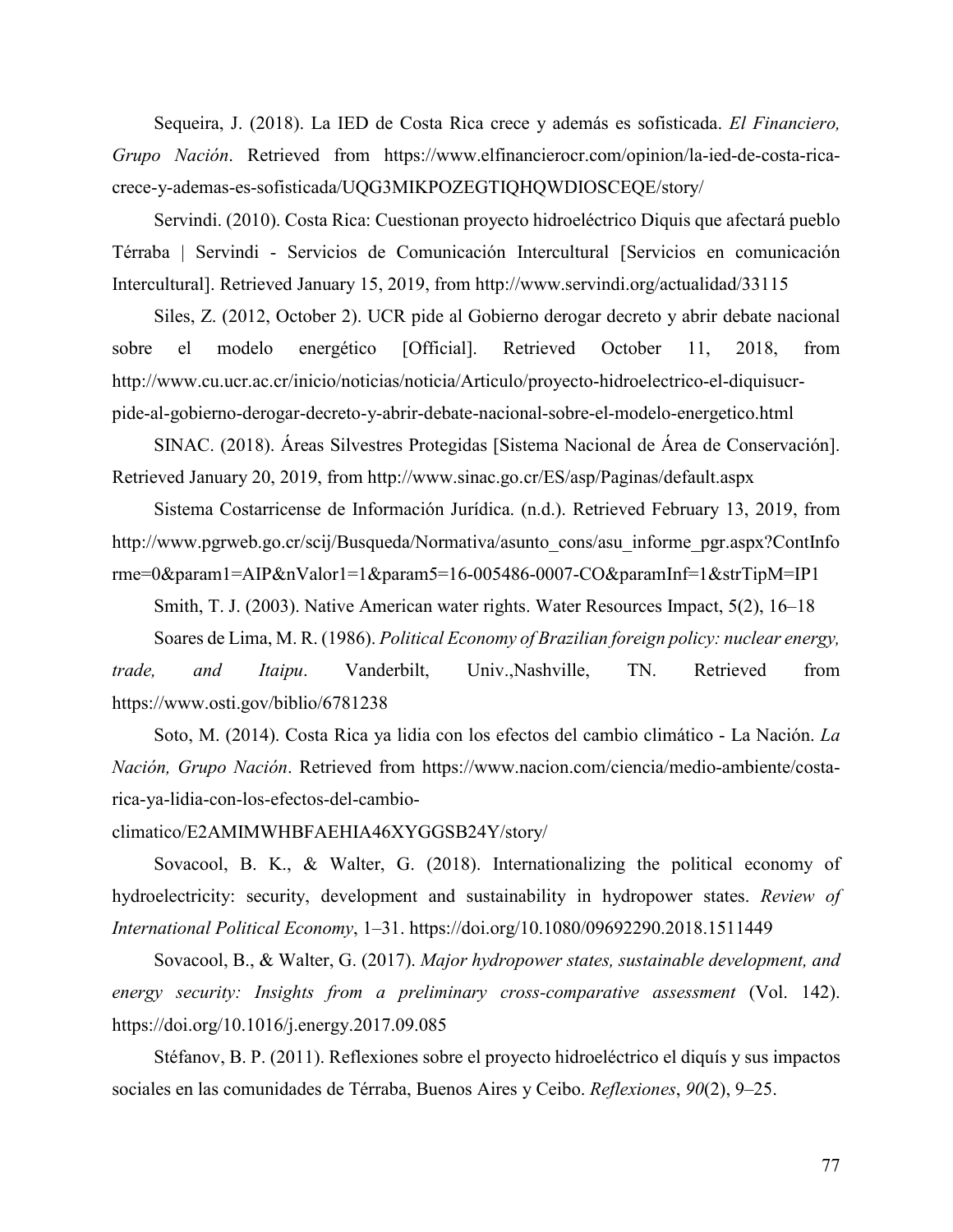Sequeira, J. (2018). La IED de Costa Rica crece y además es sofisticada. *El Financiero, Grupo Nación*. Retrieved from https://www.elfinancierocr.com/opinion/la-ied-de-costa-rica-crece-y-ademas-es-sofisticada/UQG3MIKPOZEGTIQHQWDIOSCEQE/story/

Servindi. (2010). Costa Rica: Cuestionan proyecto hidroeléctrico Diquis que afectará pueblo Térraba | Servindi - Servicios de Comunicación Intercultural [Servicios en comunicación Intercultural]. Retrieved January 15, 2019, from http://www.servindi.org/actualidad/33115

Siles, Z. (2012, October 2). UCR pide al Gobierno derogar decreto y abrir debate nacional sobre el modelo energético [Official]. Retrieved October 11, 2018, from http://www.cu.ucr.ac.cr/inicio/noticias/noticia/Articulo/proyecto-hidroelectrico-el-diquisucr-pide-al-gobierno-derogar-decreto-y-abrir-debate-nacional-sobre-el-modelo-energetico.html

SINAC. (2018). Áreas Silvestres Protegidas [Sistema Nacional de Área de Conservación]. Retrieved January 20, 2019, from http://www.sinac.go.cr/ES/asp/Paginas/default.aspx

Sistema Costarricense de Información Jurídica. (n.d.). Retrieved February 13, 2019, from http://www.pgrweb.go.cr/scij/Busqueda/Normativa/asunto_cons/asu_informe_pgr.aspx?ContInforme=0&param1=AIP&nValor1=1&param5=16-005486-0007-CO&paramInf=1&strTipM=IP1

Smith, T. J. (2003). Native American water rights. Water Resources Impact, 5(2), 16–18

Soares de Lima, M. R. (1986). *Political Economy of Brazilian foreign policy: nuclear energy, trade, and Itaipu*. Vanderbilt, Univ.,Nashville, TN. Retrieved from https://www.osti.gov/biblio/6781238

Soto, M. (2014). Costa Rica ya lidia con los efectos del cambio climático - La Nación. *La Nación, Grupo Nación*. Retrieved from https://www.nacion.com/ciencia/medio-ambiente/costa-rica-ya-lidia-con-los-efectos-del-cambio-climatico/E2AMIMWHBFAEHIA46XYGGSB24Y/story/

Sovacool, B. K., & Walter, G. (2018). Internationalizing the political economy of hydroelectricity: security, development and sustainability in hydropower states. *Review of International Political Economy*, 1–31. https://doi.org/10.1080/09692290.2018.1511449

Sovacool, B., & Walter, G. (2017). *Major hydropower states, sustainable development, and energy security: Insights from a preliminary cross-comparative assessment* (Vol. 142). https://doi.org/10.1016/j.energy.2017.09.085

Stéfanov, B. P. (2011). Reflexiones sobre el proyecto hidroeléctrico el diquís y sus impactos sociales en las comunidades de Térraba, Buenos Aires y Ceibo. *Reflexiones*, *90*(2), 9–25.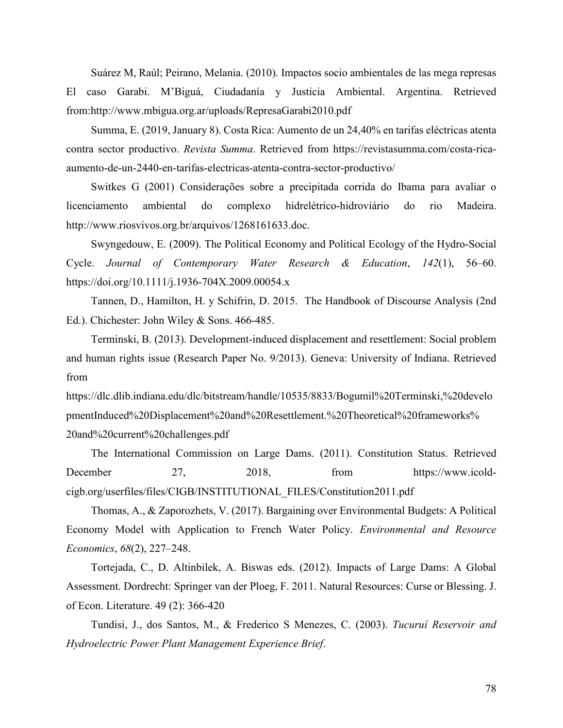Suárez M, Raúl; Peirano, Melania. (2010). Impactos socio ambientales de las mega represas El caso Garabi. M'Biguá, Ciudadanía y Justicia Ambiental. Argentina. Retrieved from:http://www.mbigua.org.ar/uploads/RepresaGarabi2010.pdf

Summa, E. (2019, January 8). Costa Rica: Aumento de un 24,40% en tarifas eléctricas atenta contra sector productivo. *Revista Summa*. Retrieved from https://revistasumma.com/costa-rica-aumento-de-un-2440-en-tarifas-electricas-atenta-contra-sector-productivo/

Switkes G (2001) Considerações sobre a precipitada corrida do Ibama para avaliar o licenciamento ambiental do complexo hidrelétrico-hidroviário do rio Madeira. http://www.riosvivos.org.br/arquivos/1268161633.doc.

Swyngedouw, E. (2009). The Political Economy and Political Ecology of the Hydro-Social Cycle. *Journal of Contemporary Water Research & Education*, *142*(1), 56–60. https://doi.org/10.1111/j.1936-704X.2009.00054.x

Tannen, D., Hamilton, H. y Schifrin, D. 2015. The Handbook of Discourse Analysis (2nd Ed.). Chichester: John Wiley & Sons. 466-485.

Terminski, B. (2013). Development-induced displacement and resettlement: Social problem and human rights issue (Research Paper No. 9/2013). Geneva: University of Indiana. Retrieved from https://dlc.dlib.indiana.edu/dlc/bitstream/handle/10535/8833/Bogumil%20Terminski,%20developmentInduced%20Displacement%20and%20Resettlement.%20Theoretical%20frameworks%20and%20current%20challenges.pdf

The International Commission on Large Dams. (2011). Constitution Status. Retrieved December 27, 2018, from https://www.icold-cigb.org/userfiles/files/CIGB/INSTITUTIONAL_FILES/Constitution2011.pdf

Thomas, A., & Zaporozhets, V. (2017). Bargaining over Environmental Budgets: A Political Economy Model with Application to French Water Policy. *Environmental and Resource Economics*, *68*(2), 227–248.

Tortejada, C., D. Altinbilek, A. Biswas eds. (2012). Impacts of Large Dams: A Global Assessment. Dordrecht: Springer van der Ploeg, F. 2011. Natural Resources: Curse or Blessing. J. of Econ. Literature. 49 (2): 366-420

Tundisi, J., dos Santos, M., & Frederico S Menezes, C. (2003). *Tucuruí Reservoir and Hydroelectric Power Plant Management Experience Brief*.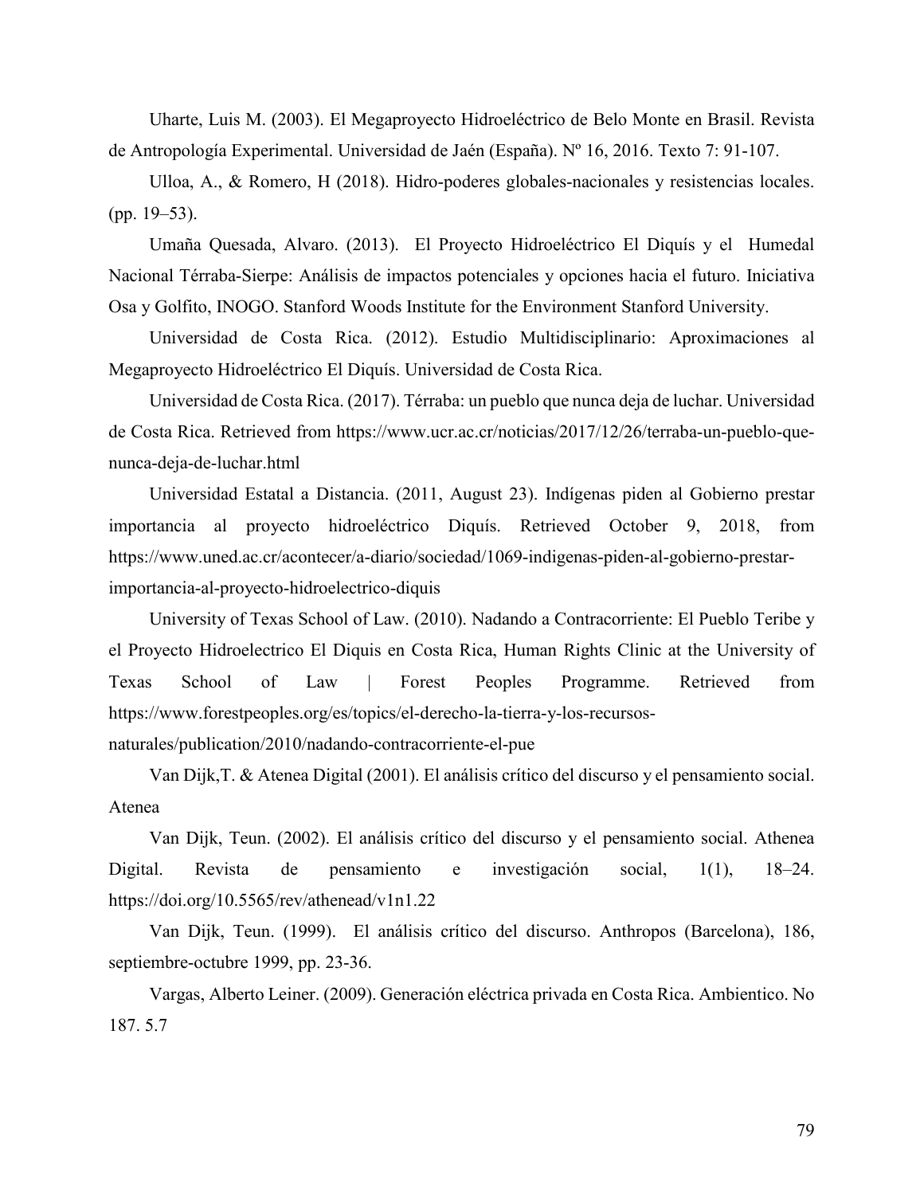Uharte, Luis M. (2003). El Megaproyecto Hidroeléctrico de Belo Monte en Brasil. Revista de Antropología Experimental. Universidad de Jaén (España). Nº 16, 2016. Texto 7: 91-107.

Ulloa, A., & Romero, H (2018). Hidro-poderes globales-nacionales y resistencias locales. (pp. 19–53).

Umaña Quesada, Alvaro. (2013). El Proyecto Hidroeléctrico El Diquís y el Humedal Nacional Térraba-Sierpe: Análisis de impactos potenciales y opciones hacia el futuro. Iniciativa Osa y Golfito, INOGO. Stanford Woods Institute for the Environment Stanford University.

Universidad de Costa Rica. (2012). Estudio Multidisciplinario: Aproximaciones al Megaproyecto Hidroeléctrico El Diquís. Universidad de Costa Rica.

Universidad de Costa Rica. (2017). Térraba: un pueblo que nunca deja de luchar. Universidad de Costa Rica. Retrieved from https://www.ucr.ac.cr/noticias/2017/12/26/terraba-un-pueblo-que-nunca-deja-de-luchar.html

Universidad Estatal a Distancia. (2011, August 23). Indígenas piden al Gobierno prestar importancia al proyecto hidroeléctrico Diquís. Retrieved October 9, 2018, from https://www.uned.ac.cr/acontecer/a-diario/sociedad/1069-indigenas-piden-al-gobierno-prestar-importancia-al-proyecto-hidroelectrico-diquis

University of Texas School of Law. (2010). Nadando a Contracorriente: El Pueblo Teribe y el Proyecto Hidroelectrico El Diquis en Costa Rica, Human Rights Clinic at the University of Texas School of Law | Forest Peoples Programme. Retrieved from https://www.forestpeoples.org/es/topics/el-derecho-la-tierra-y-los-recursos-naturales/publication/2010/nadando-contracorriente-el-pue

Van Dijk,T. & Atenea Digital (2001). El análisis crítico del discurso y el pensamiento social. Atenea

Van Dijk, Teun. (2002). El análisis crítico del discurso y el pensamiento social. Athenea Digital. Revista de pensamiento e investigación social, 1(1), 18–24. https://doi.org/10.5565/rev/athenead/v1n1.22

Van Dijk, Teun. (1999). El análisis crítico del discurso. Anthropos (Barcelona), 186, septiembre-octubre 1999, pp. 23-36.

Vargas, Alberto Leiner. (2009). Generación eléctrica privada en Costa Rica. Ambientico. No 187. 5.7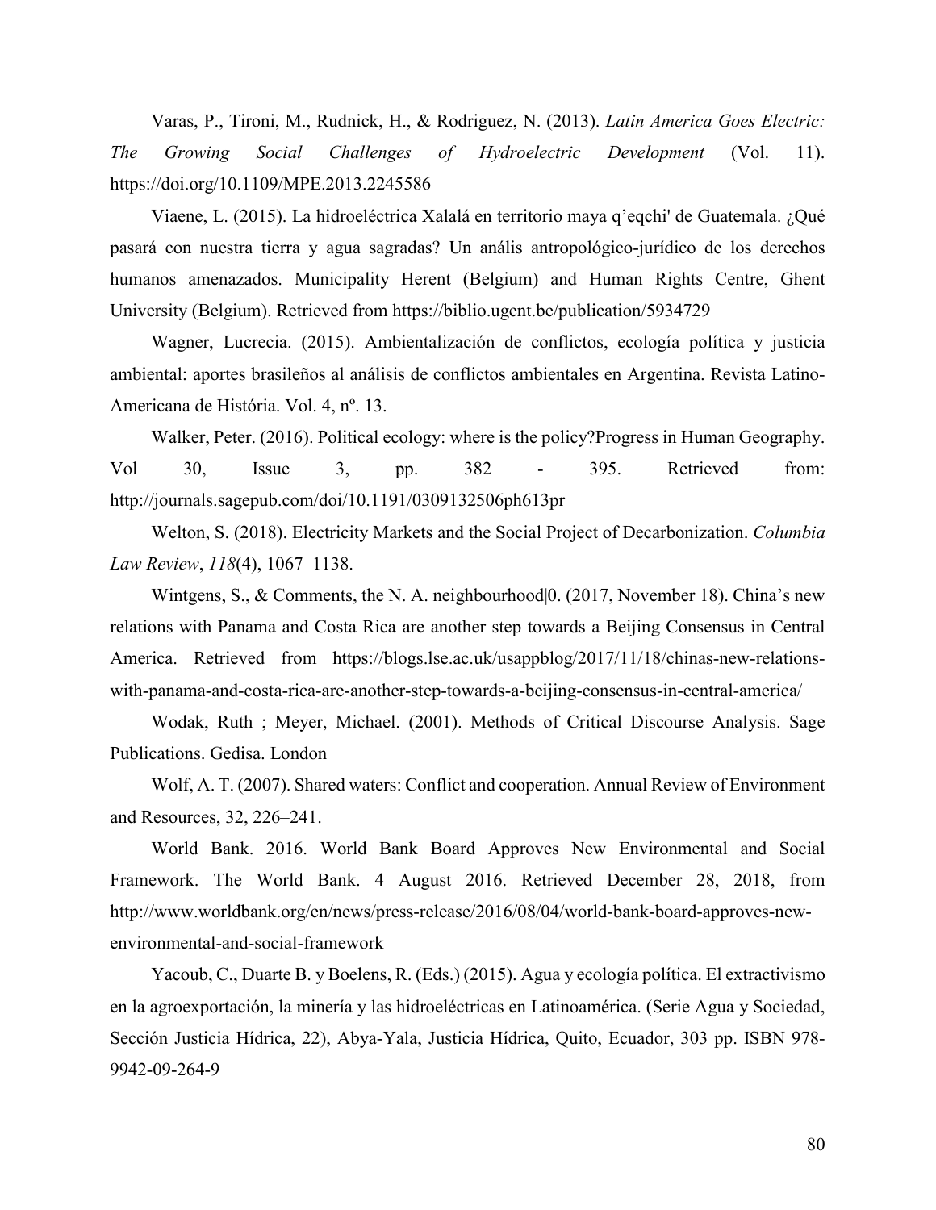Varas, P., Tironi, M., Rudnick, H., & Rodriguez, N. (2013). *Latin America Goes Electric: The Growing Social Challenges of Hydroelectric Development* (Vol. 11). https://doi.org/10.1109/MPE.2013.2245586

Viaene, L. (2015). La hidroeléctrica Xalalá en territorio maya q'eqchi' de Guatemala. ¿Qué pasará con nuestra tierra y agua sagradas? Un anális antropológico-jurídico de los derechos humanos amenazados. Municipality Herent (Belgium) and Human Rights Centre, Ghent University (Belgium). Retrieved from https://biblio.ugent.be/publication/5934729

Wagner, Lucrecia. (2015). Ambientalización de conflictos, ecología política y justicia ambiental: aportes brasileños al análisis de conflictos ambientales en Argentina. Revista Latino-Americana de História. Vol. 4, nº. 13.

Walker, Peter. (2016). Political ecology: where is the policy?Progress in Human Geography. Vol 30, Issue 3, pp. 382 - 395. Retrieved from: http://journals.sagepub.com/doi/10.1191/0309132506ph613pr

Welton, S. (2018). Electricity Markets and the Social Project of Decarbonization. *Columbia Law Review*, *118*(4), 1067–1138.

Wintgens, S., & Comments, the N. A. neighbourhood|0. (2017, November 18). China's new relations with Panama and Costa Rica are another step towards a Beijing Consensus in Central America. Retrieved from https://blogs.lse.ac.uk/usappblog/2017/11/18/chinas-new-relations-with-panama-and-costa-rica-are-another-step-towards-a-beijing-consensus-in-central-america/

Wodak, Ruth ; Meyer, Michael. (2001). Methods of Critical Discourse Analysis. Sage Publications. Gedisa. London

Wolf, A. T. (2007). Shared waters: Conflict and cooperation. Annual Review of Environment and Resources, 32, 226–241.

World Bank. 2016. World Bank Board Approves New Environmental and Social Framework. The World Bank. 4 August 2016. Retrieved December 28, 2018, from http://www.worldbank.org/en/news/press-release/2016/08/04/world-bank-board-approves-new-environmental-and-social-framework

Yacoub, C., Duarte B. y Boelens, R. (Eds.) (2015). Agua y ecología política. El extractivismo en la agroexportación, la minería y las hidroeléctricas en Latinoamérica. (Serie Agua y Sociedad, Sección Justicia Hídrica, 22), Abya-Yala, Justicia Hídrica, Quito, Ecuador, 303 pp. ISBN 978-9942-09-264-9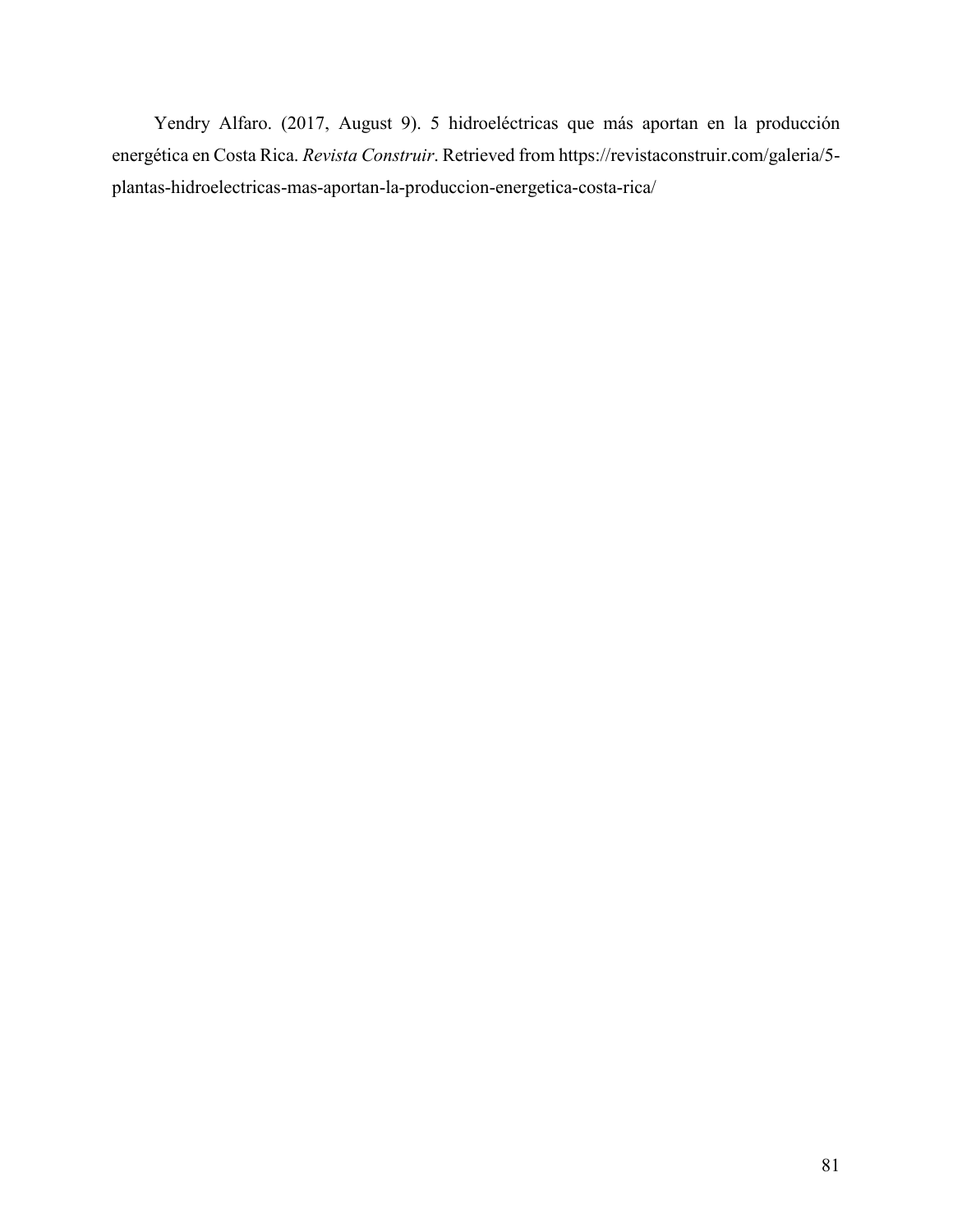Yendry Alfaro. (2017, August 9). 5 hidroeléctricas que más aportan en la producción energética en Costa Rica. *Revista Construir*. Retrieved from https://revistaconstruir.com/galeria/5-plantas-hidroelectricas-mas-aportan-la-produccion-energetica-costa-rica/